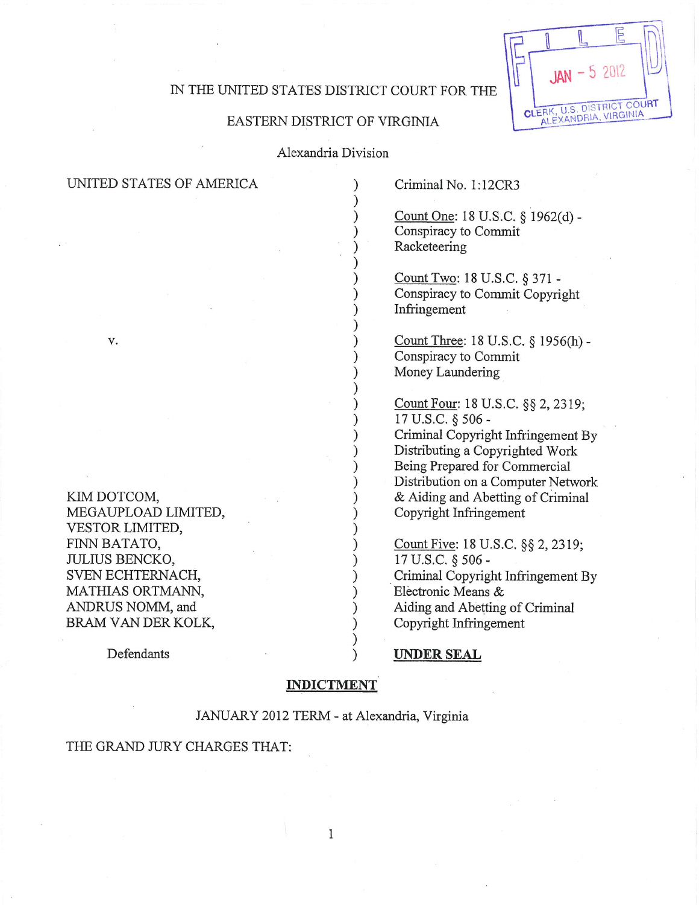FILED
JAN - 5 2012
CLERK, U.S. DISTRICT COURT
ALEXANDRIA, VIRGINIA

IN THE UNITED STATES DISTRICT COURT FOR THE

EASTERN DISTRICT OF VIRGINIA

Alexandria Division

UNITED STATES OF AMERICA

v.

KIM DOTCOM,
MEGAUPLOAD LIMITED,
VESTOR LIMITED,
FINN BATATO,
JULIUS BENCKO,
SVEN ECHTERNACH,
MATHIAS ORTMANN,
ANDRUS NOMM, and
BRAM VAN DER KOLK,

Defendants

Criminal No. 1:12CR3

Count One: 18 U.S.C. § 1962(d) - Conspiracy to Commit Racketeering

Count Two: 18 U.S.C. § 371 - Conspiracy to Commit Copyright Infringement

Count Three: 18 U.S.C. § 1956(h) - Conspiracy to Commit Money Laundering

Count Four: 18 U.S.C. §§ 2, 2319; 17 U.S.C. § 506 - Criminal Copyright Infringement By Distributing a Copyrighted Work Being Prepared for Commercial Distribution on a Computer Network & Aiding and Abetting of Criminal Copyright Infringement

Count Five: 18 U.S.C. §§ 2, 2319; 17 U.S.C. § 506 - Criminal Copyright Infringement By Electronic Means & Aiding and Abetting of Criminal Copyright Infringement

**UNDER SEAL**

**INDICTMENT**

JANUARY 2012 TERM - at Alexandria, Virginia

THE GRAND JURY CHARGES THAT: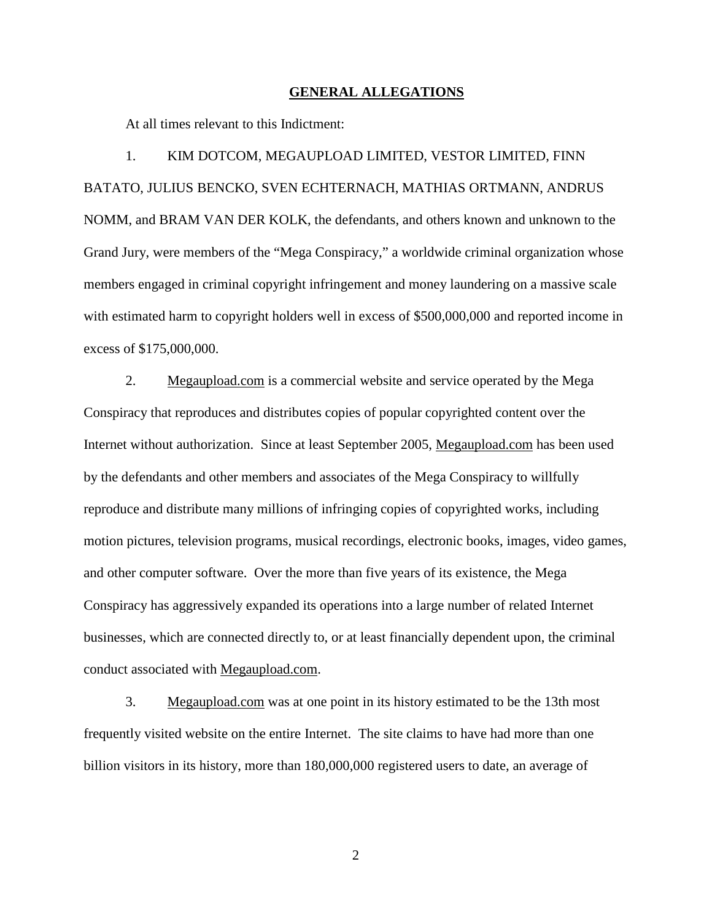## GENERAL ALLEGATIONS

At all times relevant to this Indictment:

1. KIM DOTCOM, MEGAUPLOAD LIMITED, VESTOR LIMITED, FINN BATATO, JULIUS BENCKO, SVEN ECHTERNACH, MATHIAS ORTMANN, ANDRUS NOMM, and BRAM VAN DER KOLK, the defendants, and others known and unknown to the Grand Jury, were members of the "Mega Conspiracy," a worldwide criminal organization whose members engaged in criminal copyright infringement and money laundering on a massive scale with estimated harm to copyright holders well in excess of $500,000,000 and reported income in excess of $175,000,000.

2. Megaupload.com is a commercial website and service operated by the Mega Conspiracy that reproduces and distributes copies of popular copyrighted content over the Internet without authorization. Since at least September 2005, Megaupload.com has been used by the defendants and other members and associates of the Mega Conspiracy to willfully reproduce and distribute many millions of infringing copies of copyrighted works, including motion pictures, television programs, musical recordings, electronic books, images, video games, and other computer software. Over the more than five years of its existence, the Mega Conspiracy has aggressively expanded its operations into a large number of related Internet businesses, which are connected directly to, or at least financially dependent upon, the criminal conduct associated with Megaupload.com.

3. Megaupload.com was at one point in its history estimated to be the 13th most frequently visited website on the entire Internet. The site claims to have had more than one billion visitors in its history, more than 180,000,000 registered users to date, an average of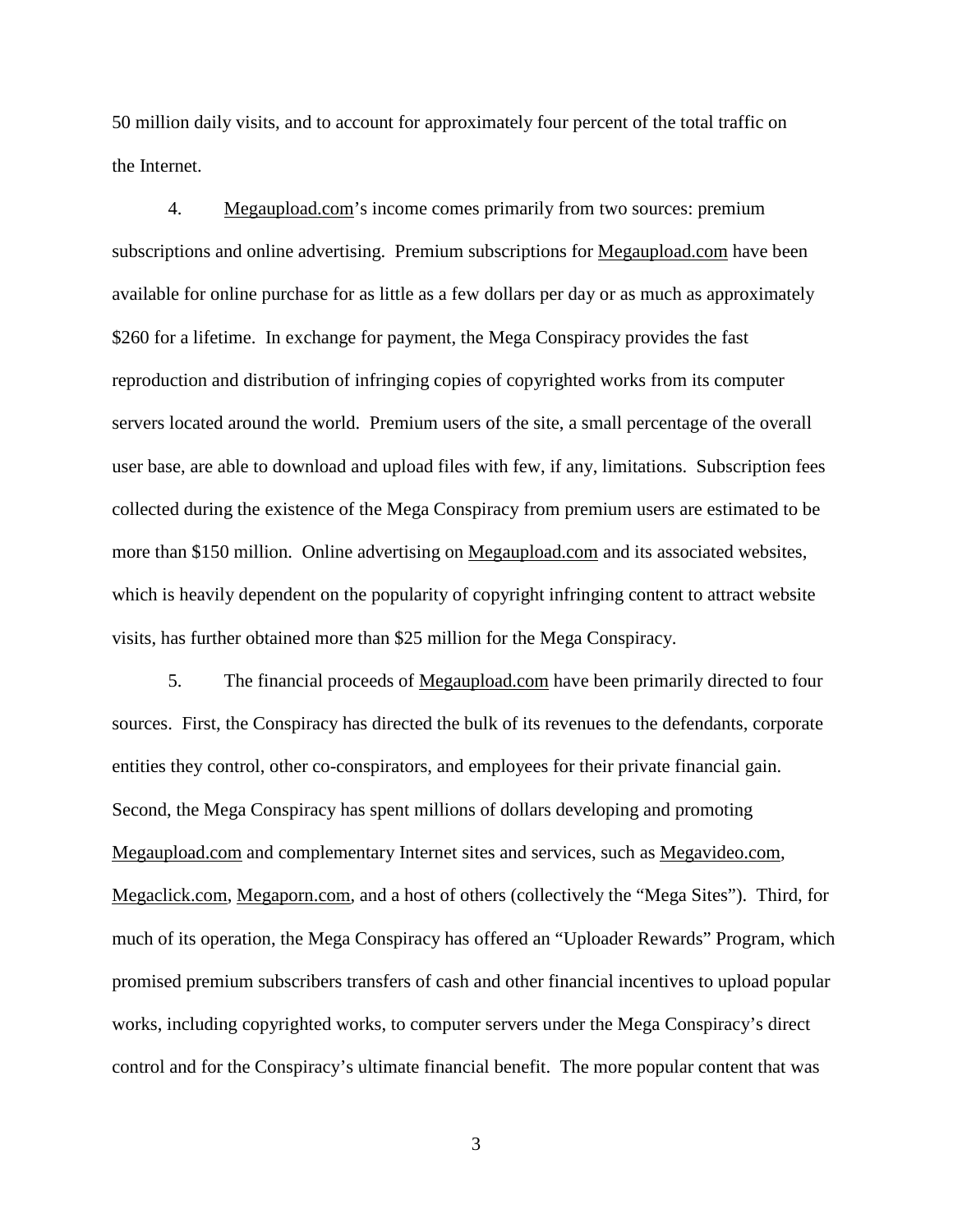50 million daily visits, and to account for approximately four percent of the total traffic on the Internet.

4. Megaupload.com's income comes primarily from two sources: premium subscriptions and online advertising. Premium subscriptions for Megaupload.com have been available for online purchase for as little as a few dollars per day or as much as approximately $260 for a lifetime. In exchange for payment, the Mega Conspiracy provides the fast reproduction and distribution of infringing copies of copyrighted works from its computer servers located around the world. Premium users of the site, a small percentage of the overall user base, are able to download and upload files with few, if any, limitations. Subscription fees collected during the existence of the Mega Conspiracy from premium users are estimated to be more than $150 million. Online advertising on Megaupload.com and its associated websites, which is heavily dependent on the popularity of copyright infringing content to attract website visits, has further obtained more than $25 million for the Mega Conspiracy.

5. The financial proceeds of Megaupload.com have been primarily directed to four sources. First, the Conspiracy has directed the bulk of its revenues to the defendants, corporate entities they control, other co-conspirators, and employees for their private financial gain. Second, the Mega Conspiracy has spent millions of dollars developing and promoting Megaupload.com and complementary Internet sites and services, such as Megavideo.com, Megaclick.com, Megaporn.com, and a host of others (collectively the "Mega Sites"). Third, for much of its operation, the Mega Conspiracy has offered an "Uploader Rewards" Program, which promised premium subscribers transfers of cash and other financial incentives to upload popular works, including copyrighted works, to computer servers under the Mega Conspiracy's direct control and for the Conspiracy's ultimate financial benefit. The more popular content that was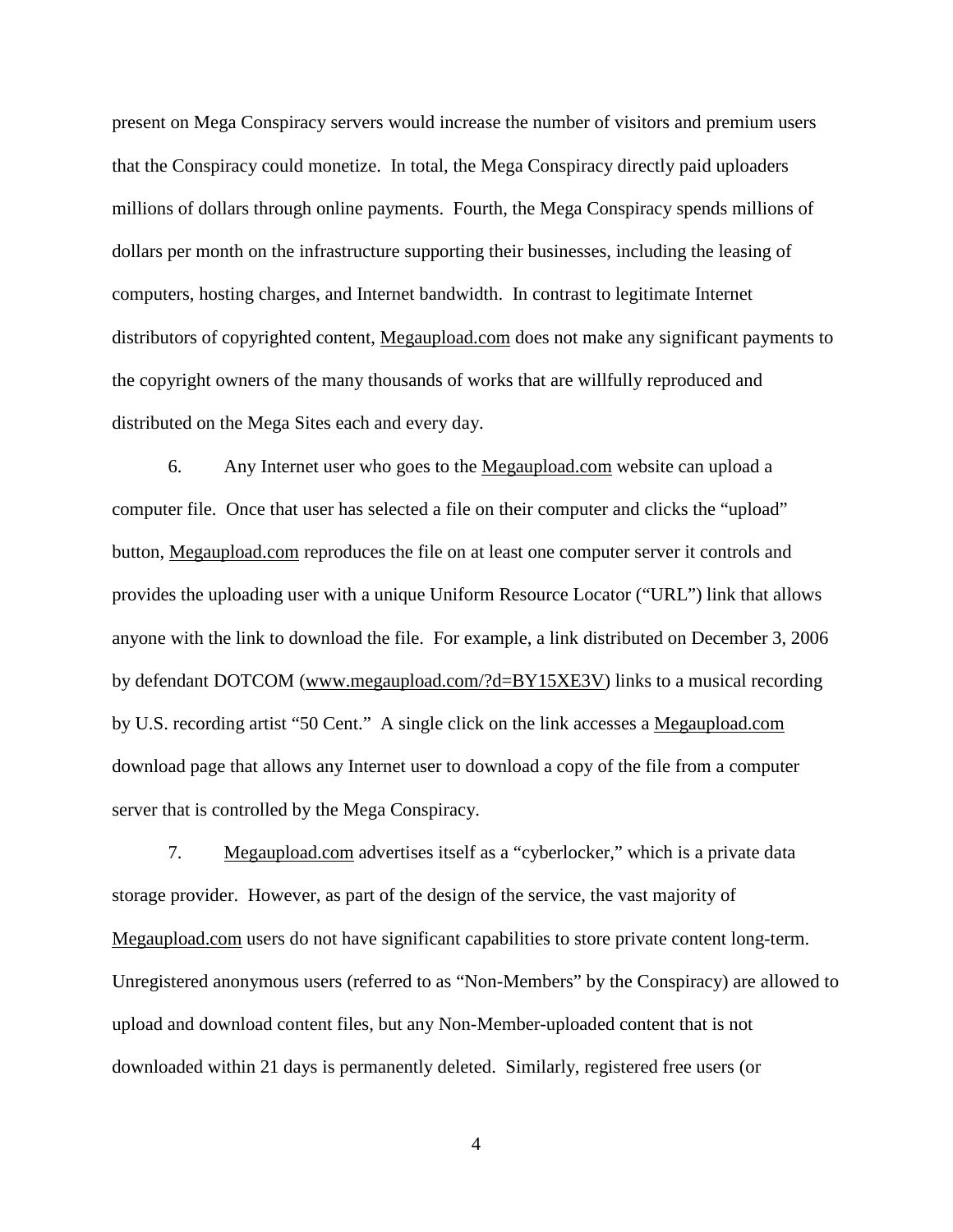present on Mega Conspiracy servers would increase the number of visitors and premium users that the Conspiracy could monetize. In total, the Mega Conspiracy directly paid uploaders millions of dollars through online payments. Fourth, the Mega Conspiracy spends millions of dollars per month on the infrastructure supporting their businesses, including the leasing of computers, hosting charges, and Internet bandwidth. In contrast to legitimate Internet distributors of copyrighted content, Megaupload.com does not make any significant payments to the copyright owners of the many thousands of works that are willfully reproduced and distributed on the Mega Sites each and every day.

6. Any Internet user who goes to the Megaupload.com website can upload a computer file. Once that user has selected a file on their computer and clicks the "upload" button, Megaupload.com reproduces the file on at least one computer server it controls and provides the uploading user with a unique Uniform Resource Locator ("URL") link that allows anyone with the link to download the file. For example, a link distributed on December 3, 2006 by defendant DOTCOM (www.megaupload.com/?d=BY15XE3V) links to a musical recording by U.S. recording artist "50 Cent." A single click on the link accesses a Megaupload.com download page that allows any Internet user to download a copy of the file from a computer server that is controlled by the Mega Conspiracy.

7. Megaupload.com advertises itself as a "cyberlocker," which is a private data storage provider. However, as part of the design of the service, the vast majority of Megaupload.com users do not have significant capabilities to store private content long-term. Unregistered anonymous users (referred to as "Non-Members" by the Conspiracy) are allowed to upload and download content files, but any Non-Member-uploaded content that is not downloaded within 21 days is permanently deleted. Similarly, registered free users (or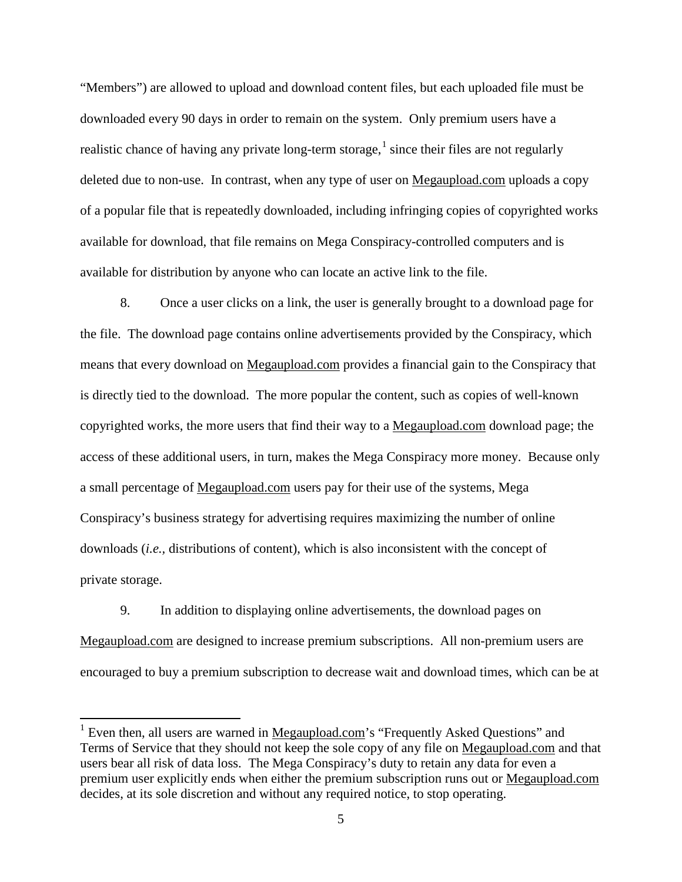"Members") are allowed to upload and download content files, but each uploaded file must be downloaded every 90 days in order to remain on the system. Only premium users have a realistic chance of having any private long-term storage,[1] since their files are not regularly deleted due to non-use. In contrast, when any type of user on Megaupload.com uploads a copy of a popular file that is repeatedly downloaded, including infringing copies of copyrighted works available for download, that file remains on Mega Conspiracy-controlled computers and is available for distribution by anyone who can locate an active link to the file.

8. Once a user clicks on a link, the user is generally brought to a download page for the file. The download page contains online advertisements provided by the Conspiracy, which means that every download on Megaupload.com provides a financial gain to the Conspiracy that is directly tied to the download. The more popular the content, such as copies of well-known copyrighted works, the more users that find their way to a Megaupload.com download page; the access of these additional users, in turn, makes the Mega Conspiracy more money. Because only a small percentage of Megaupload.com users pay for their use of the systems, Mega Conspiracy's business strategy for advertising requires maximizing the number of online downloads (*i.e.*, distributions of content), which is also inconsistent with the concept of private storage.

9. In addition to displaying online advertisements, the download pages on Megaupload.com are designed to increase premium subscriptions. All non-premium users are encouraged to buy a premium subscription to decrease wait and download times, which can be at

[1] Even then, all users are warned in Megaupload.com's "Frequently Asked Questions" and Terms of Service that they should not keep the sole copy of any file on Megaupload.com and that users bear all risk of data loss. The Mega Conspiracy's duty to retain any data for even a premium user explicitly ends when either the premium subscription runs out or Megaupload.com decides, at its sole discretion and without any required notice, to stop operating.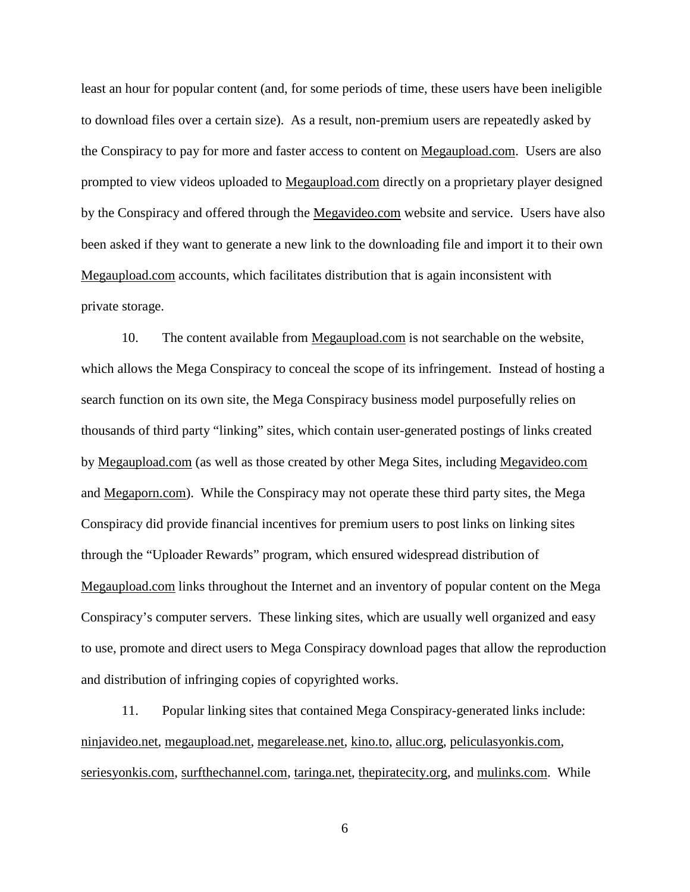least an hour for popular content (and, for some periods of time, these users have been ineligible to download files over a certain size). As a result, non-premium users are repeatedly asked by the Conspiracy to pay for more and faster access to content on Megaupload.com. Users are also prompted to view videos uploaded to Megaupload.com directly on a proprietary player designed by the Conspiracy and offered through the Megavideo.com website and service. Users have also been asked if they want to generate a new link to the downloading file and import it to their own Megaupload.com accounts, which facilitates distribution that is again inconsistent with private storage.

10. The content available from Megaupload.com is not searchable on the website, which allows the Mega Conspiracy to conceal the scope of its infringement. Instead of hosting a search function on its own site, the Mega Conspiracy business model purposefully relies on thousands of third party "linking" sites, which contain user-generated postings of links created by Megaupload.com (as well as those created by other Mega Sites, including Megavideo.com and Megaporn.com). While the Conspiracy may not operate these third party sites, the Mega Conspiracy did provide financial incentives for premium users to post links on linking sites through the "Uploader Rewards" program, which ensured widespread distribution of Megaupload.com links throughout the Internet and an inventory of popular content on the Mega Conspiracy's computer servers. These linking sites, which are usually well organized and easy to use, promote and direct users to Mega Conspiracy download pages that allow the reproduction and distribution of infringing copies of copyrighted works.

11. Popular linking sites that contained Mega Conspiracy-generated links include: ninjavideo.net, megaupload.net, megarelease.net, kino.to, alluc.org, peliculasyonkis.com, seriesyonkis.com, surfthechannel.com, taringa.net, thepiratecity.org, and mulinks.com. While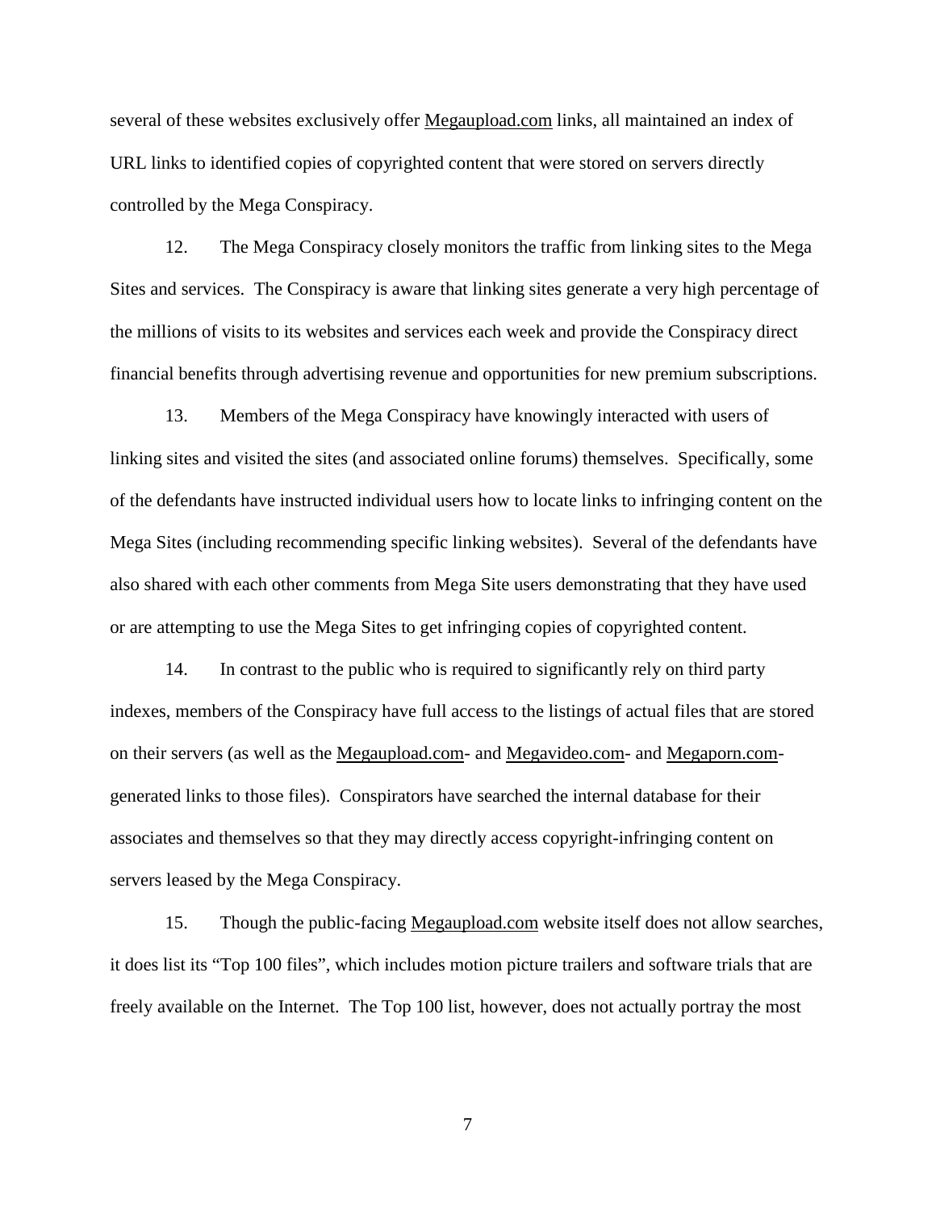several of these websites exclusively offer Megaupload.com links, all maintained an index of URL links to identified copies of copyrighted content that were stored on servers directly controlled by the Mega Conspiracy.

12. The Mega Conspiracy closely monitors the traffic from linking sites to the Mega Sites and services. The Conspiracy is aware that linking sites generate a very high percentage of the millions of visits to its websites and services each week and provide the Conspiracy direct financial benefits through advertising revenue and opportunities for new premium subscriptions.

13. Members of the Mega Conspiracy have knowingly interacted with users of linking sites and visited the sites (and associated online forums) themselves. Specifically, some of the defendants have instructed individual users how to locate links to infringing content on the Mega Sites (including recommending specific linking websites). Several of the defendants have also shared with each other comments from Mega Site users demonstrating that they have used or are attempting to use the Mega Sites to get infringing copies of copyrighted content.

14. In contrast to the public who is required to significantly rely on third party indexes, members of the Conspiracy have full access to the listings of actual files that are stored on their servers (as well as the Megaupload.com- and Megavideo.com- and Megaporn.com-generated links to those files). Conspirators have searched the internal database for their associates and themselves so that they may directly access copyright-infringing content on servers leased by the Mega Conspiracy.

15. Though the public-facing Megaupload.com website itself does not allow searches, it does list its "Top 100 files", which includes motion picture trailers and software trials that are freely available on the Internet. The Top 100 list, however, does not actually portray the most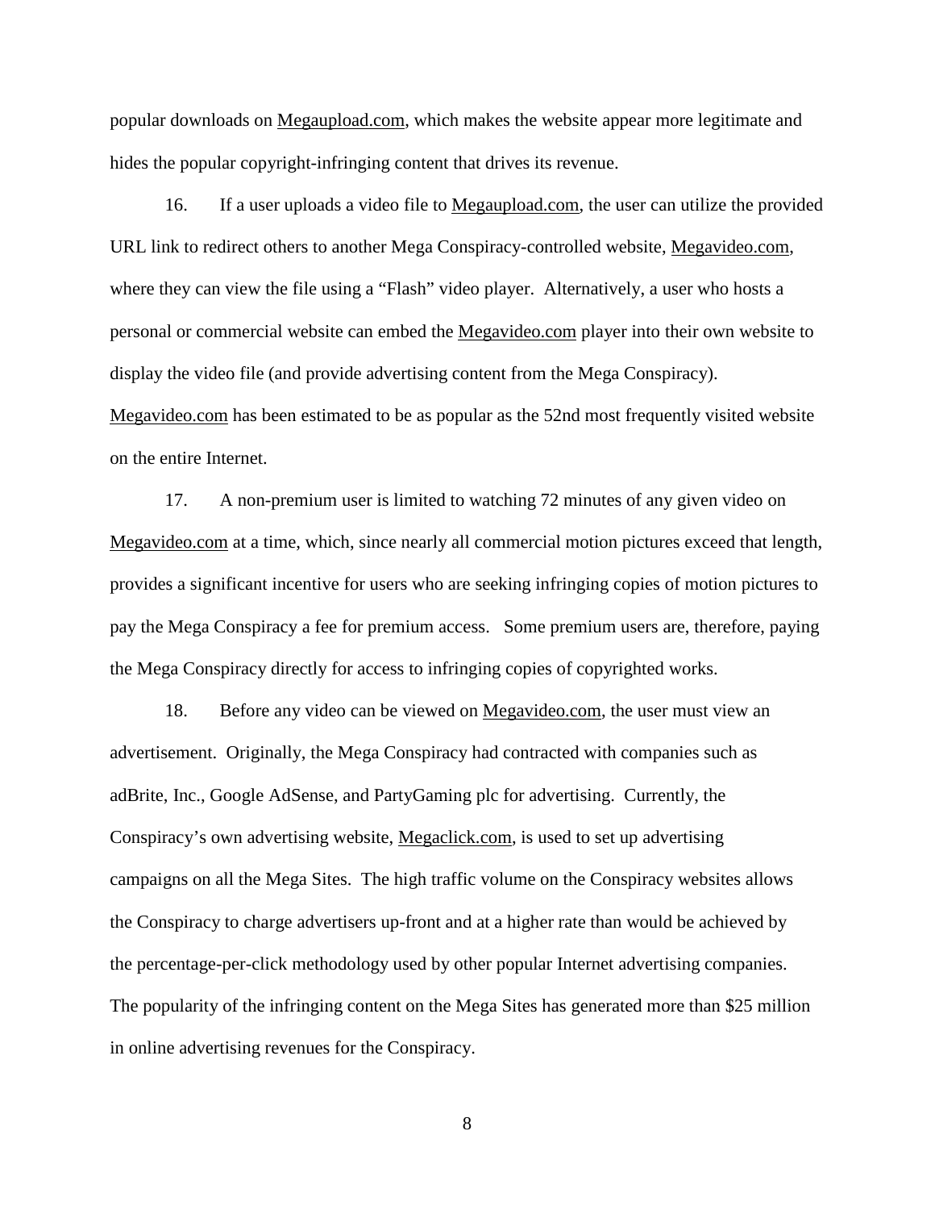popular downloads on Megaupload.com, which makes the website appear more legitimate and hides the popular copyright-infringing content that drives its revenue.

16. If a user uploads a video file to Megaupload.com, the user can utilize the provided URL link to redirect others to another Mega Conspiracy-controlled website, Megavideo.com, where they can view the file using a "Flash" video player. Alternatively, a user who hosts a personal or commercial website can embed the Megavideo.com player into their own website to display the video file (and provide advertising content from the Mega Conspiracy). Megavideo.com has been estimated to be as popular as the 52nd most frequently visited website on the entire Internet.

17. A non-premium user is limited to watching 72 minutes of any given video on Megavideo.com at a time, which, since nearly all commercial motion pictures exceed that length, provides a significant incentive for users who are seeking infringing copies of motion pictures to pay the Mega Conspiracy a fee for premium access. Some premium users are, therefore, paying the Mega Conspiracy directly for access to infringing copies of copyrighted works.

18. Before any video can be viewed on Megavideo.com, the user must view an advertisement. Originally, the Mega Conspiracy had contracted with companies such as adBrite, Inc., Google AdSense, and PartyGaming plc for advertising. Currently, the Conspiracy's own advertising website, Megaclick.com, is used to set up advertising campaigns on all the Mega Sites. The high traffic volume on the Conspiracy websites allows the Conspiracy to charge advertisers up-front and at a higher rate than would be achieved by the percentage-per-click methodology used by other popular Internet advertising companies. The popularity of the infringing content on the Mega Sites has generated more than $25 million in online advertising revenues for the Conspiracy.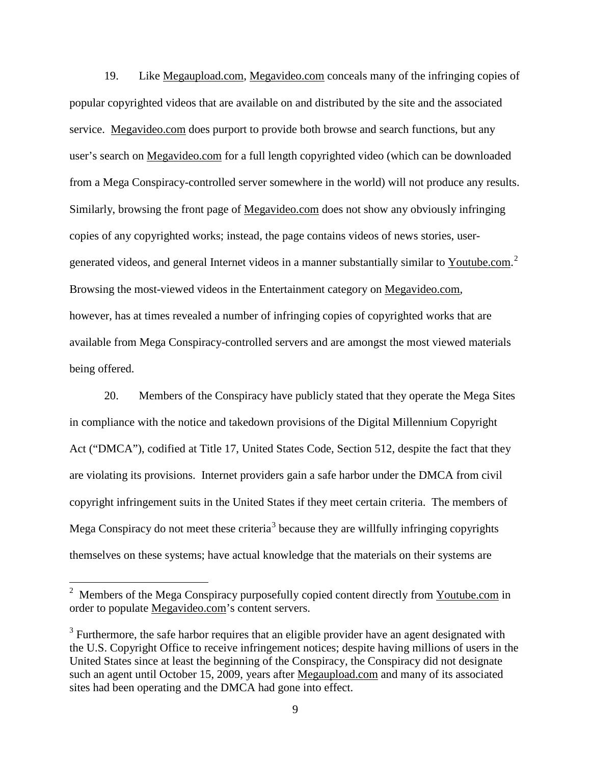19. Like Megaupload.com, Megavideo.com conceals many of the infringing copies of popular copyrighted videos that are available on and distributed by the site and the associated service. Megavideo.com does purport to provide both browse and search functions, but any user's search on Megavideo.com for a full length copyrighted video (which can be downloaded from a Mega Conspiracy-controlled server somewhere in the world) will not produce any results. Similarly, browsing the front page of Megavideo.com does not show any obviously infringing copies of any copyrighted works; instead, the page contains videos of news stories, user-generated videos, and general Internet videos in a manner substantially similar to Youtube.com.[2] Browsing the most-viewed videos in the Entertainment category on Megavideo.com, however, has at times revealed a number of infringing copies of copyrighted works that are available from Mega Conspiracy-controlled servers and are amongst the most viewed materials being offered.

20. Members of the Conspiracy have publicly stated that they operate the Mega Sites in compliance with the notice and takedown provisions of the Digital Millennium Copyright Act ("DMCA"), codified at Title 17, United States Code, Section 512, despite the fact that they are violating its provisions. Internet providers gain a safe harbor under the DMCA from civil copyright infringement suits in the United States if they meet certain criteria. The members of Mega Conspiracy do not meet these criteria[3] because they are willfully infringing copyrights themselves on these systems; have actual knowledge that the materials on their systems are

---

[2] Members of the Mega Conspiracy purposefully copied content directly from Youtube.com in order to populate Megavideo.com's content servers.

[3] Furthermore, the safe harbor requires that an eligible provider have an agent designated with the U.S. Copyright Office to receive infringement notices; despite having millions of users in the United States since at least the beginning of the Conspiracy, the Conspiracy did not designate such an agent until October 15, 2009, years after Megaupload.com and many of its associated sites had been operating and the DMCA had gone into effect.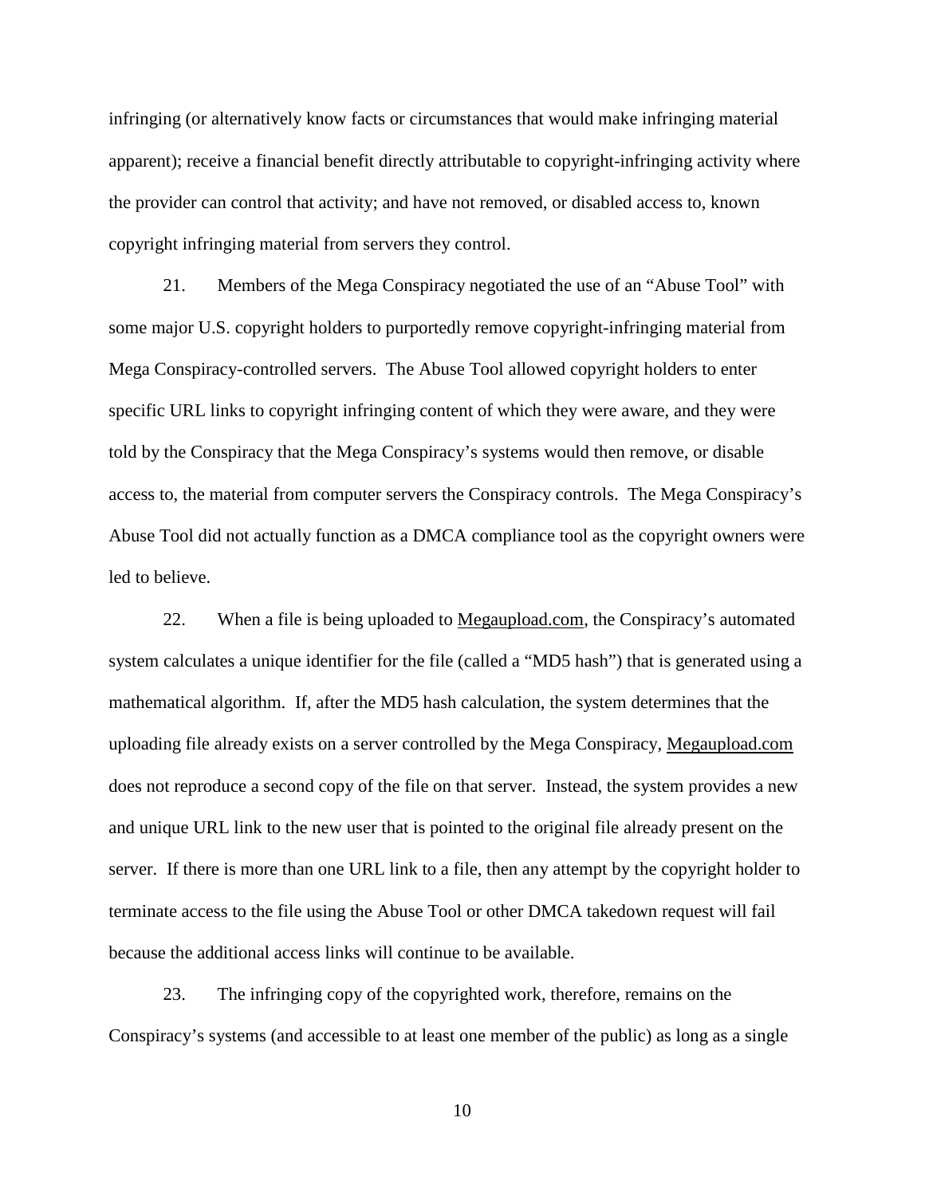infringing (or alternatively know facts or circumstances that would make infringing material apparent); receive a financial benefit directly attributable to copyright-infringing activity where the provider can control that activity; and have not removed, or disabled access to, known copyright infringing material from servers they control.

21. Members of the Mega Conspiracy negotiated the use of an "Abuse Tool" with some major U.S. copyright holders to purportedly remove copyright-infringing material from Mega Conspiracy-controlled servers. The Abuse Tool allowed copyright holders to enter specific URL links to copyright infringing content of which they were aware, and they were told by the Conspiracy that the Mega Conspiracy's systems would then remove, or disable access to, the material from computer servers the Conspiracy controls. The Mega Conspiracy's Abuse Tool did not actually function as a DMCA compliance tool as the copyright owners were led to believe.

22. When a file is being uploaded to Megaupload.com, the Conspiracy's automated system calculates a unique identifier for the file (called a "MD5 hash") that is generated using a mathematical algorithm. If, after the MD5 hash calculation, the system determines that the uploading file already exists on a server controlled by the Mega Conspiracy, Megaupload.com does not reproduce a second copy of the file on that server. Instead, the system provides a new and unique URL link to the new user that is pointed to the original file already present on the server. If there is more than one URL link to a file, then any attempt by the copyright holder to terminate access to the file using the Abuse Tool or other DMCA takedown request will fail because the additional access links will continue to be available.

23. The infringing copy of the copyrighted work, therefore, remains on the Conspiracy's systems (and accessible to at least one member of the public) as long as a single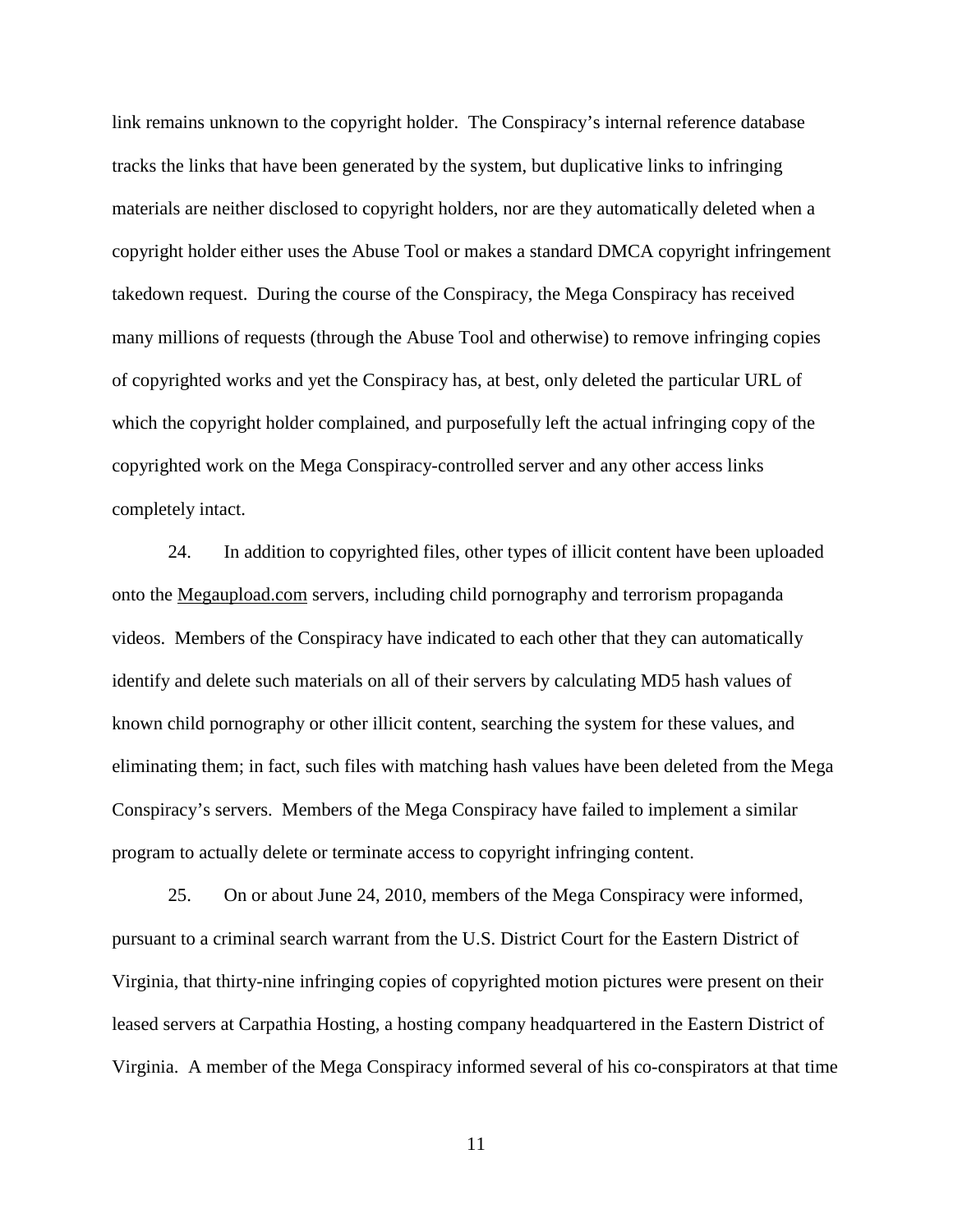link remains unknown to the copyright holder. The Conspiracy's internal reference database tracks the links that have been generated by the system, but duplicative links to infringing materials are neither disclosed to copyright holders, nor are they automatically deleted when a copyright holder either uses the Abuse Tool or makes a standard DMCA copyright infringement takedown request. During the course of the Conspiracy, the Mega Conspiracy has received many millions of requests (through the Abuse Tool and otherwise) to remove infringing copies of copyrighted works and yet the Conspiracy has, at best, only deleted the particular URL of which the copyright holder complained, and purposefully left the actual infringing copy of the copyrighted work on the Mega Conspiracy-controlled server and any other access links completely intact.

24. In addition to copyrighted files, other types of illicit content have been uploaded onto the Megaupload.com servers, including child pornography and terrorism propaganda videos. Members of the Conspiracy have indicated to each other that they can automatically identify and delete such materials on all of their servers by calculating MD5 hash values of known child pornography or other illicit content, searching the system for these values, and eliminating them; in fact, such files with matching hash values have been deleted from the Mega Conspiracy's servers. Members of the Mega Conspiracy have failed to implement a similar program to actually delete or terminate access to copyright infringing content.

25. On or about June 24, 2010, members of the Mega Conspiracy were informed, pursuant to a criminal search warrant from the U.S. District Court for the Eastern District of Virginia, that thirty-nine infringing copies of copyrighted motion pictures were present on their leased servers at Carpathia Hosting, a hosting company headquartered in the Eastern District of Virginia. A member of the Mega Conspiracy informed several of his co-conspirators at that time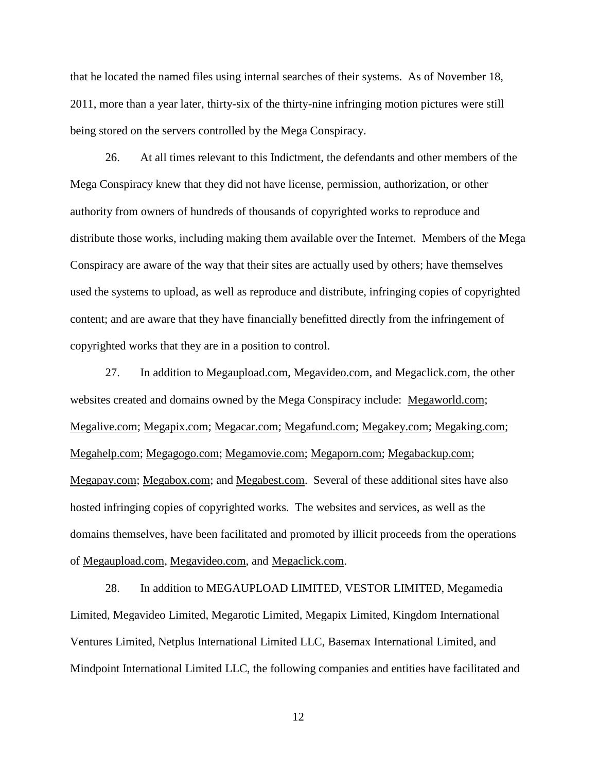that he located the named files using internal searches of their systems. As of November 18, 2011, more than a year later, thirty-six of the thirty-nine infringing motion pictures were still being stored on the servers controlled by the Mega Conspiracy.

26. At all times relevant to this Indictment, the defendants and other members of the Mega Conspiracy knew that they did not have license, permission, authorization, or other authority from owners of hundreds of thousands of copyrighted works to reproduce and distribute those works, including making them available over the Internet. Members of the Mega Conspiracy are aware of the way that their sites are actually used by others; have themselves used the systems to upload, as well as reproduce and distribute, infringing copies of copyrighted content; and are aware that they have financially benefitted directly from the infringement of copyrighted works that they are in a position to control.

27. In addition to Megaupload.com, Megavideo.com, and Megaclick.com, the other websites created and domains owned by the Mega Conspiracy include: Megaworld.com; Megalive.com; Megapix.com; Megacar.com; Megafund.com; Megakey.com; Megaking.com; Megahelp.com; Megagogo.com; Megamovie.com; Megaporn.com; Megabackup.com; Megapay.com; Megabox.com; and Megabest.com. Several of these additional sites have also hosted infringing copies of copyrighted works. The websites and services, as well as the domains themselves, have been facilitated and promoted by illicit proceeds from the operations of Megaupload.com, Megavideo.com, and Megaclick.com.

28. In addition to MEGAUPLOAD LIMITED, VESTOR LIMITED, Megamedia Limited, Megavideo Limited, Megarotic Limited, Megapix Limited, Kingdom International Ventures Limited, Netplus International Limited LLC, Basemax International Limited, and Mindpoint International Limited LLC, the following companies and entities have facilitated and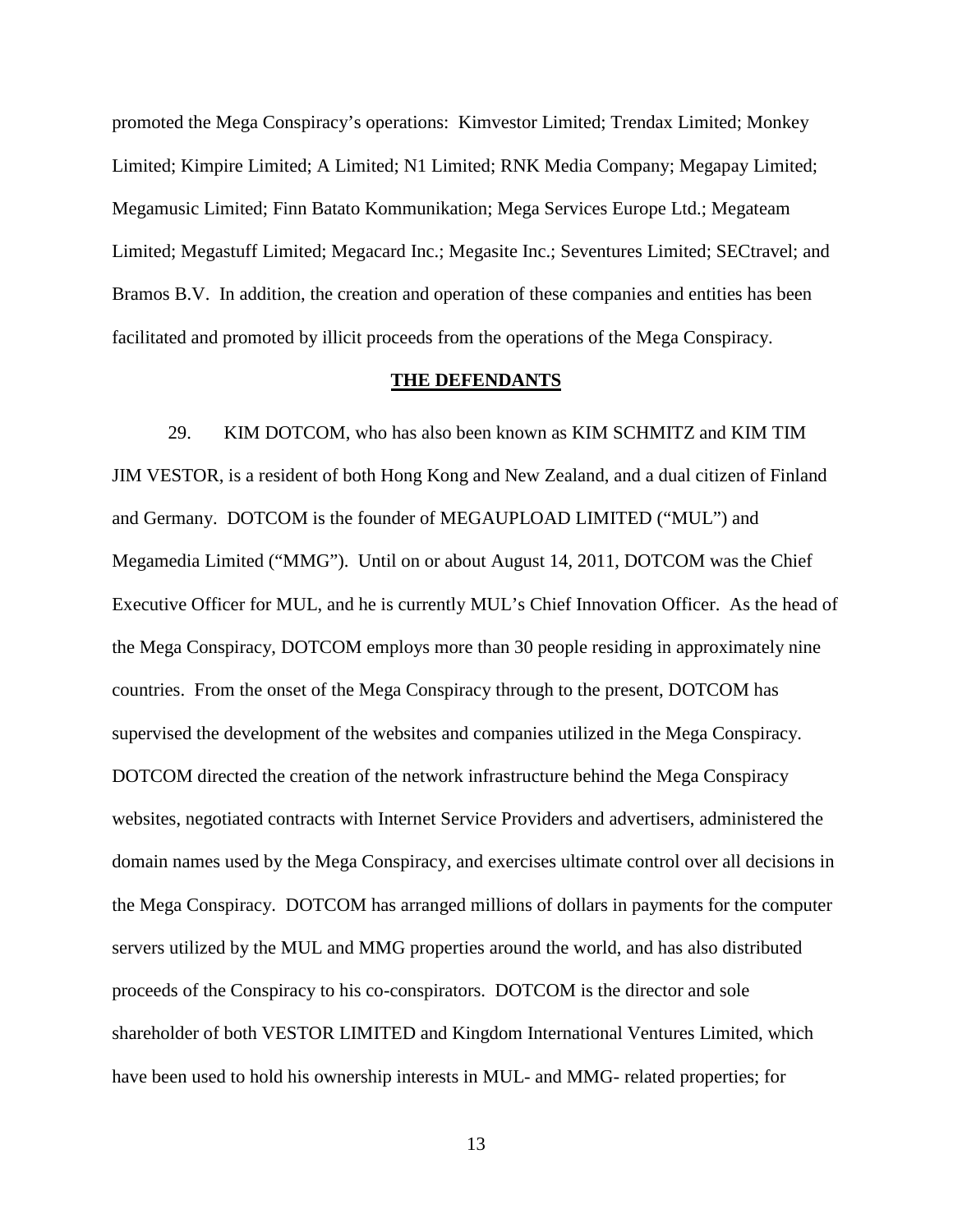promoted the Mega Conspiracy's operations: Kimvestor Limited; Trendax Limited; Monkey Limited; Kimpire Limited; A Limited; N1 Limited; RNK Media Company; Megapay Limited; Megamusic Limited; Finn Batato Kommunikation; Mega Services Europe Ltd.; Megateam Limited; Megastuff Limited; Megacard Inc.; Megasite Inc.; Seventures Limited; SECtravel; and Bramos B.V. In addition, the creation and operation of these companies and entities has been facilitated and promoted by illicit proceeds from the operations of the Mega Conspiracy.

## THE DEFENDANTS

29. KIM DOTCOM, who has also been known as KIM SCHMITZ and KIM TIM JIM VESTOR, is a resident of both Hong Kong and New Zealand, and a dual citizen of Finland and Germany. DOTCOM is the founder of MEGAUPLOAD LIMITED ("MUL") and Megamedia Limited ("MMG"). Until on or about August 14, 2011, DOTCOM was the Chief Executive Officer for MUL, and he is currently MUL's Chief Innovation Officer. As the head of the Mega Conspiracy, DOTCOM employs more than 30 people residing in approximately nine countries. From the onset of the Mega Conspiracy through to the present, DOTCOM has supervised the development of the websites and companies utilized in the Mega Conspiracy. DOTCOM directed the creation of the network infrastructure behind the Mega Conspiracy websites, negotiated contracts with Internet Service Providers and advertisers, administered the domain names used by the Mega Conspiracy, and exercises ultimate control over all decisions in the Mega Conspiracy. DOTCOM has arranged millions of dollars in payments for the computer servers utilized by the MUL and MMG properties around the world, and has also distributed proceeds of the Conspiracy to his co-conspirators. DOTCOM is the director and sole shareholder of both VESTOR LIMITED and Kingdom International Ventures Limited, which have been used to hold his ownership interests in MUL- and MMG- related properties; for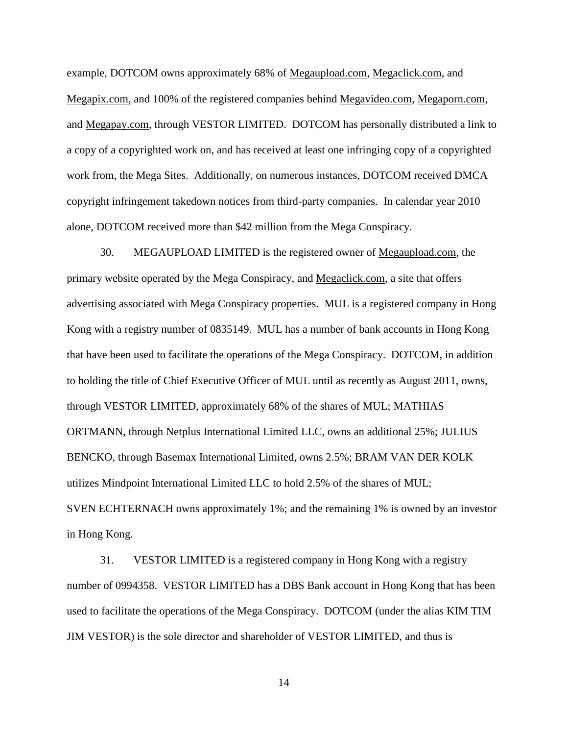example, DOTCOM owns approximately 68% of Megaupload.com, Megaclick.com, and Megapix.com, and 100% of the registered companies behind Megavideo.com, Megaporn.com, and Megapay.com, through VESTOR LIMITED. DOTCOM has personally distributed a link to a copy of a copyrighted work on, and has received at least one infringing copy of a copyrighted work from, the Mega Sites. Additionally, on numerous instances, DOTCOM received DMCA copyright infringement takedown notices from third-party companies. In calendar year 2010 alone, DOTCOM received more than $42 million from the Mega Conspiracy.

30. MEGAUPLOAD LIMITED is the registered owner of Megaupload.com, the primary website operated by the Mega Conspiracy, and Megaclick.com, a site that offers advertising associated with Mega Conspiracy properties. MUL is a registered company in Hong Kong with a registry number of 0835149. MUL has a number of bank accounts in Hong Kong that have been used to facilitate the operations of the Mega Conspiracy. DOTCOM, in addition to holding the title of Chief Executive Officer of MUL until as recently as August 2011, owns, through VESTOR LIMITED, approximately 68% of the shares of MUL; MATHIAS ORTMANN, through Netplus International Limited LLC, owns an additional 25%; JULIUS BENCKO, through Basemax International Limited, owns 2.5%; BRAM VAN DER KOLK utilizes Mindpoint International Limited LLC to hold 2.5% of the shares of MUL; SVEN ECHTERNACH owns approximately 1%; and the remaining 1% is owned by an investor in Hong Kong.

31. VESTOR LIMITED is a registered company in Hong Kong with a registry number of 0994358. VESTOR LIMITED has a DBS Bank account in Hong Kong that has been used to facilitate the operations of the Mega Conspiracy. DOTCOM (under the alias KIM TIM JIM VESTOR) is the sole director and shareholder of VESTOR LIMITED, and thus is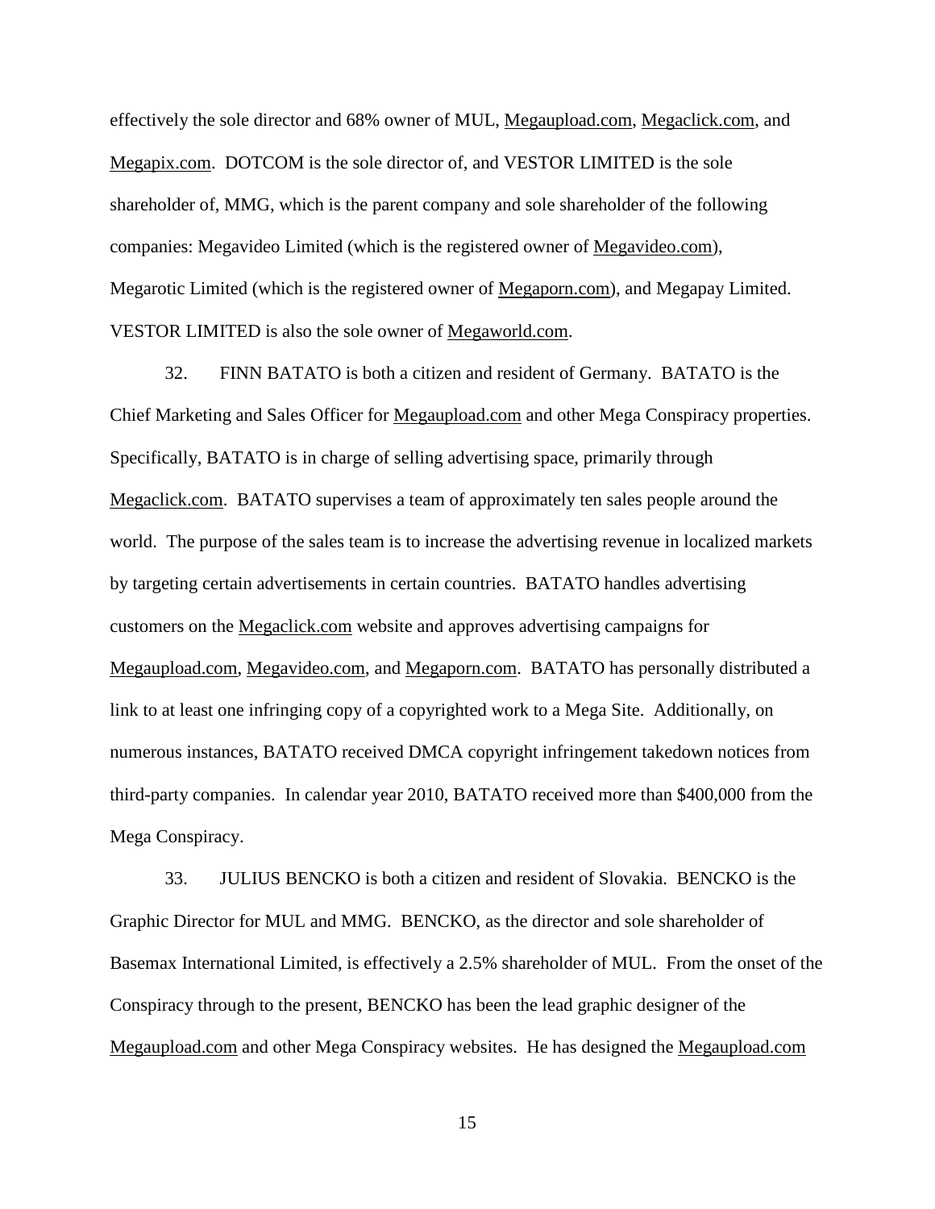effectively the sole director and 68% owner of MUL, Megaupload.com, Megaclick.com, and Megapix.com. DOTCOM is the sole director of, and VESTOR LIMITED is the sole shareholder of, MMG, which is the parent company and sole shareholder of the following companies: Megavideo Limited (which is the registered owner of Megavideo.com), Megarotic Limited (which is the registered owner of Megaporn.com), and Megapay Limited. VESTOR LIMITED is also the sole owner of Megaworld.com.

32. FINN BATATO is both a citizen and resident of Germany. BATATO is the Chief Marketing and Sales Officer for Megaupload.com and other Mega Conspiracy properties. Specifically, BATATO is in charge of selling advertising space, primarily through Megaclick.com. BATATO supervises a team of approximately ten sales people around the world. The purpose of the sales team is to increase the advertising revenue in localized markets by targeting certain advertisements in certain countries. BATATO handles advertising customers on the Megaclick.com website and approves advertising campaigns for Megaupload.com, Megavideo.com, and Megaporn.com. BATATO has personally distributed a link to at least one infringing copy of a copyrighted work to a Mega Site. Additionally, on numerous instances, BATATO received DMCA copyright infringement takedown notices from third-party companies. In calendar year 2010, BATATO received more than $400,000 from the Mega Conspiracy.

33. JULIUS BENCKO is both a citizen and resident of Slovakia. BENCKO is the Graphic Director for MUL and MMG. BENCKO, as the director and sole shareholder of Basemax International Limited, is effectively a 2.5% shareholder of MUL. From the onset of the Conspiracy through to the present, BENCKO has been the lead graphic designer of the Megaupload.com and other Mega Conspiracy websites. He has designed the Megaupload.com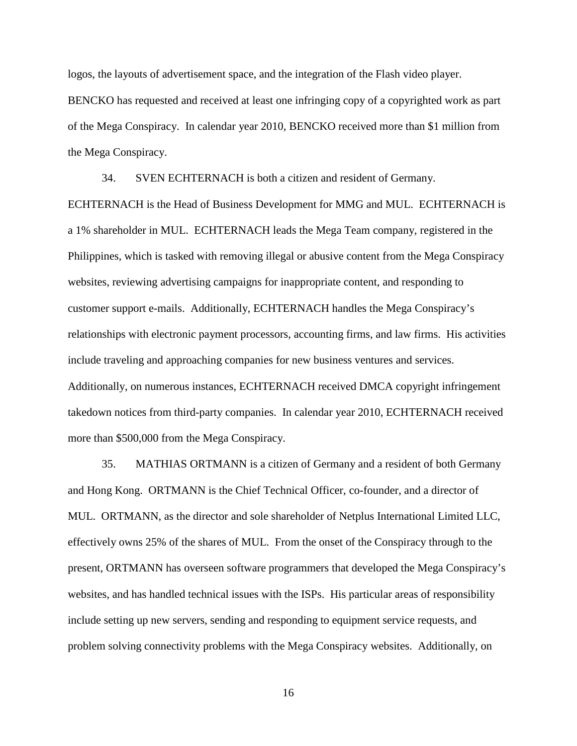logos, the layouts of advertisement space, and the integration of the Flash video player. BENCKO has requested and received at least one infringing copy of a copyrighted work as part of the Mega Conspiracy. In calendar year 2010, BENCKO received more than $1 million from the Mega Conspiracy.

34. SVEN ECHTERNACH is both a citizen and resident of Germany. ECHTERNACH is the Head of Business Development for MMG and MUL. ECHTERNACH is a 1% shareholder in MUL. ECHTERNACH leads the Mega Team company, registered in the Philippines, which is tasked with removing illegal or abusive content from the Mega Conspiracy websites, reviewing advertising campaigns for inappropriate content, and responding to customer support e-mails. Additionally, ECHTERNACH handles the Mega Conspiracy's relationships with electronic payment processors, accounting firms, and law firms. His activities include traveling and approaching companies for new business ventures and services. Additionally, on numerous instances, ECHTERNACH received DMCA copyright infringement takedown notices from third-party companies. In calendar year 2010, ECHTERNACH received more than $500,000 from the Mega Conspiracy.

35. MATHIAS ORTMANN is a citizen of Germany and a resident of both Germany and Hong Kong. ORTMANN is the Chief Technical Officer, co-founder, and a director of MUL. ORTMANN, as the director and sole shareholder of Netplus International Limited LLC, effectively owns 25% of the shares of MUL. From the onset of the Conspiracy through to the present, ORTMANN has overseen software programmers that developed the Mega Conspiracy's websites, and has handled technical issues with the ISPs. His particular areas of responsibility include setting up new servers, sending and responding to equipment service requests, and problem solving connectivity problems with the Mega Conspiracy websites. Additionally, on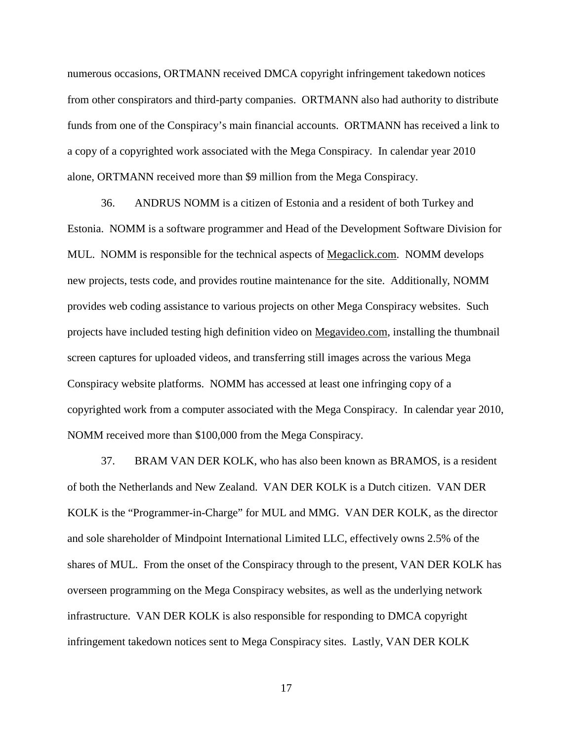numerous occasions, ORTMANN received DMCA copyright infringement takedown notices from other conspirators and third-party companies. ORTMANN also had authority to distribute funds from one of the Conspiracy's main financial accounts. ORTMANN has received a link to a copy of a copyrighted work associated with the Mega Conspiracy. In calendar year 2010 alone, ORTMANN received more than $9 million from the Mega Conspiracy.

36. ANDRUS NOMM is a citizen of Estonia and a resident of both Turkey and Estonia. NOMM is a software programmer and Head of the Development Software Division for MUL. NOMM is responsible for the technical aspects of Megaclick.com. NOMM develops new projects, tests code, and provides routine maintenance for the site. Additionally, NOMM provides web coding assistance to various projects on other Mega Conspiracy websites. Such projects have included testing high definition video on Megavideo.com, installing the thumbnail screen captures for uploaded videos, and transferring still images across the various Mega Conspiracy website platforms. NOMM has accessed at least one infringing copy of a copyrighted work from a computer associated with the Mega Conspiracy. In calendar year 2010, NOMM received more than $100,000 from the Mega Conspiracy.

37. BRAM VAN DER KOLK, who has also been known as BRAMOS, is a resident of both the Netherlands and New Zealand. VAN DER KOLK is a Dutch citizen. VAN DER KOLK is the "Programmer-in-Charge" for MUL and MMG. VAN DER KOLK, as the director and sole shareholder of Mindpoint International Limited LLC, effectively owns 2.5% of the shares of MUL. From the onset of the Conspiracy through to the present, VAN DER KOLK has overseen programming on the Mega Conspiracy websites, as well as the underlying network infrastructure. VAN DER KOLK is also responsible for responding to DMCA copyright infringement takedown notices sent to Mega Conspiracy sites. Lastly, VAN DER KOLK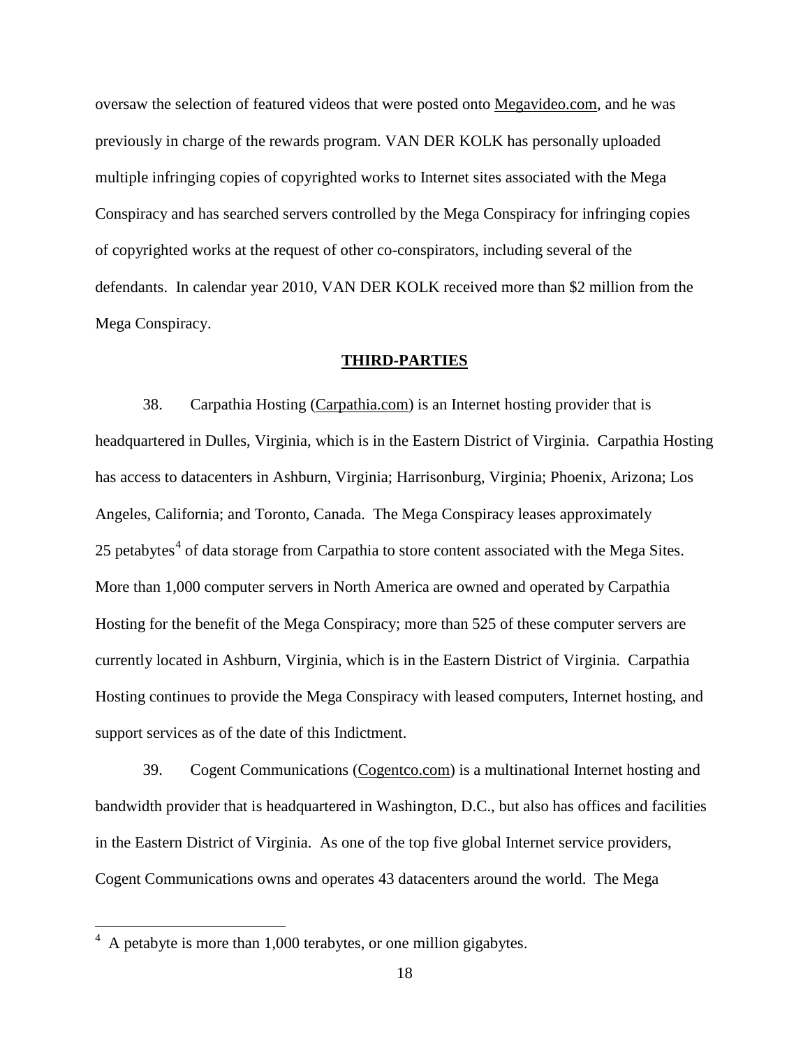oversaw the selection of featured videos that were posted onto Megavideo.com, and he was previously in charge of the rewards program. VAN DER KOLK has personally uploaded multiple infringing copies of copyrighted works to Internet sites associated with the Mega Conspiracy and has searched servers controlled by the Mega Conspiracy for infringing copies of copyrighted works at the request of other co-conspirators, including several of the defendants. In calendar year 2010, VAN DER KOLK received more than $2 million from the Mega Conspiracy.

## THIRD-PARTIES

38. Carpathia Hosting (Carpathia.com) is an Internet hosting provider that is headquartered in Dulles, Virginia, which is in the Eastern District of Virginia. Carpathia Hosting has access to datacenters in Ashburn, Virginia; Harrisonburg, Virginia; Phoenix, Arizona; Los Angeles, California; and Toronto, Canada. The Mega Conspiracy leases approximately 25 petabytes[4] of data storage from Carpathia to store content associated with the Mega Sites. More than 1,000 computer servers in North America are owned and operated by Carpathia Hosting for the benefit of the Mega Conspiracy; more than 525 of these computer servers are currently located in Ashburn, Virginia, which is in the Eastern District of Virginia. Carpathia Hosting continues to provide the Mega Conspiracy with leased computers, Internet hosting, and support services as of the date of this Indictment.

39. Cogent Communications (Cogentco.com) is a multinational Internet hosting and bandwidth provider that is headquartered in Washington, D.C., but also has offices and facilities in the Eastern District of Virginia. As one of the top five global Internet service providers, Cogent Communications owns and operates 43 datacenters around the world. The Mega

---

[4] A petabyte is more than 1,000 terabytes, or one million gigabytes.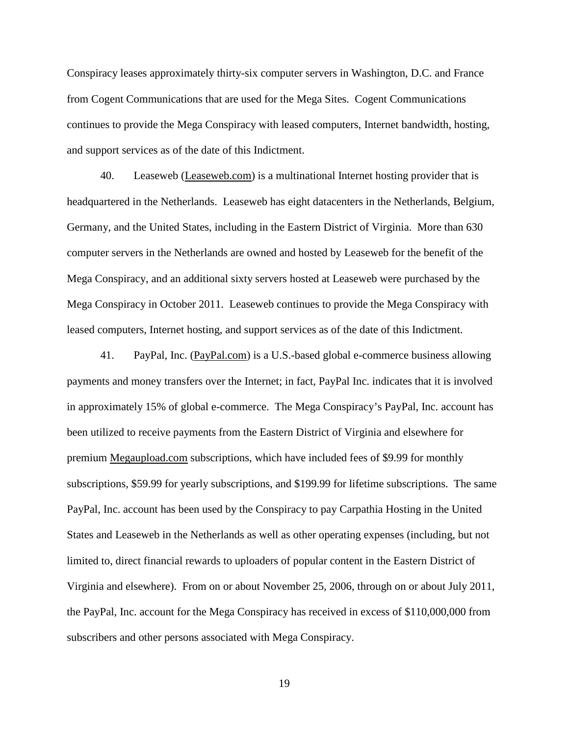Conspiracy leases approximately thirty-six computer servers in Washington, D.C. and France from Cogent Communications that are used for the Mega Sites. Cogent Communications continues to provide the Mega Conspiracy with leased computers, Internet bandwidth, hosting, and support services as of the date of this Indictment.

40. Leaseweb (Leaseweb.com) is a multinational Internet hosting provider that is headquartered in the Netherlands. Leaseweb has eight datacenters in the Netherlands, Belgium, Germany, and the United States, including in the Eastern District of Virginia. More than 630 computer servers in the Netherlands are owned and hosted by Leaseweb for the benefit of the Mega Conspiracy, and an additional sixty servers hosted at Leaseweb were purchased by the Mega Conspiracy in October 2011. Leaseweb continues to provide the Mega Conspiracy with leased computers, Internet hosting, and support services as of the date of this Indictment.

41. PayPal, Inc. (PayPal.com) is a U.S.-based global e-commerce business allowing payments and money transfers over the Internet; in fact, PayPal Inc. indicates that it is involved in approximately 15% of global e-commerce. The Mega Conspiracy's PayPal, Inc. account has been utilized to receive payments from the Eastern District of Virginia and elsewhere for premium Megaupload.com subscriptions, which have included fees of $9.99 for monthly subscriptions, $59.99 for yearly subscriptions, and $199.99 for lifetime subscriptions. The same PayPal, Inc. account has been used by the Conspiracy to pay Carpathia Hosting in the United States and Leaseweb in the Netherlands as well as other operating expenses (including, but not limited to, direct financial rewards to uploaders of popular content in the Eastern District of Virginia and elsewhere). From on or about November 25, 2006, through on or about July 2011, the PayPal, Inc. account for the Mega Conspiracy has received in excess of $110,000,000 from subscribers and other persons associated with Mega Conspiracy.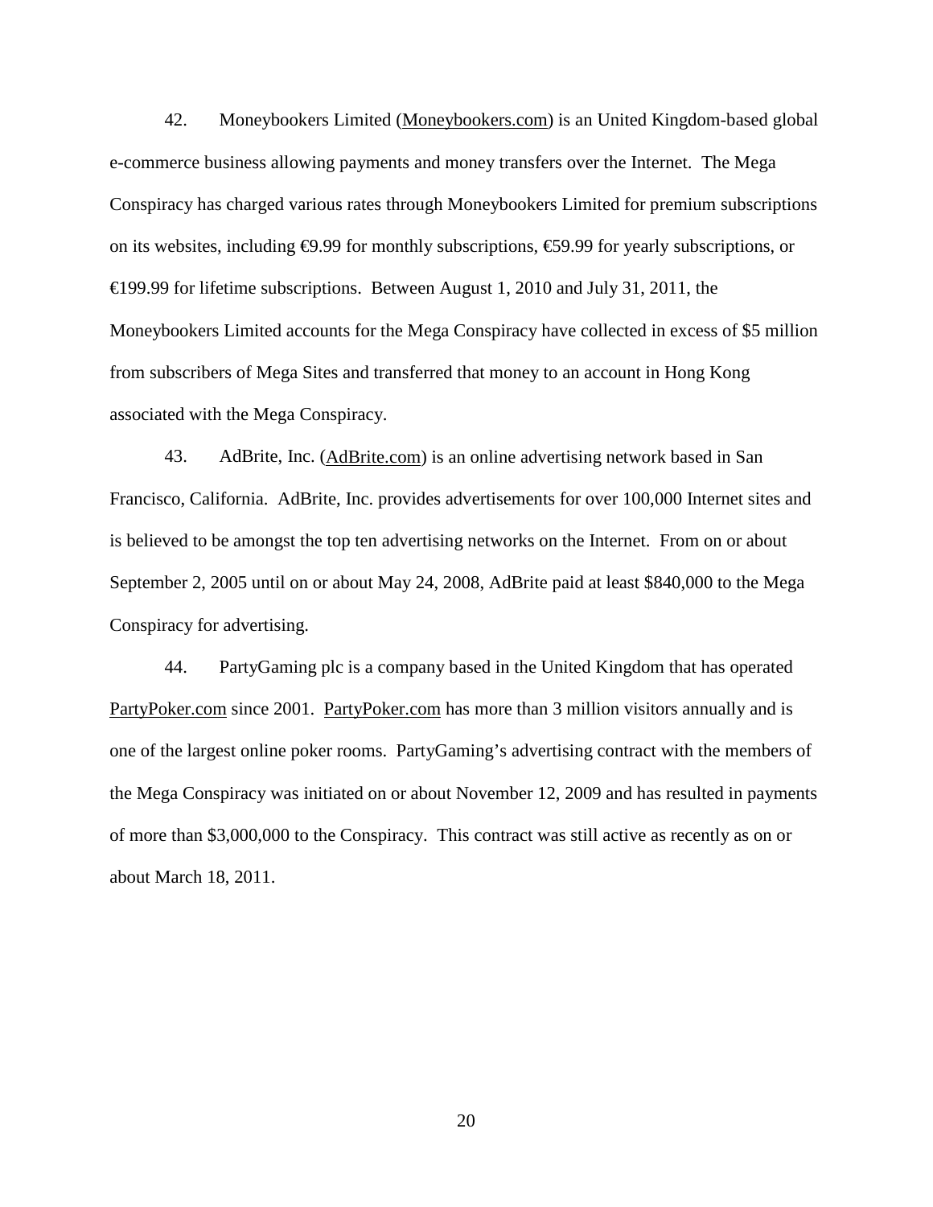42. Moneybookers Limited (Moneybookers.com) is an United Kingdom-based global e-commerce business allowing payments and money transfers over the Internet. The Mega Conspiracy has charged various rates through Moneybookers Limited for premium subscriptions on its websites, including €9.99 for monthly subscriptions, €59.99 for yearly subscriptions, or €199.99 for lifetime subscriptions. Between August 1, 2010 and July 31, 2011, the Moneybookers Limited accounts for the Mega Conspiracy have collected in excess of $5 million from subscribers of Mega Sites and transferred that money to an account in Hong Kong associated with the Mega Conspiracy.

43. AdBrite, Inc. (AdBrite.com) is an online advertising network based in San Francisco, California. AdBrite, Inc. provides advertisements for over 100,000 Internet sites and is believed to be amongst the top ten advertising networks on the Internet. From on or about September 2, 2005 until on or about May 24, 2008, AdBrite paid at least $840,000 to the Mega Conspiracy for advertising.

44. PartyGaming plc is a company based in the United Kingdom that has operated PartyPoker.com since 2001. PartyPoker.com has more than 3 million visitors annually and is one of the largest online poker rooms. PartyGaming's advertising contract with the members of the Mega Conspiracy was initiated on or about November 12, 2009 and has resulted in payments of more than $3,000,000 to the Conspiracy. This contract was still active as recently as on or about March 18, 2011.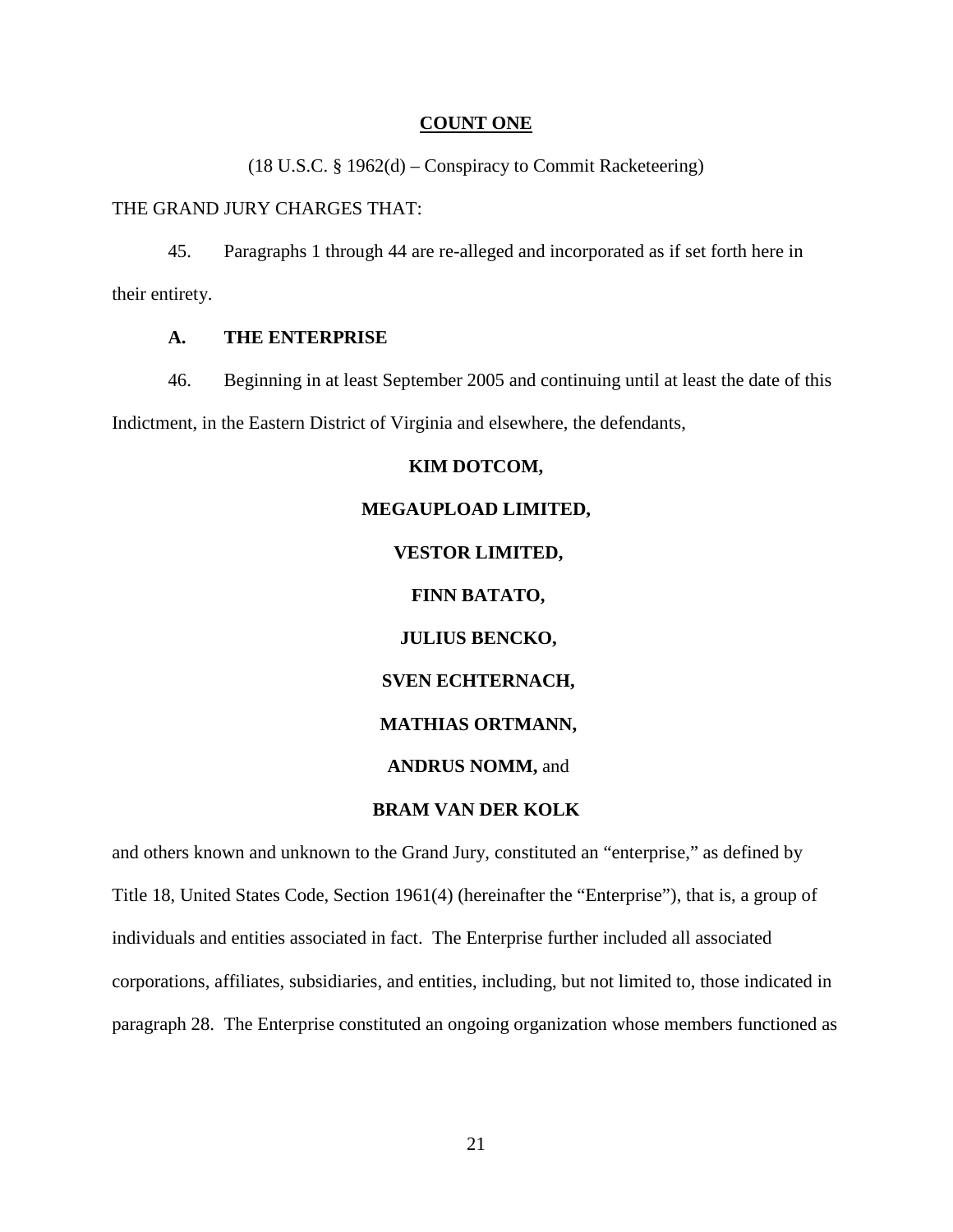**COUNT ONE**

(18 U.S.C. § 1962(d) – Conspiracy to Commit Racketeering)

THE GRAND JURY CHARGES THAT:

45. Paragraphs 1 through 44 are re-alleged and incorporated as if set forth here in their entirety.

**A. THE ENTERPRISE**

46. Beginning in at least September 2005 and continuing until at least the date of this Indictment, in the Eastern District of Virginia and elsewhere, the defendants,

**KIM DOTCOM,**

**MEGAUPLOAD LIMITED,**

**VESTOR LIMITED,**

**FINN BATATO,**

**JULIUS BENCKO,**

**SVEN ECHTERNACH,**

**MATHIAS ORTMANN,**

**ANDRUS NOMM,** and

**BRAM VAN DER KOLK**

and others known and unknown to the Grand Jury, constituted an "enterprise," as defined by Title 18, United States Code, Section 1961(4) (hereinafter the "Enterprise"), that is, a group of individuals and entities associated in fact. The Enterprise further included all associated corporations, affiliates, subsidiaries, and entities, including, but not limited to, those indicated in paragraph 28. The Enterprise constituted an ongoing organization whose members functioned as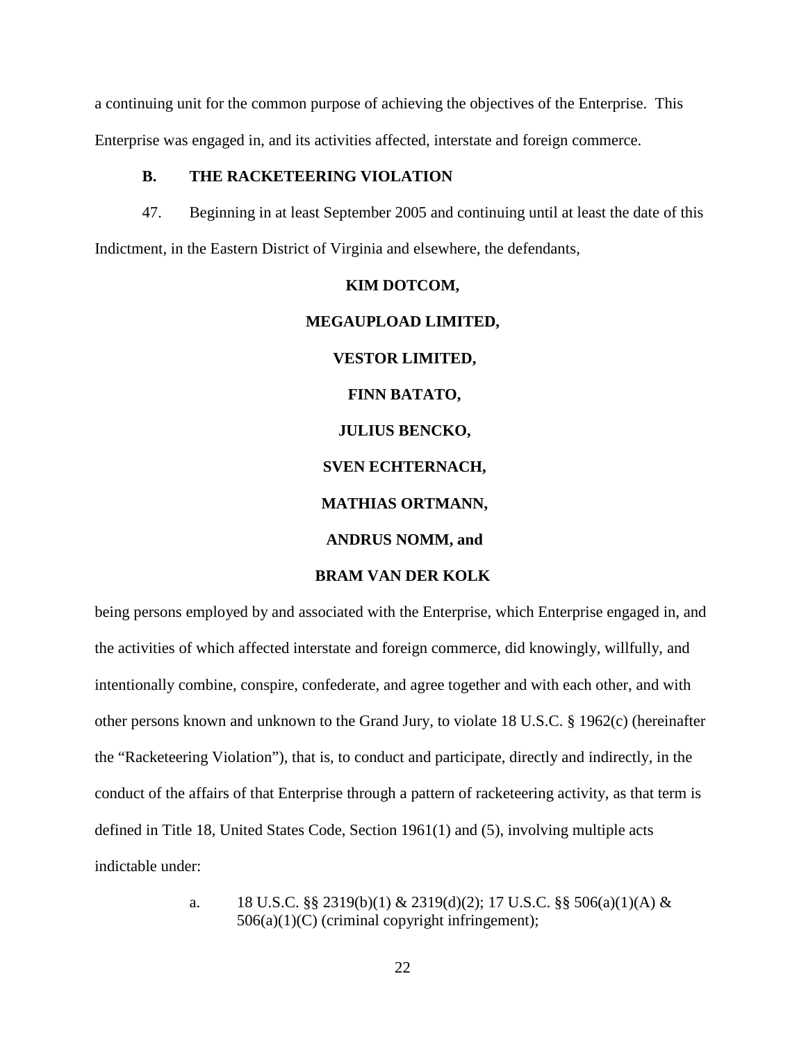a continuing unit for the common purpose of achieving the objectives of the Enterprise. This Enterprise was engaged in, and its activities affected, interstate and foreign commerce.

### B. THE RACKETEERING VIOLATION

47. Beginning in at least September 2005 and continuing until at least the date of this Indictment, in the Eastern District of Virginia and elsewhere, the defendants,

**KIM DOTCOM,**

**MEGAUPLOAD LIMITED,**

**VESTOR LIMITED,**

**FINN BATATO,**

**JULIUS BENCKO,**

**SVEN ECHTERNACH,**

**MATHIAS ORTMANN,**

**ANDRUS NOMM, and**

**BRAM VAN DER KOLK**

being persons employed by and associated with the Enterprise, which Enterprise engaged in, and the activities of which affected interstate and foreign commerce, did knowingly, willfully, and intentionally combine, conspire, confederate, and agree together and with each other, and with other persons known and unknown to the Grand Jury, to violate 18 U.S.C. § 1962(c) (hereinafter the "Racketeering Violation"), that is, to conduct and participate, directly and indirectly, in the conduct of the affairs of that Enterprise through a pattern of racketeering activity, as that term is defined in Title 18, United States Code, Section 1961(1) and (5), involving multiple acts indictable under:

a. 18 U.S.C. §§ 2319(b)(1) & 2319(d)(2); 17 U.S.C. §§ 506(a)(1)(A) & 506(a)(1)(C) (criminal copyright infringement);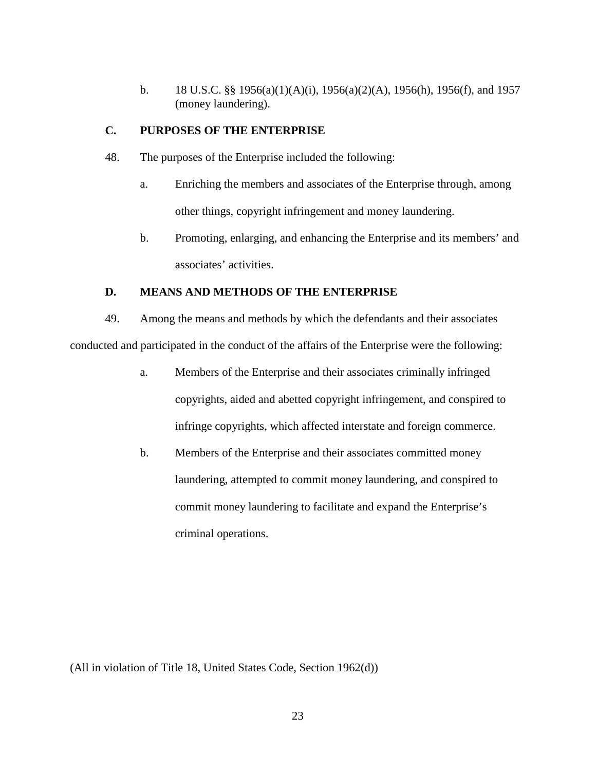b. 18 U.S.C. §§ 1956(a)(1)(A)(i), 1956(a)(2)(A), 1956(h), 1956(f), and 1957 (money laundering).

### C. PURPOSES OF THE ENTERPRISE

48. The purposes of the Enterprise included the following:

a. Enriching the members and associates of the Enterprise through, among other things, copyright infringement and money laundering.

b. Promoting, enlarging, and enhancing the Enterprise and its members' and associates' activities.

### D. MEANS AND METHODS OF THE ENTERPRISE

49. Among the means and methods by which the defendants and their associates conducted and participated in the conduct of the affairs of the Enterprise were the following:

a. Members of the Enterprise and their associates criminally infringed copyrights, aided and abetted copyright infringement, and conspired to infringe copyrights, which affected interstate and foreign commerce.

b. Members of the Enterprise and their associates committed money laundering, attempted to commit money laundering, and conspired to commit money laundering to facilitate and expand the Enterprise's criminal operations.

(All in violation of Title 18, United States Code, Section 1962(d))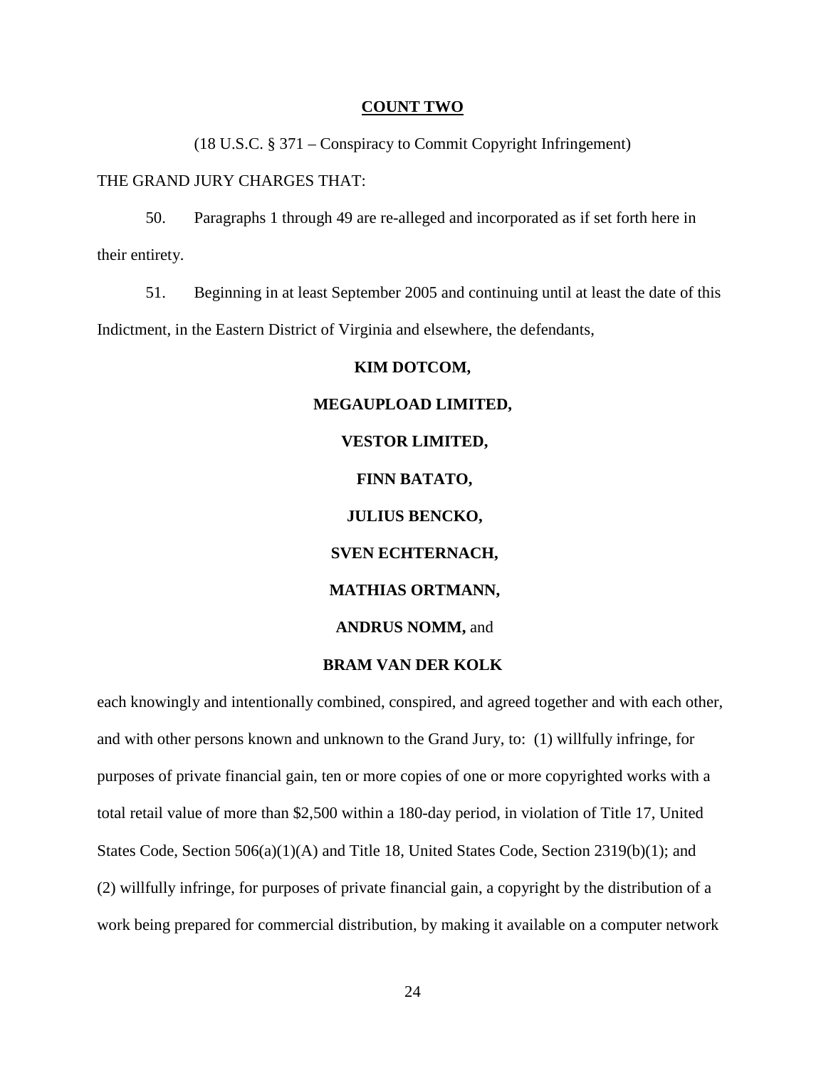**COUNT TWO**

(18 U.S.C. § 371 – Conspiracy to Commit Copyright Infringement)

THE GRAND JURY CHARGES THAT:

50. Paragraphs 1 through 49 are re-alleged and incorporated as if set forth here in their entirety.

51. Beginning in at least September 2005 and continuing until at least the date of this Indictment, in the Eastern District of Virginia and elsewhere, the defendants,

**KIM DOTCOM,**

**MEGAUPLOAD LIMITED,**

**VESTOR LIMITED,**

**FINN BATATO,**

**JULIUS BENCKO,**

**SVEN ECHTERNACH,**

**MATHIAS ORTMANN,**

**ANDRUS NOMM,** and

**BRAM VAN DER KOLK**

each knowingly and intentionally combined, conspired, and agreed together and with each other, and with other persons known and unknown to the Grand Jury, to: (1) willfully infringe, for purposes of private financial gain, ten or more copies of one or more copyrighted works with a total retail value of more than $2,500 within a 180-day period, in violation of Title 17, United States Code, Section 506(a)(1)(A) and Title 18, United States Code, Section 2319(b)(1); and (2) willfully infringe, for purposes of private financial gain, a copyright by the distribution of a work being prepared for commercial distribution, by making it available on a computer network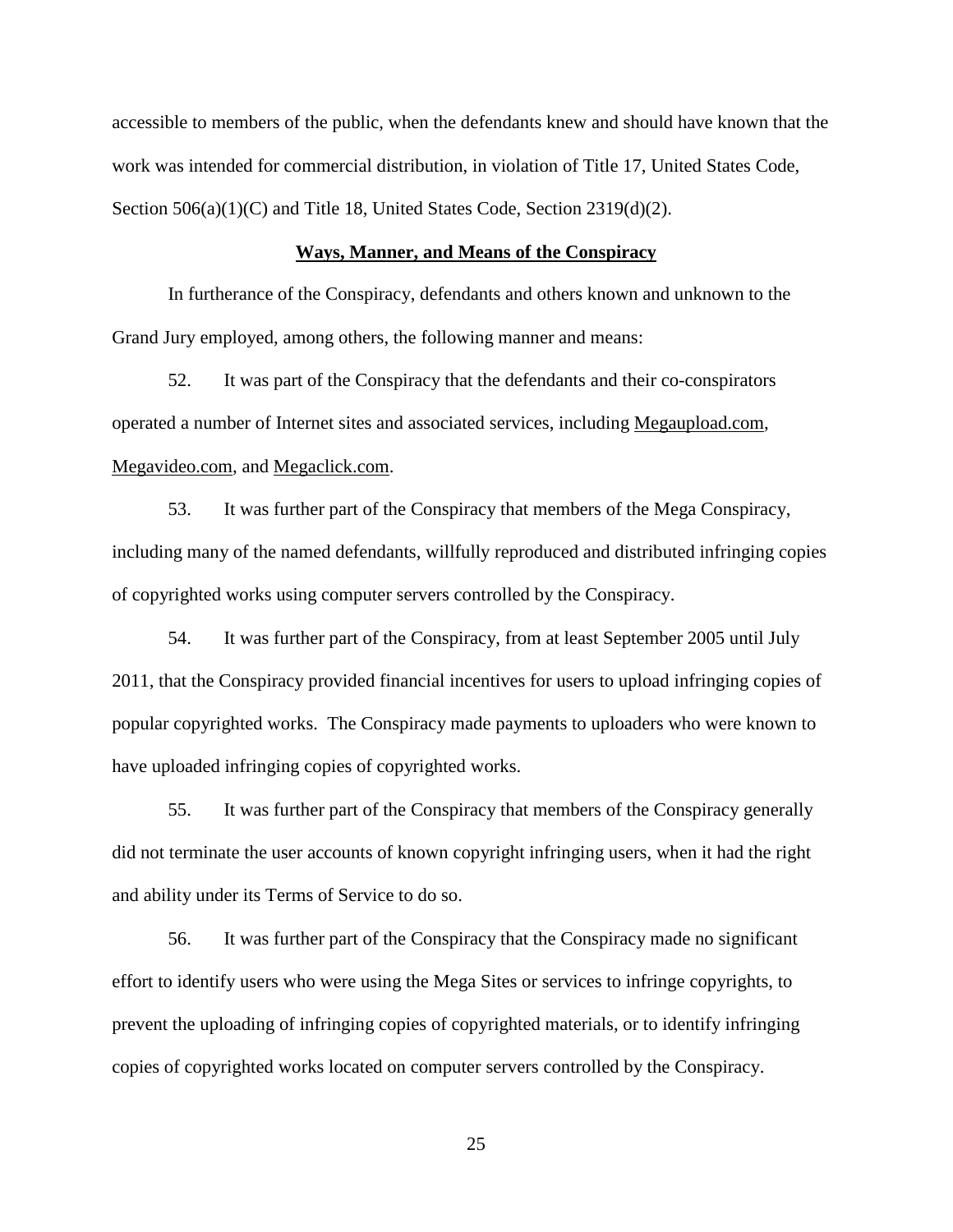accessible to members of the public, when the defendants knew and should have known that the work was intended for commercial distribution, in violation of Title 17, United States Code, Section 506(a)(1)(C) and Title 18, United States Code, Section 2319(d)(2).

**Ways, Manner, and Means of the Conspiracy**

In furtherance of the Conspiracy, defendants and others known and unknown to the Grand Jury employed, among others, the following manner and means:

52. It was part of the Conspiracy that the defendants and their co-conspirators operated a number of Internet sites and associated services, including Megaupload.com, Megavideo.com, and Megaclick.com.

53. It was further part of the Conspiracy that members of the Mega Conspiracy, including many of the named defendants, willfully reproduced and distributed infringing copies of copyrighted works using computer servers controlled by the Conspiracy.

54. It was further part of the Conspiracy, from at least September 2005 until July 2011, that the Conspiracy provided financial incentives for users to upload infringing copies of popular copyrighted works. The Conspiracy made payments to uploaders who were known to have uploaded infringing copies of copyrighted works.

55. It was further part of the Conspiracy that members of the Conspiracy generally did not terminate the user accounts of known copyright infringing users, when it had the right and ability under its Terms of Service to do so.

56. It was further part of the Conspiracy that the Conspiracy made no significant effort to identify users who were using the Mega Sites or services to infringe copyrights, to prevent the uploading of infringing copies of copyrighted materials, or to identify infringing copies of copyrighted works located on computer servers controlled by the Conspiracy.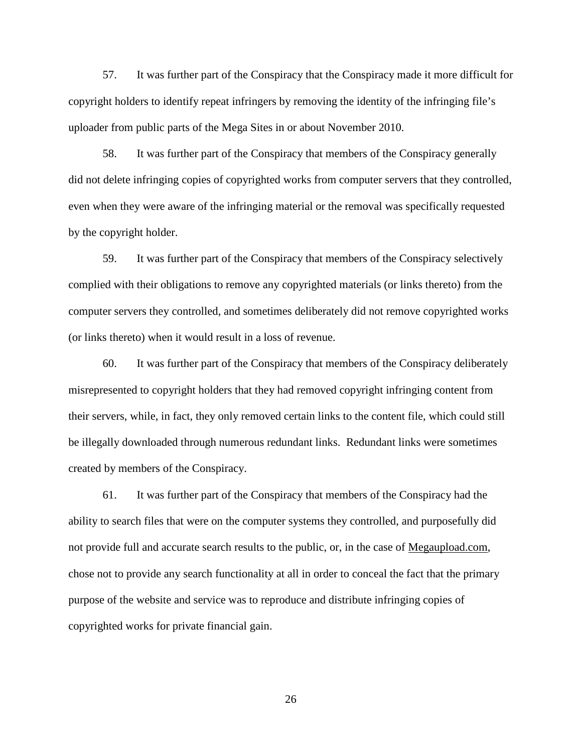57. It was further part of the Conspiracy that the Conspiracy made it more difficult for copyright holders to identify repeat infringers by removing the identity of the infringing file's uploader from public parts of the Mega Sites in or about November 2010.

58. It was further part of the Conspiracy that members of the Conspiracy generally did not delete infringing copies of copyrighted works from computer servers that they controlled, even when they were aware of the infringing material or the removal was specifically requested by the copyright holder.

59. It was further part of the Conspiracy that members of the Conspiracy selectively complied with their obligations to remove any copyrighted materials (or links thereto) from the computer servers they controlled, and sometimes deliberately did not remove copyrighted works (or links thereto) when it would result in a loss of revenue.

60. It was further part of the Conspiracy that members of the Conspiracy deliberately misrepresented to copyright holders that they had removed copyright infringing content from their servers, while, in fact, they only removed certain links to the content file, which could still be illegally downloaded through numerous redundant links. Redundant links were sometimes created by members of the Conspiracy.

61. It was further part of the Conspiracy that members of the Conspiracy had the ability to search files that were on the computer systems they controlled, and purposefully did not provide full and accurate search results to the public, or, in the case of Megaupload.com, chose not to provide any search functionality at all in order to conceal the fact that the primary purpose of the website and service was to reproduce and distribute infringing copies of copyrighted works for private financial gain.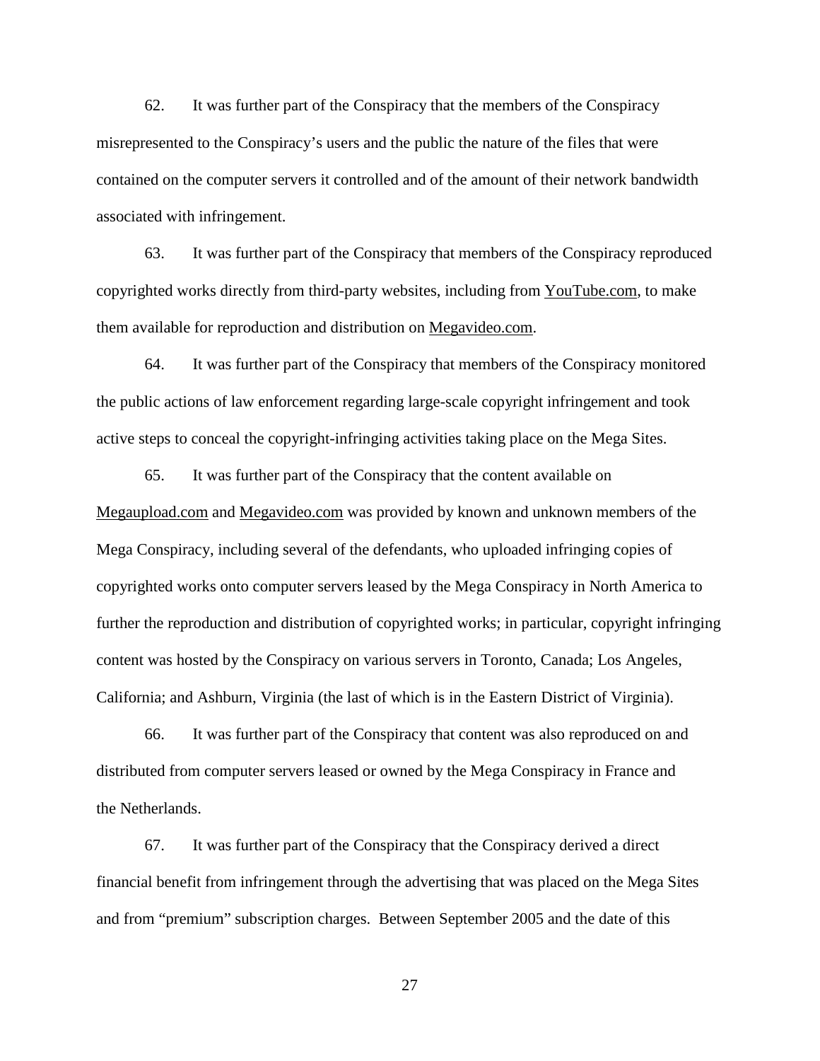62. It was further part of the Conspiracy that the members of the Conspiracy misrepresented to the Conspiracy's users and the public the nature of the files that were contained on the computer servers it controlled and of the amount of their network bandwidth associated with infringement.

63. It was further part of the Conspiracy that members of the Conspiracy reproduced copyrighted works directly from third-party websites, including from YouTube.com, to make them available for reproduction and distribution on Megavideo.com.

64. It was further part of the Conspiracy that members of the Conspiracy monitored the public actions of law enforcement regarding large-scale copyright infringement and took active steps to conceal the copyright-infringing activities taking place on the Mega Sites.

65. It was further part of the Conspiracy that the content available on Megaupload.com and Megavideo.com was provided by known and unknown members of the Mega Conspiracy, including several of the defendants, who uploaded infringing copies of copyrighted works onto computer servers leased by the Mega Conspiracy in North America to further the reproduction and distribution of copyrighted works; in particular, copyright infringing content was hosted by the Conspiracy on various servers in Toronto, Canada; Los Angeles, California; and Ashburn, Virginia (the last of which is in the Eastern District of Virginia).

66. It was further part of the Conspiracy that content was also reproduced on and distributed from computer servers leased or owned by the Mega Conspiracy in France and the Netherlands.

67. It was further part of the Conspiracy that the Conspiracy derived a direct financial benefit from infringement through the advertising that was placed on the Mega Sites and from "premium" subscription charges. Between September 2005 and the date of this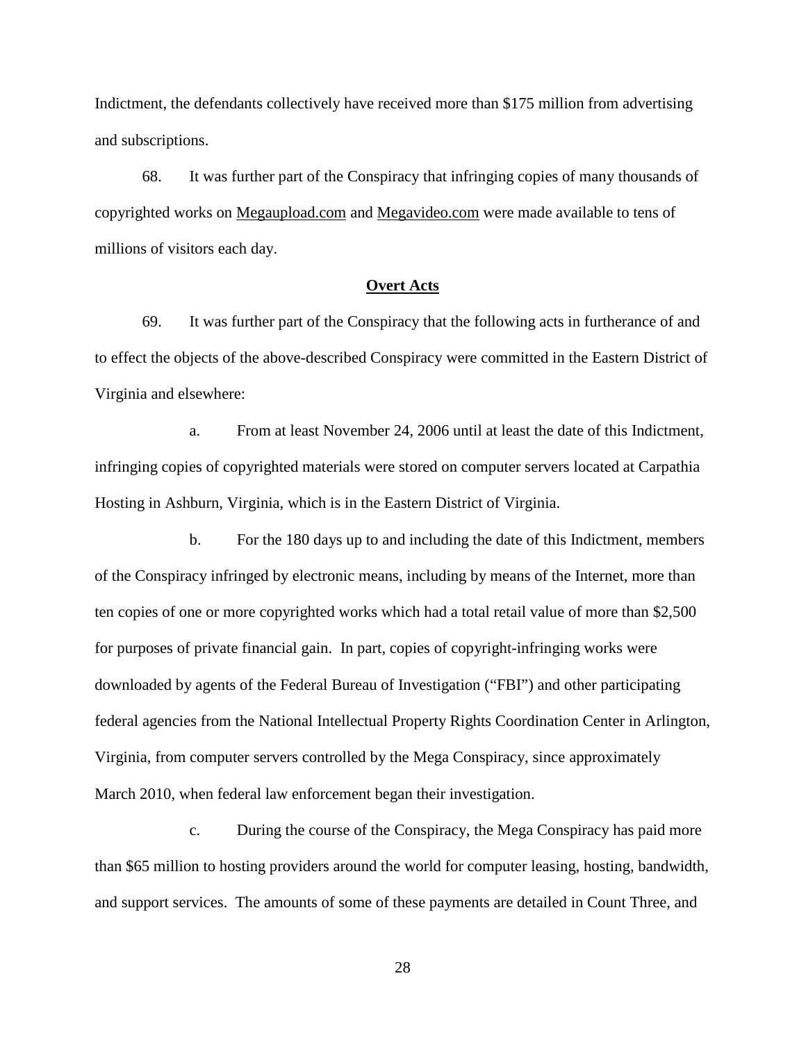Indictment, the defendants collectively have received more than $175 million from advertising and subscriptions.

68. It was further part of the Conspiracy that infringing copies of many thousands of copyrighted works on Megaupload.com and Megavideo.com were made available to tens of millions of visitors each day.

**Overt Acts**

69. It was further part of the Conspiracy that the following acts in furtherance of and to effect the objects of the above-described Conspiracy were committed in the Eastern District of Virginia and elsewhere:

a. From at least November 24, 2006 until at least the date of this Indictment, infringing copies of copyrighted materials were stored on computer servers located at Carpathia Hosting in Ashburn, Virginia, which is in the Eastern District of Virginia.

b. For the 180 days up to and including the date of this Indictment, members of the Conspiracy infringed by electronic means, including by means of the Internet, more than ten copies of one or more copyrighted works which had a total retail value of more than $2,500 for purposes of private financial gain. In part, copies of copyright-infringing works were downloaded by agents of the Federal Bureau of Investigation ("FBI") and other participating federal agencies from the National Intellectual Property Rights Coordination Center in Arlington, Virginia, from computer servers controlled by the Mega Conspiracy, since approximately March 2010, when federal law enforcement began their investigation.

c. During the course of the Conspiracy, the Mega Conspiracy has paid more than $65 million to hosting providers around the world for computer leasing, hosting, bandwidth, and support services. The amounts of some of these payments are detailed in Count Three, and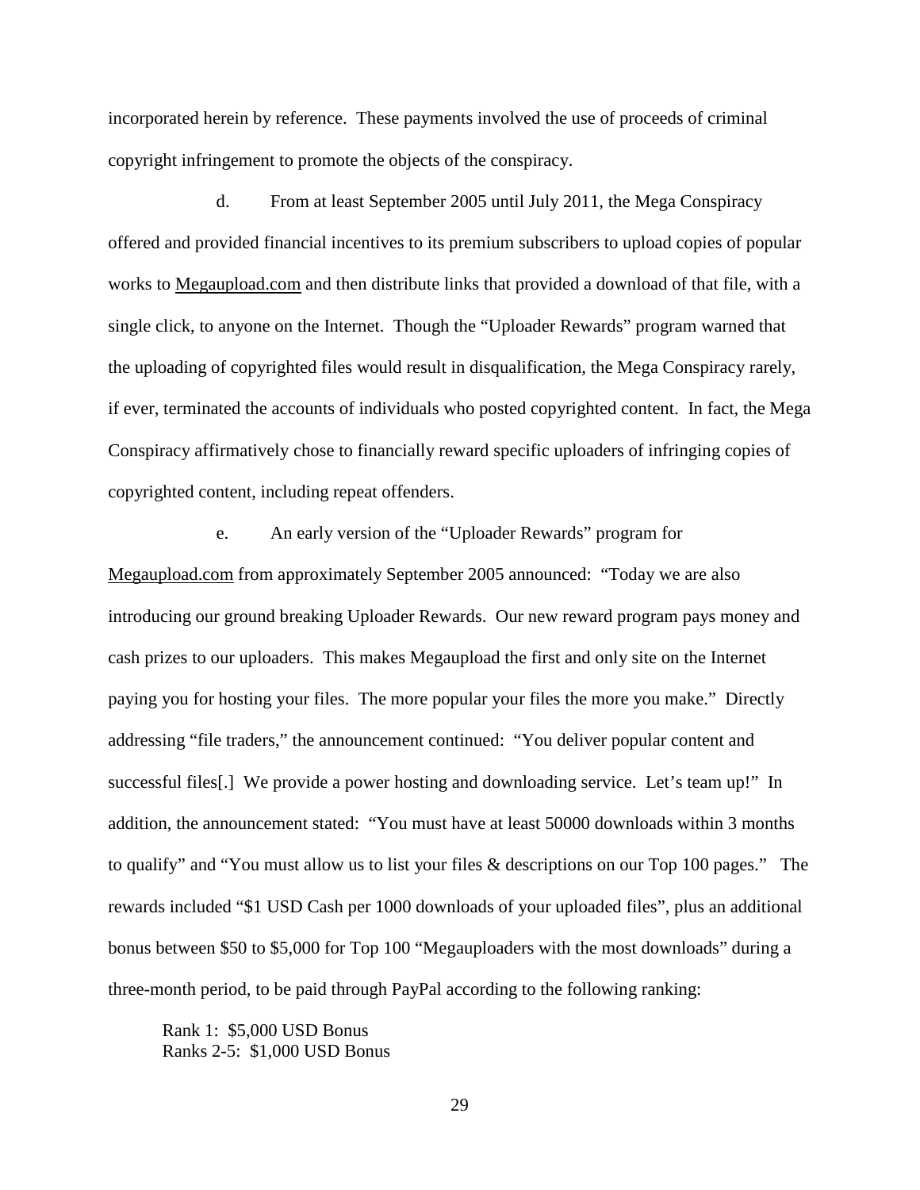incorporated herein by reference. These payments involved the use of proceeds of criminal copyright infringement to promote the objects of the conspiracy.

d. From at least September 2005 until July 2011, the Mega Conspiracy offered and provided financial incentives to its premium subscribers to upload copies of popular works to Megaupload.com and then distribute links that provided a download of that file, with a single click, to anyone on the Internet. Though the "Uploader Rewards" program warned that the uploading of copyrighted files would result in disqualification, the Mega Conspiracy rarely, if ever, terminated the accounts of individuals who posted copyrighted content. In fact, the Mega Conspiracy affirmatively chose to financially reward specific uploaders of infringing copies of copyrighted content, including repeat offenders.

e. An early version of the "Uploader Rewards" program for Megaupload.com from approximately September 2005 announced: "Today we are also introducing our ground breaking Uploader Rewards. Our new reward program pays money and cash prizes to our uploaders. This makes Megaupload the first and only site on the Internet paying you for hosting your files. The more popular your files the more you make." Directly addressing "file traders," the announcement continued: "You deliver popular content and successful files[.] We provide a power hosting and downloading service. Let's team up!" In addition, the announcement stated: "You must have at least 50000 downloads within 3 months to qualify" and "You must allow us to list your files & descriptions on our Top 100 pages." The rewards included "$1 USD Cash per 1000 downloads of your uploaded files", plus an additional bonus between $50 to $5,000 for Top 100 "Megauploaders with the most downloads" during a three-month period, to be paid through PayPal according to the following ranking:

Rank 1: $5,000 USD Bonus
Ranks 2-5: $1,000 USD Bonus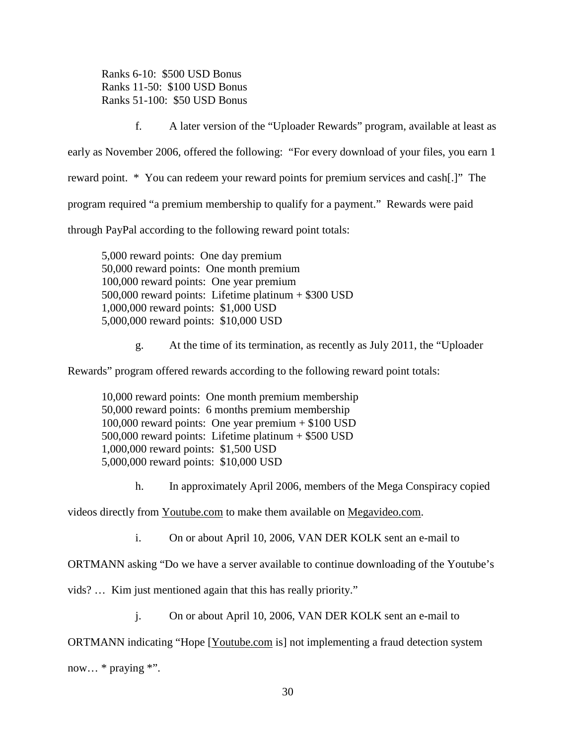Ranks 6-10: $500 USD Bonus
Ranks 11-50: $100 USD Bonus
Ranks 51-100: $50 USD Bonus

f. A later version of the "Uploader Rewards" program, available at least as early as November 2006, offered the following: "For every download of your files, you earn 1 reward point. * You can redeem your reward points for premium services and cash[.]" The program required "a premium membership to qualify for a payment." Rewards were paid through PayPal according to the following reward point totals:

5,000 reward points: One day premium
50,000 reward points: One month premium
100,000 reward points: One year premium
500,000 reward points: Lifetime platinum + $300 USD
1,000,000 reward points: $1,000 USD
5,000,000 reward points: $10,000 USD

g. At the time of its termination, as recently as July 2011, the "Uploader Rewards" program offered rewards according to the following reward point totals:

10,000 reward points: One month premium membership
50,000 reward points: 6 months premium membership
100,000 reward points: One year premium + $100 USD
500,000 reward points: Lifetime platinum + $500 USD
1,000,000 reward points: $1,500 USD
5,000,000 reward points: $10,000 USD

h. In approximately April 2006, members of the Mega Conspiracy copied videos directly from Youtube.com to make them available on Megavideo.com.

i. On or about April 10, 2006, VAN DER KOLK sent an e-mail to ORTMANN asking "Do we have a server available to continue downloading of the Youtube's vids? … Kim just mentioned again that this has really priority."

j. On or about April 10, 2006, VAN DER KOLK sent an e-mail to ORTMANN indicating "Hope [Youtube.com is] not implementing a fraud detection system now… * praying *".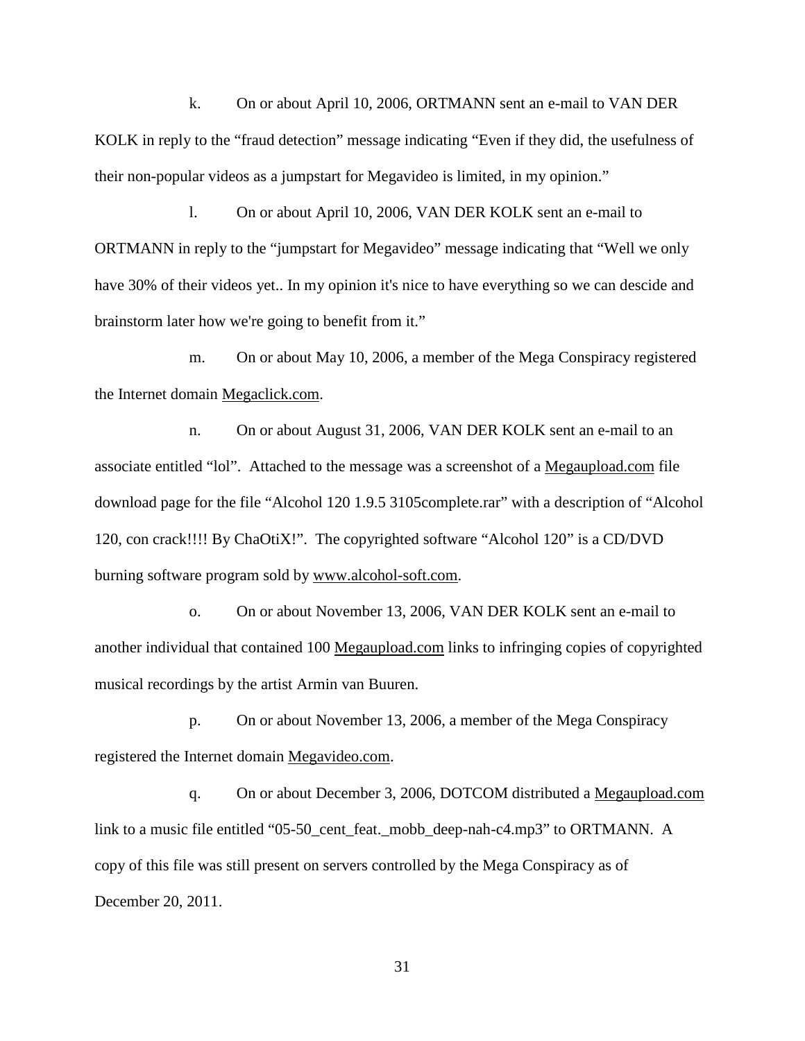k. On or about April 10, 2006, ORTMANN sent an e-mail to VAN DER KOLK in reply to the "fraud detection" message indicating "Even if they did, the usefulness of their non-popular videos as a jumpstart for Megavideo is limited, in my opinion."

l. On or about April 10, 2006, VAN DER KOLK sent an e-mail to ORTMANN in reply to the "jumpstart for Megavideo" message indicating that "Well we only have 30% of their videos yet.. In my opinion it's nice to have everything so we can descide and brainstorm later how we're going to benefit from it."

m. On or about May 10, 2006, a member of the Mega Conspiracy registered the Internet domain Megaclick.com.

n. On or about August 31, 2006, VAN DER KOLK sent an e-mail to an associate entitled "lol". Attached to the message was a screenshot of a Megaupload.com file download page for the file "Alcohol 120 1.9.5 3105complete.rar" with a description of "Alcohol 120, con crack!!!! By ChaOtiX!". The copyrighted software "Alcohol 120" is a CD/DVD burning software program sold by www.alcohol-soft.com.

o. On or about November 13, 2006, VAN DER KOLK sent an e-mail to another individual that contained 100 Megaupload.com links to infringing copies of copyrighted musical recordings by the artist Armin van Buuren.

p. On or about November 13, 2006, a member of the Mega Conspiracy registered the Internet domain Megavideo.com.

q. On or about December 3, 2006, DOTCOM distributed a Megaupload.com link to a music file entitled "05-50_cent_feat._mobb_deep-nah-c4.mp3" to ORTMANN. A copy of this file was still present on servers controlled by the Mega Conspiracy as of December 20, 2011.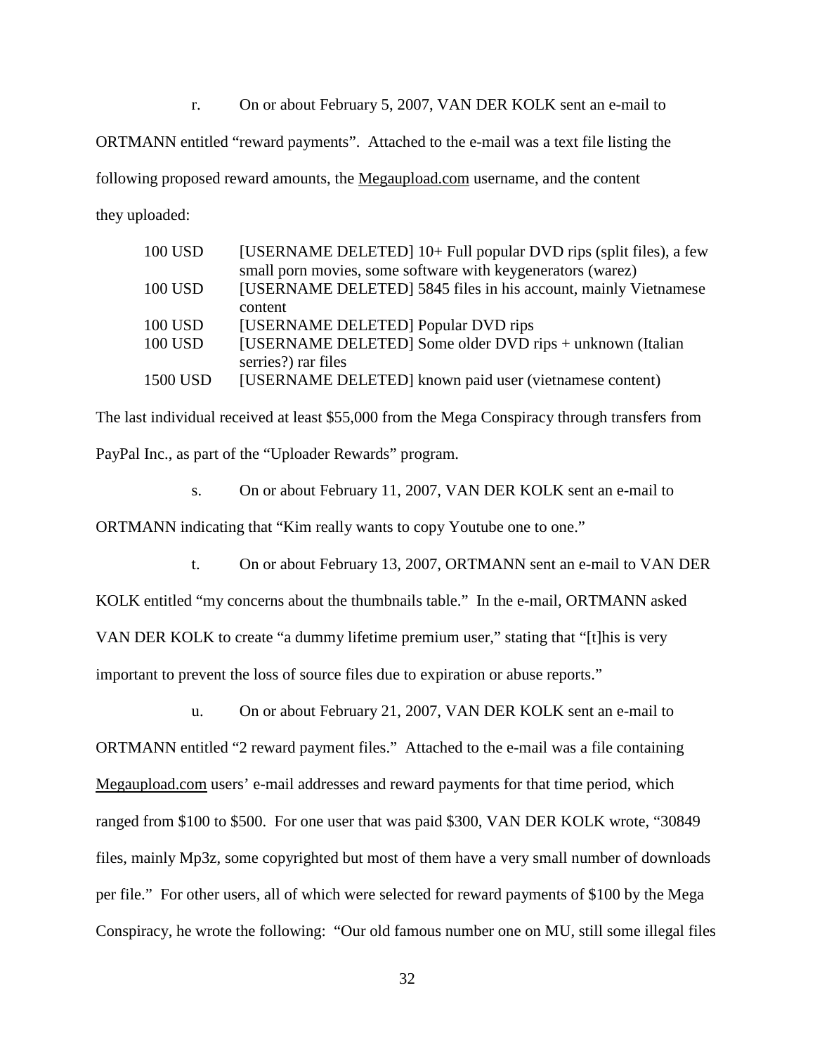r. On or about February 5, 2007, VAN DER KOLK sent an e-mail to ORTMANN entitled "reward payments". Attached to the e-mail was a text file listing the following proposed reward amounts, the Megaupload.com username, and the content they uploaded:

| | |
|---|---|
| 100 USD | [USERNAME DELETED] 10+ Full popular DVD rips (split files), a few small porn movies, some software with keygenerators (warez) |
| 100 USD | [USERNAME DELETED] 5845 files in his account, mainly Vietnamese content |
| 100 USD | [USERNAME DELETED] Popular DVD rips |
| 100 USD | [USERNAME DELETED] Some older DVD rips + unknown (Italian serries?) rar files |
| 1500 USD | [USERNAME DELETED] known paid user (vietnamese content) |

The last individual received at least $55,000 from the Mega Conspiracy through transfers from PayPal Inc., as part of the "Uploader Rewards" program.

s. On or about February 11, 2007, VAN DER KOLK sent an e-mail to ORTMANN indicating that "Kim really wants to copy Youtube one to one."

t. On or about February 13, 2007, ORTMANN sent an e-mail to VAN DER KOLK entitled "my concerns about the thumbnails table." In the e-mail, ORTMANN asked VAN DER KOLK to create "a dummy lifetime premium user," stating that "[t]his is very important to prevent the loss of source files due to expiration or abuse reports."

u. On or about February 21, 2007, VAN DER KOLK sent an e-mail to ORTMANN entitled "2 reward payment files." Attached to the e-mail was a file containing Megaupload.com users' e-mail addresses and reward payments for that time period, which ranged from $100 to $500. For one user that was paid $300, VAN DER KOLK wrote, "30849 files, mainly Mp3z, some copyrighted but most of them have a very small number of downloads per file." For other users, all of which were selected for reward payments of $100 by the Mega Conspiracy, he wrote the following: "Our old famous number one on MU, still some illegal files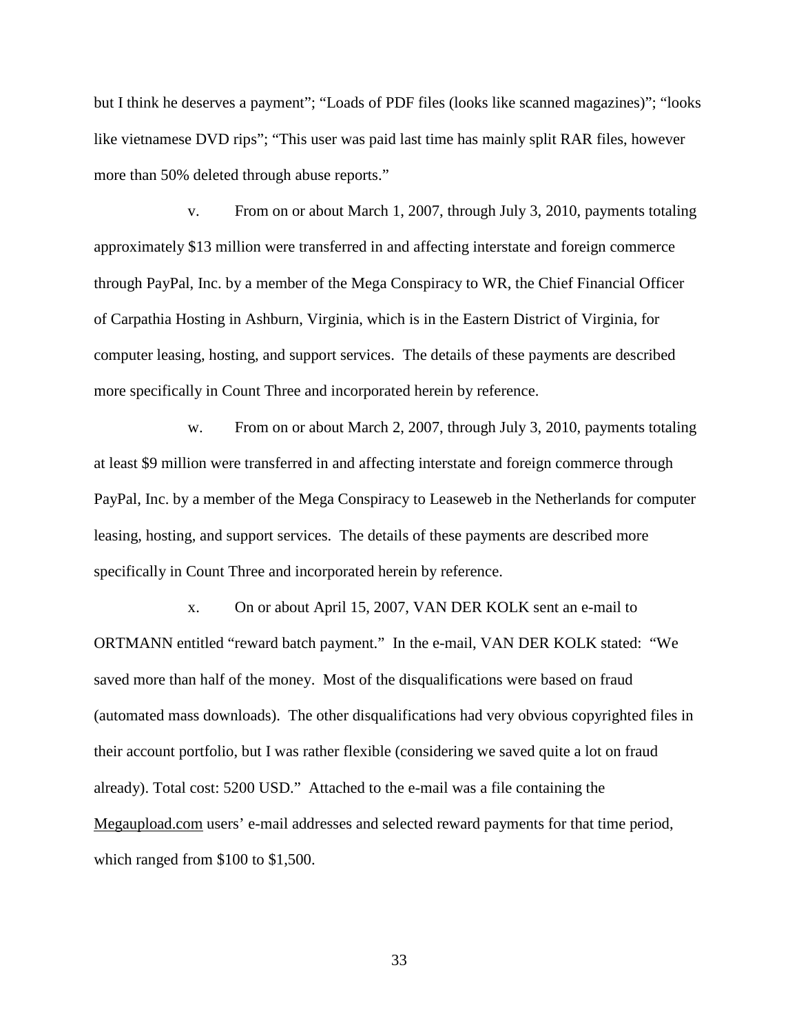but I think he deserves a payment"; "Loads of PDF files (looks like scanned magazines)"; "looks like vietnamese DVD rips"; "This user was paid last time has mainly split RAR files, however more than 50% deleted through abuse reports."

v. From on or about March 1, 2007, through July 3, 2010, payments totaling approximately $13 million were transferred in and affecting interstate and foreign commerce through PayPal, Inc. by a member of the Mega Conspiracy to WR, the Chief Financial Officer of Carpathia Hosting in Ashburn, Virginia, which is in the Eastern District of Virginia, for computer leasing, hosting, and support services. The details of these payments are described more specifically in Count Three and incorporated herein by reference.

w. From on or about March 2, 2007, through July 3, 2010, payments totaling at least $9 million were transferred in and affecting interstate and foreign commerce through PayPal, Inc. by a member of the Mega Conspiracy to Leaseweb in the Netherlands for computer leasing, hosting, and support services. The details of these payments are described more specifically in Count Three and incorporated herein by reference.

x. On or about April 15, 2007, VAN DER KOLK sent an e-mail to ORTMANN entitled "reward batch payment." In the e-mail, VAN DER KOLK stated: "We saved more than half of the money. Most of the disqualifications were based on fraud (automated mass downloads). The other disqualifications had very obvious copyrighted files in their account portfolio, but I was rather flexible (considering we saved quite a lot on fraud already). Total cost: 5200 USD." Attached to the e-mail was a file containing the Megaupload.com users' e-mail addresses and selected reward payments for that time period, which ranged from $100 to $1,500.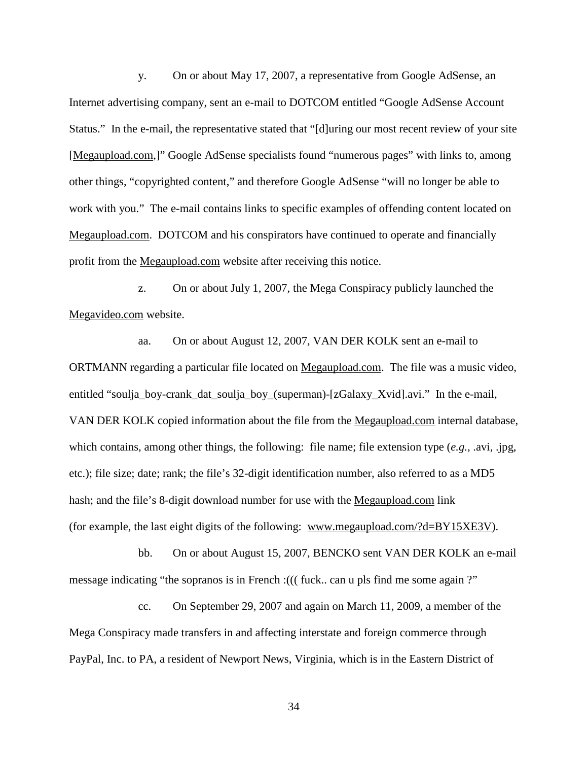y. On or about May 17, 2007, a representative from Google AdSense, an Internet advertising company, sent an e-mail to DOTCOM entitled "Google AdSense Account Status." In the e-mail, the representative stated that "[d]uring our most recent review of your site [Megaupload.com,]" Google AdSense specialists found "numerous pages" with links to, among other things, "copyrighted content," and therefore Google AdSense "will no longer be able to work with you." The e-mail contains links to specific examples of offending content located on Megaupload.com. DOTCOM and his conspirators have continued to operate and financially profit from the Megaupload.com website after receiving this notice.

z. On or about July 1, 2007, the Mega Conspiracy publicly launched the Megavideo.com website.

aa. On or about August 12, 2007, VAN DER KOLK sent an e-mail to ORTMANN regarding a particular file located on Megaupload.com. The file was a music video, entitled "soulja_boy-crank_dat_soulja_boy_(superman)-[zGalaxy_Xvid].avi." In the e-mail, VAN DER KOLK copied information about the file from the Megaupload.com internal database, which contains, among other things, the following: file name; file extension type (*e.g.*, .avi, .jpg, etc.); file size; date; rank; the file's 32-digit identification number, also referred to as a MD5 hash; and the file's 8-digit download number for use with the Megaupload.com link (for example, the last eight digits of the following: www.megaupload.com/?d=BY15XE3V).

bb. On or about August 15, 2007, BENCKO sent VAN DER KOLK an e-mail message indicating "the sopranos is in French :((( fuck.. can u pls find me some again ?"

cc. On September 29, 2007 and again on March 11, 2009, a member of the Mega Conspiracy made transfers in and affecting interstate and foreign commerce through PayPal, Inc. to PA, a resident of Newport News, Virginia, which is in the Eastern District of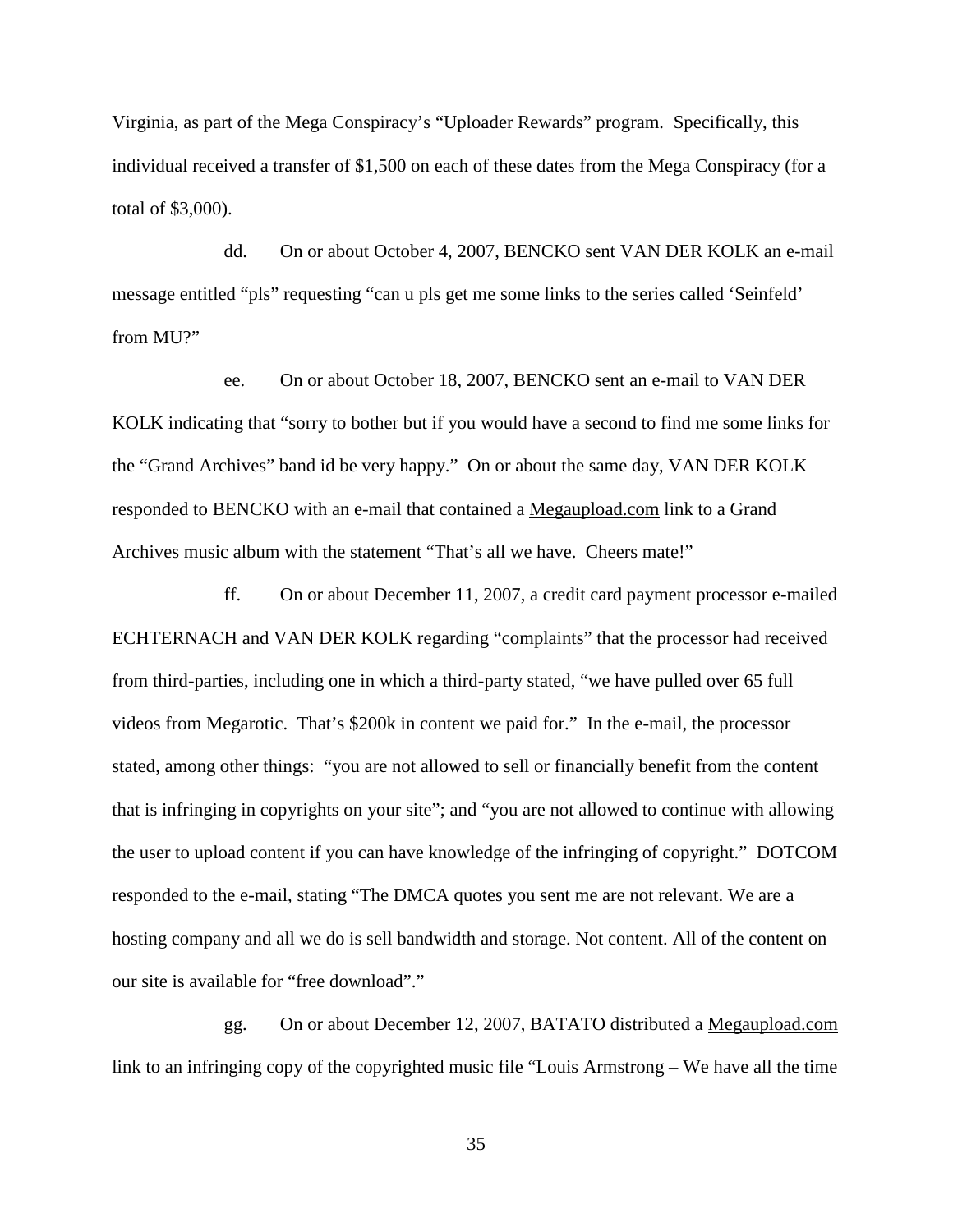Virginia, as part of the Mega Conspiracy's "Uploader Rewards" program. Specifically, this individual received a transfer of $1,500 on each of these dates from the Mega Conspiracy (for a total of $3,000).

dd. On or about October 4, 2007, BENCKO sent VAN DER KOLK an e-mail message entitled "pls" requesting "can u pls get me some links to the series called 'Seinfeld' from MU?"

ee. On or about October 18, 2007, BENCKO sent an e-mail to VAN DER KOLK indicating that "sorry to bother but if you would have a second to find me some links for the "Grand Archives" band id be very happy." On or about the same day, VAN DER KOLK responded to BENCKO with an e-mail that contained a Megaupload.com link to a Grand Archives music album with the statement "That's all we have. Cheers mate!"

ff. On or about December 11, 2007, a credit card payment processor e-mailed ECHTERNACH and VAN DER KOLK regarding "complaints" that the processor had received from third-parties, including one in which a third-party stated, "we have pulled over 65 full videos from Megarotic. That's $200k in content we paid for." In the e-mail, the processor stated, among other things: "you are not allowed to sell or financially benefit from the content that is infringing in copyrights on your site"; and "you are not allowed to continue with allowing the user to upload content if you can have knowledge of the infringing of copyright." DOTCOM responded to the e-mail, stating "The DMCA quotes you sent me are not relevant. We are a hosting company and all we do is sell bandwidth and storage. Not content. All of the content on our site is available for "free download"."

gg. On or about December 12, 2007, BATATO distributed a Megaupload.com link to an infringing copy of the copyrighted music file "Louis Armstrong – We have all the time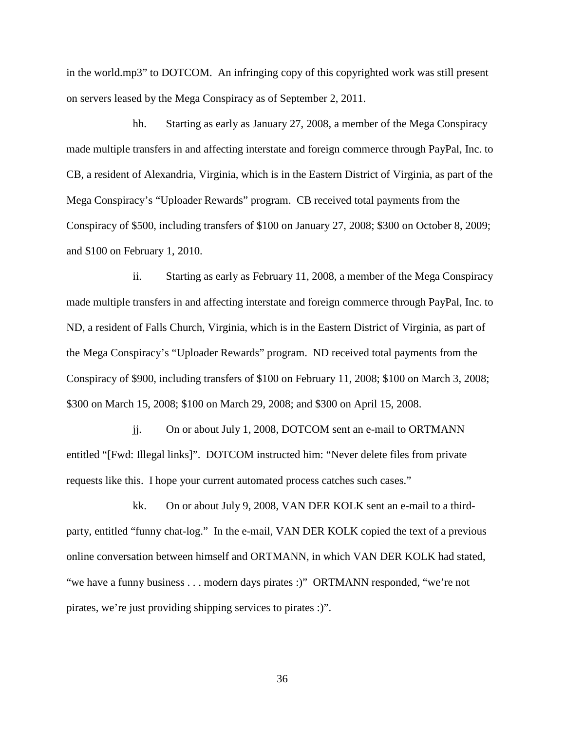in the world.mp3" to DOTCOM. An infringing copy of this copyrighted work was still present on servers leased by the Mega Conspiracy as of September 2, 2011.

hh. Starting as early as January 27, 2008, a member of the Mega Conspiracy made multiple transfers in and affecting interstate and foreign commerce through PayPal, Inc. to CB, a resident of Alexandria, Virginia, which is in the Eastern District of Virginia, as part of the Mega Conspiracy's "Uploader Rewards" program. CB received total payments from the Conspiracy of $500, including transfers of $100 on January 27, 2008; $300 on October 8, 2009; and $100 on February 1, 2010.

ii. Starting as early as February 11, 2008, a member of the Mega Conspiracy made multiple transfers in and affecting interstate and foreign commerce through PayPal, Inc. to ND, a resident of Falls Church, Virginia, which is in the Eastern District of Virginia, as part of the Mega Conspiracy's "Uploader Rewards" program. ND received total payments from the Conspiracy of $900, including transfers of $100 on February 11, 2008; $100 on March 3, 2008; $300 on March 15, 2008; $100 on March 29, 2008; and $300 on April 15, 2008.

jj. On or about July 1, 2008, DOTCOM sent an e-mail to ORTMANN entitled "[Fwd: Illegal links]". DOTCOM instructed him: "Never delete files from private requests like this. I hope your current automated process catches such cases."

kk. On or about July 9, 2008, VAN DER KOLK sent an e-mail to a third-party, entitled "funny chat-log." In the e-mail, VAN DER KOLK copied the text of a previous online conversation between himself and ORTMANN, in which VAN DER KOLK had stated, "we have a funny business . . . modern days pirates :)" ORTMANN responded, "we're not pirates, we're just providing shipping services to pirates :)".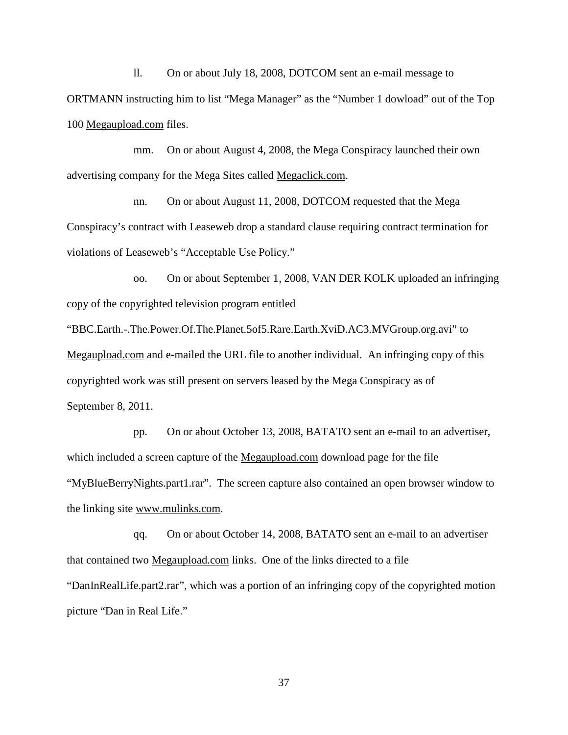ll. On or about July 18, 2008, DOTCOM sent an e-mail message to ORTMANN instructing him to list "Mega Manager" as the "Number 1 dowload" out of the Top 100 Megaupload.com files.

mm. On or about August 4, 2008, the Mega Conspiracy launched their own advertising company for the Mega Sites called Megaclick.com.

nn. On or about August 11, 2008, DOTCOM requested that the Mega Conspiracy's contract with Leaseweb drop a standard clause requiring contract termination for violations of Leaseweb's "Acceptable Use Policy."

oo. On or about September 1, 2008, VAN DER KOLK uploaded an infringing copy of the copyrighted television program entitled "BBC.Earth.-.The.Power.Of.The.Planet.5of5.Rare.Earth.XviD.AC3.MVGroup.org.avi" to Megaupload.com and e-mailed the URL file to another individual. An infringing copy of this copyrighted work was still present on servers leased by the Mega Conspiracy as of September 8, 2011.

pp. On or about October 13, 2008, BATATO sent an e-mail to an advertiser, which included a screen capture of the Megaupload.com download page for the file "MyBlueBerryNights.part1.rar". The screen capture also contained an open browser window to the linking site www.mulinks.com.

qq. On or about October 14, 2008, BATATO sent an e-mail to an advertiser that contained two Megaupload.com links. One of the links directed to a file "DanInRealLife.part2.rar", which was a portion of an infringing copy of the copyrighted motion picture "Dan in Real Life."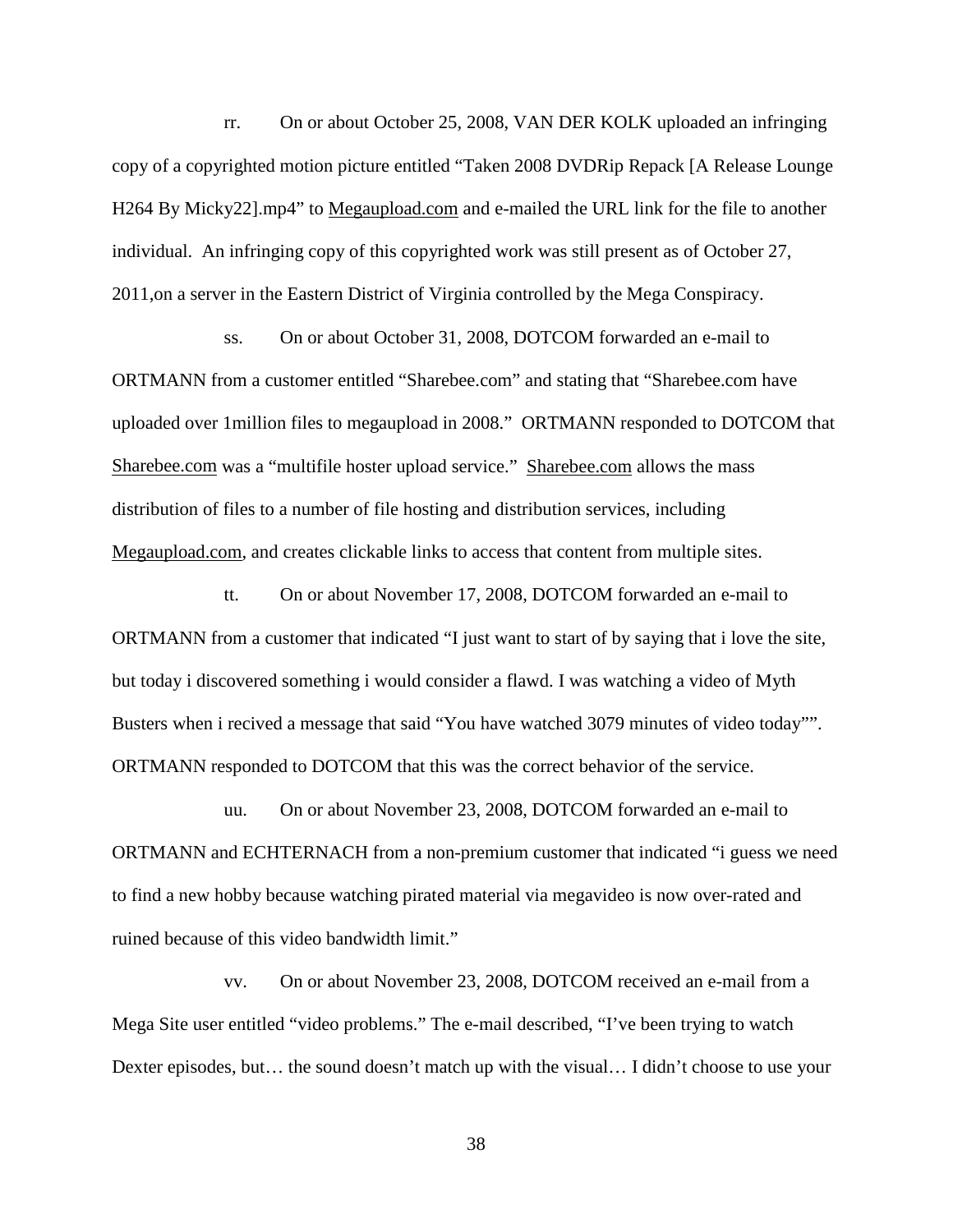rr. On or about October 25, 2008, VAN DER KOLK uploaded an infringing copy of a copyrighted motion picture entitled "Taken 2008 DVDRip Repack [A Release Lounge H264 By Micky22].mp4" to Megaupload.com and e-mailed the URL link for the file to another individual. An infringing copy of this copyrighted work was still present as of October 27, 2011,on a server in the Eastern District of Virginia controlled by the Mega Conspiracy.

ss. On or about October 31, 2008, DOTCOM forwarded an e-mail to ORTMANN from a customer entitled "Sharebee.com" and stating that "Sharebee.com have uploaded over 1million files to megaupload in 2008." ORTMANN responded to DOTCOM that Sharebee.com was a "multifile hoster upload service." Sharebee.com allows the mass distribution of files to a number of file hosting and distribution services, including Megaupload.com, and creates clickable links to access that content from multiple sites.

tt. On or about November 17, 2008, DOTCOM forwarded an e-mail to ORTMANN from a customer that indicated "I just want to start of by saying that i love the site, but today i discovered something i would consider a flawd. I was watching a video of Myth Busters when i recived a message that said "You have watched 3079 minutes of video today"". ORTMANN responded to DOTCOM that this was the correct behavior of the service.

uu. On or about November 23, 2008, DOTCOM forwarded an e-mail to ORTMANN and ECHTERNACH from a non-premium customer that indicated "i guess we need to find a new hobby because watching pirated material via megavideo is now over-rated and ruined because of this video bandwidth limit."

vv. On or about November 23, 2008, DOTCOM received an e-mail from a Mega Site user entitled "video problems." The e-mail described, "I've been trying to watch Dexter episodes, but… the sound doesn't match up with the visual… I didn't choose to use your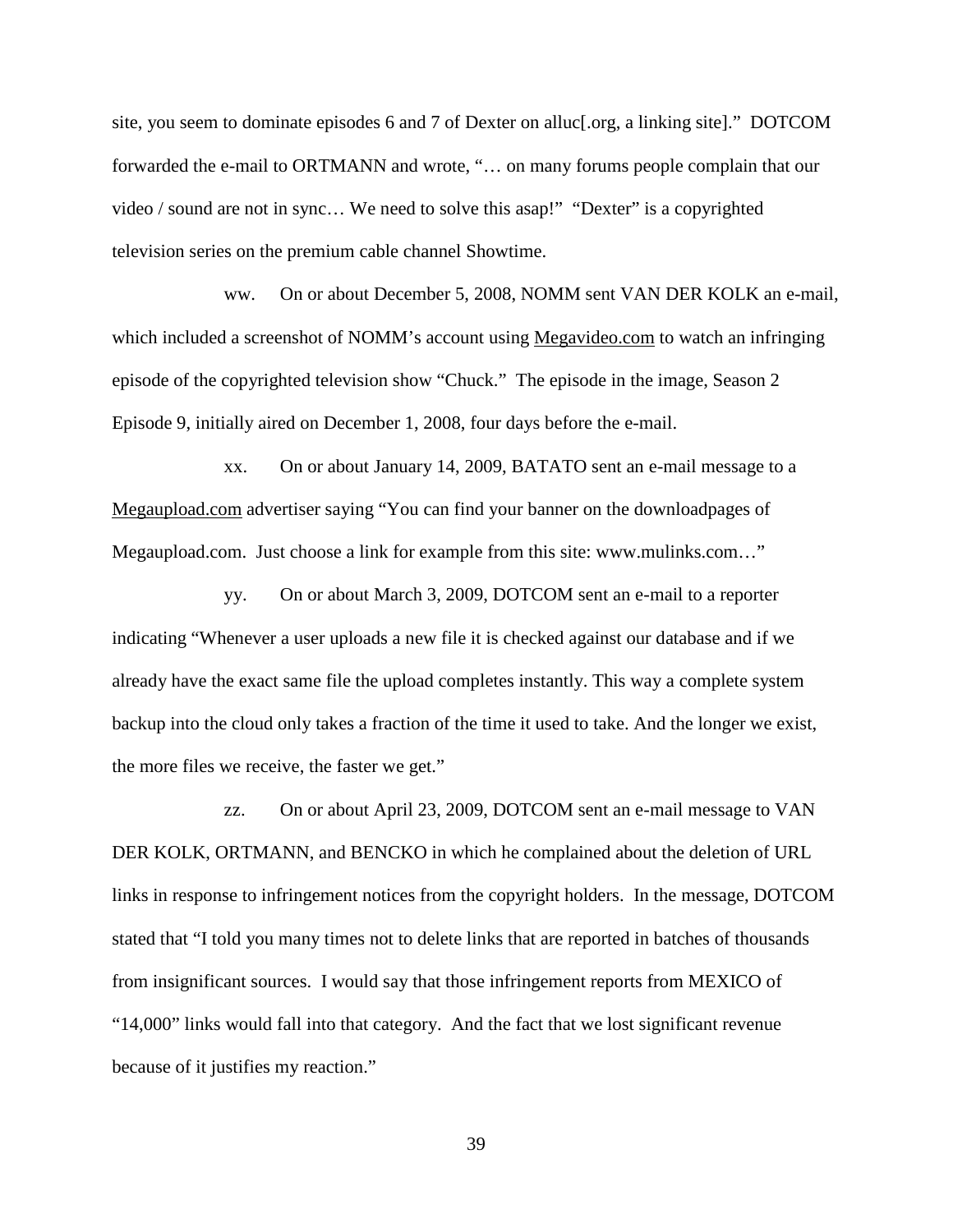site, you seem to dominate episodes 6 and 7 of Dexter on alluc[.org, a linking site]." DOTCOM forwarded the e-mail to ORTMANN and wrote, "… on many forums people complain that our video / sound are not in sync… We need to solve this asap!" "Dexter" is a copyrighted television series on the premium cable channel Showtime.

ww. On or about December 5, 2008, NOMM sent VAN DER KOLK an e-mail, which included a screenshot of NOMM's account using Megavideo.com to watch an infringing episode of the copyrighted television show "Chuck." The episode in the image, Season 2 Episode 9, initially aired on December 1, 2008, four days before the e-mail.

xx. On or about January 14, 2009, BATATO sent an e-mail message to a Megaupload.com advertiser saying "You can find your banner on the downloadpages of Megaupload.com. Just choose a link for example from this site: www.mulinks.com…"

yy. On or about March 3, 2009, DOTCOM sent an e-mail to a reporter indicating "Whenever a user uploads a new file it is checked against our database and if we already have the exact same file the upload completes instantly. This way a complete system backup into the cloud only takes a fraction of the time it used to take. And the longer we exist, the more files we receive, the faster we get."

zz. On or about April 23, 2009, DOTCOM sent an e-mail message to VAN DER KOLK, ORTMANN, and BENCKO in which he complained about the deletion of URL links in response to infringement notices from the copyright holders. In the message, DOTCOM stated that "I told you many times not to delete links that are reported in batches of thousands from insignificant sources. I would say that those infringement reports from MEXICO of "14,000" links would fall into that category. And the fact that we lost significant revenue because of it justifies my reaction."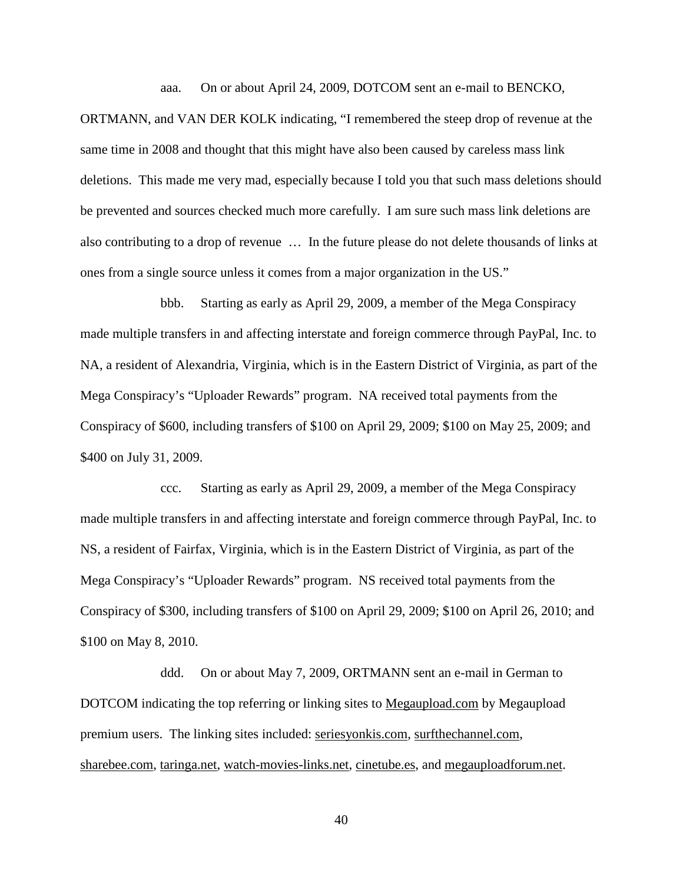aaa. On or about April 24, 2009, DOTCOM sent an e-mail to BENCKO, ORTMANN, and VAN DER KOLK indicating, "I remembered the steep drop of revenue at the same time in 2008 and thought that this might have also been caused by careless mass link deletions. This made me very mad, especially because I told you that such mass deletions should be prevented and sources checked much more carefully. I am sure such mass link deletions are also contributing to a drop of revenue … In the future please do not delete thousands of links at ones from a single source unless it comes from a major organization in the US."

bbb. Starting as early as April 29, 2009, a member of the Mega Conspiracy made multiple transfers in and affecting interstate and foreign commerce through PayPal, Inc. to NA, a resident of Alexandria, Virginia, which is in the Eastern District of Virginia, as part of the Mega Conspiracy's "Uploader Rewards" program. NA received total payments from the Conspiracy of $600, including transfers of $100 on April 29, 2009; $100 on May 25, 2009; and $400 on July 31, 2009.

ccc. Starting as early as April 29, 2009, a member of the Mega Conspiracy made multiple transfers in and affecting interstate and foreign commerce through PayPal, Inc. to NS, a resident of Fairfax, Virginia, which is in the Eastern District of Virginia, as part of the Mega Conspiracy's "Uploader Rewards" program. NS received total payments from the Conspiracy of $300, including transfers of $100 on April 29, 2009; $100 on April 26, 2010; and $100 on May 8, 2010.

ddd. On or about May 7, 2009, ORTMANN sent an e-mail in German to DOTCOM indicating the top referring or linking sites to Megaupload.com by Megaupload premium users. The linking sites included: seriesyonkis.com, surfthechannel.com, sharebee.com, taringa.net, watch-movies-links.net, cinetube.es, and megauploadforum.net.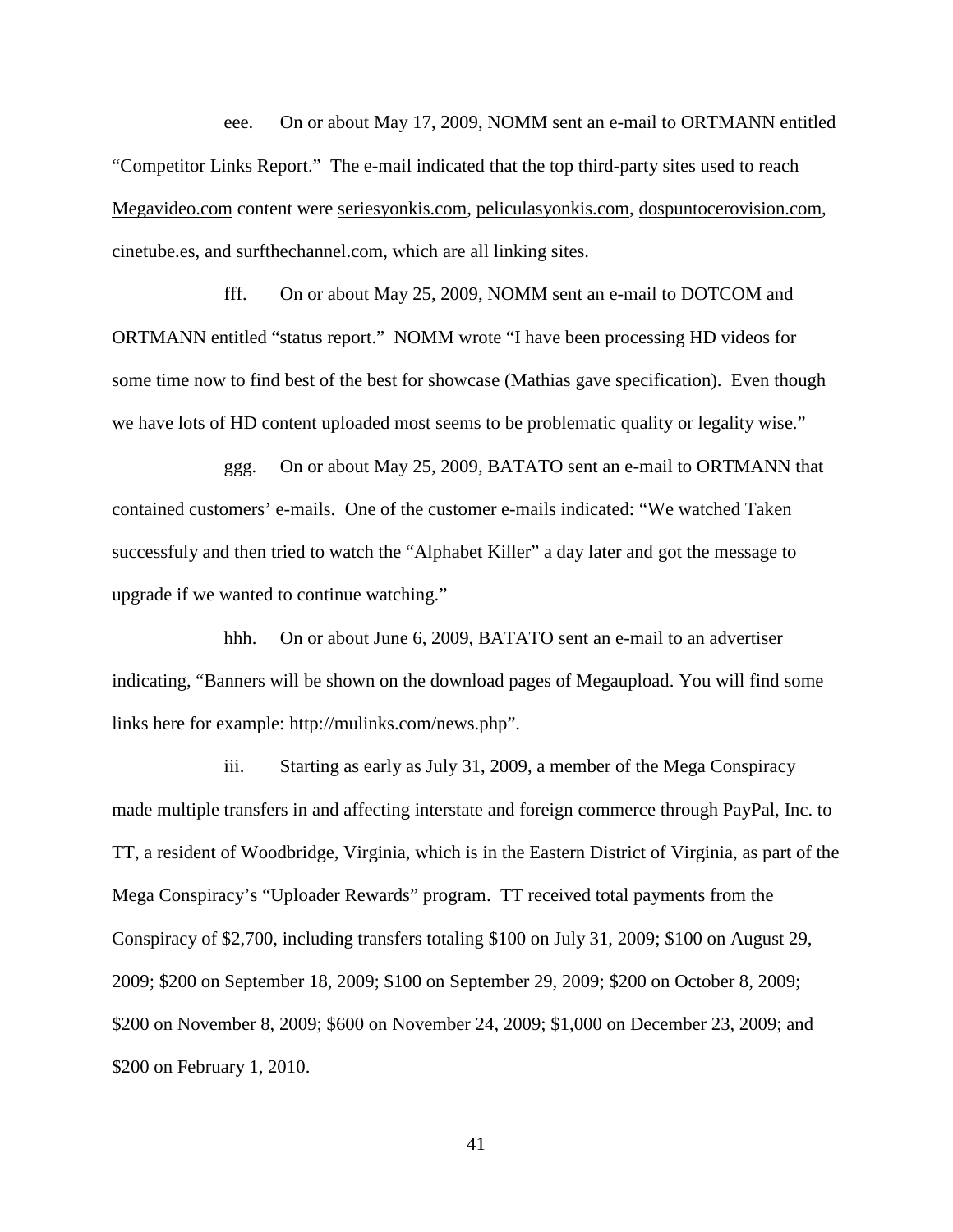eee. On or about May 17, 2009, NOMM sent an e-mail to ORTMANN entitled "Competitor Links Report." The e-mail indicated that the top third-party sites used to reach Megavideo.com content were seriesyonkis.com, peliculasyonkis.com, dospuntocerovision.com, cinetube.es, and surfthechannel.com, which are all linking sites.

fff. On or about May 25, 2009, NOMM sent an e-mail to DOTCOM and ORTMANN entitled "status report." NOMM wrote "I have been processing HD videos for some time now to find best of the best for showcase (Mathias gave specification). Even though we have lots of HD content uploaded most seems to be problematic quality or legality wise."

ggg. On or about May 25, 2009, BATATO sent an e-mail to ORTMANN that contained customers' e-mails. One of the customer e-mails indicated: "We watched Taken successfuly and then tried to watch the "Alphabet Killer" a day later and got the message to upgrade if we wanted to continue watching."

hhh. On or about June 6, 2009, BATATO sent an e-mail to an advertiser indicating, "Banners will be shown on the download pages of Megaupload. You will find some links here for example: http://mulinks.com/news.php".

iii. Starting as early as July 31, 2009, a member of the Mega Conspiracy made multiple transfers in and affecting interstate and foreign commerce through PayPal, Inc. to TT, a resident of Woodbridge, Virginia, which is in the Eastern District of Virginia, as part of the Mega Conspiracy's "Uploader Rewards" program. TT received total payments from the Conspiracy of $2,700, including transfers totaling $100 on July 31, 2009; $100 on August 29, 2009; $200 on September 18, 2009; $100 on September 29, 2009; $200 on October 8, 2009; $200 on November 8, 2009; $600 on November 24, 2009; $1,000 on December 23, 2009; and $200 on February 1, 2010.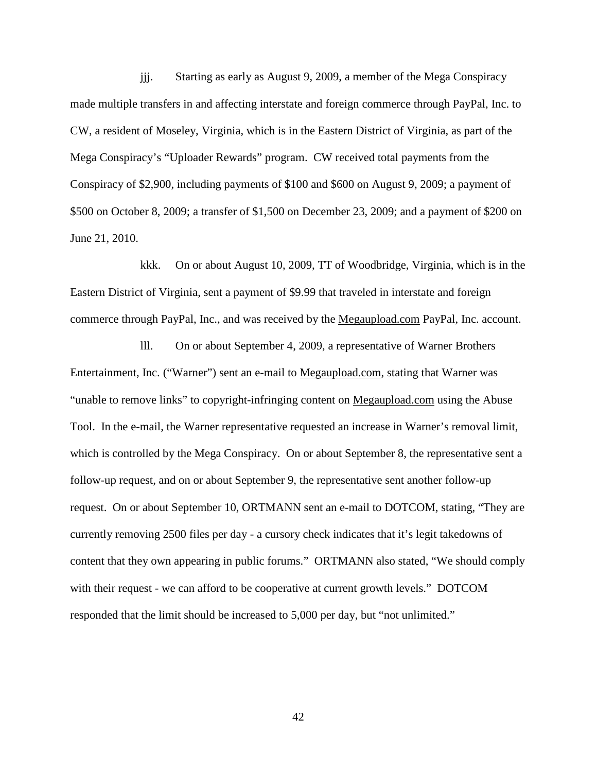jjj. Starting as early as August 9, 2009, a member of the Mega Conspiracy made multiple transfers in and affecting interstate and foreign commerce through PayPal, Inc. to CW, a resident of Moseley, Virginia, which is in the Eastern District of Virginia, as part of the Mega Conspiracy's "Uploader Rewards" program. CW received total payments from the Conspiracy of $2,900, including payments of $100 and $600 on August 9, 2009; a payment of $500 on October 8, 2009; a transfer of $1,500 on December 23, 2009; and a payment of $200 on June 21, 2010.

kkk. On or about August 10, 2009, TT of Woodbridge, Virginia, which is in the Eastern District of Virginia, sent a payment of $9.99 that traveled in interstate and foreign commerce through PayPal, Inc., and was received by the Megaupload.com PayPal, Inc. account.

lll. On or about September 4, 2009, a representative of Warner Brothers Entertainment, Inc. ("Warner") sent an e-mail to Megaupload.com, stating that Warner was "unable to remove links" to copyright-infringing content on Megaupload.com using the Abuse Tool. In the e-mail, the Warner representative requested an increase in Warner's removal limit, which is controlled by the Mega Conspiracy. On or about September 8, the representative sent a follow-up request, and on or about September 9, the representative sent another follow-up request. On or about September 10, ORTMANN sent an e-mail to DOTCOM, stating, "They are currently removing 2500 files per day - a cursory check indicates that it's legit takedowns of content that they own appearing in public forums." ORTMANN also stated, "We should comply with their request - we can afford to be cooperative at current growth levels." DOTCOM responded that the limit should be increased to 5,000 per day, but "not unlimited."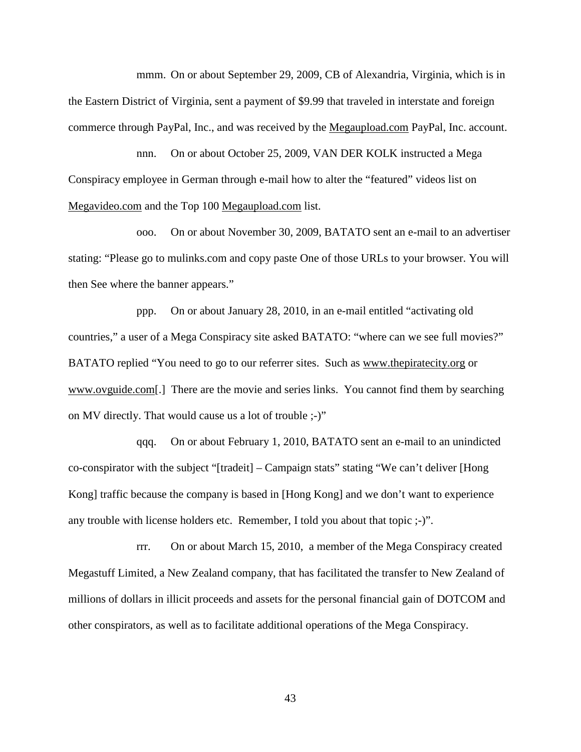mmm. On or about September 29, 2009, CB of Alexandria, Virginia, which is in the Eastern District of Virginia, sent a payment of $9.99 that traveled in interstate and foreign commerce through PayPal, Inc., and was received by the Megaupload.com PayPal, Inc. account.

nnn. On or about October 25, 2009, VAN DER KOLK instructed a Mega Conspiracy employee in German through e-mail how to alter the "featured" videos list on Megavideo.com and the Top 100 Megaupload.com list.

ooo. On or about November 30, 2009, BATATO sent an e-mail to an advertiser stating: "Please go to mulinks.com and copy paste One of those URLs to your browser. You will then See where the banner appears."

ppp. On or about January 28, 2010, in an e-mail entitled "activating old countries," a user of a Mega Conspiracy site asked BATATO: "where can we see full movies?" BATATO replied "You need to go to our referrer sites. Such as www.thepiratecity.org or www.ovguide.com[.] There are the movie and series links. You cannot find them by searching on MV directly. That would cause us a lot of trouble ;-)"

qqq. On or about February 1, 2010, BATATO sent an e-mail to an unindicted co-conspirator with the subject "[tradeit] – Campaign stats" stating "We can't deliver [Hong Kong] traffic because the company is based in [Hong Kong] and we don't want to experience any trouble with license holders etc. Remember, I told you about that topic ;-)".

rrr. On or about March 15, 2010, a member of the Mega Conspiracy created Megastuff Limited, a New Zealand company, that has facilitated the transfer to New Zealand of millions of dollars in illicit proceeds and assets for the personal financial gain of DOTCOM and other conspirators, as well as to facilitate additional operations of the Mega Conspiracy.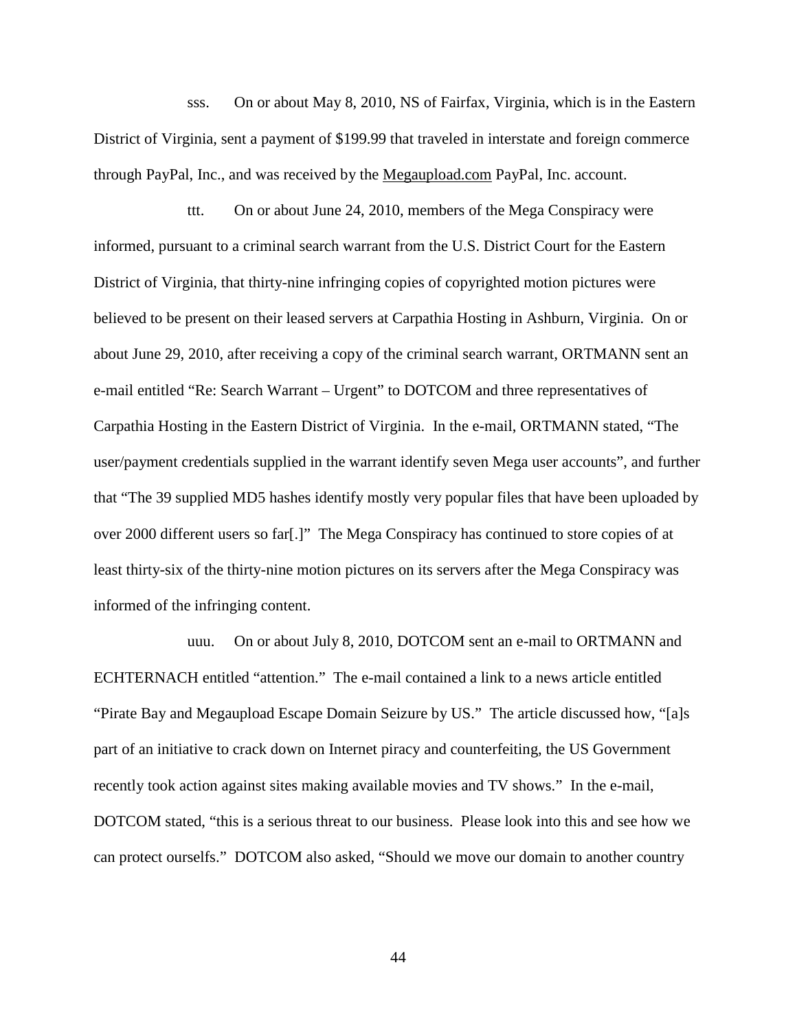sss. On or about May 8, 2010, NS of Fairfax, Virginia, which is in the Eastern District of Virginia, sent a payment of $199.99 that traveled in interstate and foreign commerce through PayPal, Inc., and was received by the Megaupload.com PayPal, Inc. account.

ttt. On or about June 24, 2010, members of the Mega Conspiracy were informed, pursuant to a criminal search warrant from the U.S. District Court for the Eastern District of Virginia, that thirty-nine infringing copies of copyrighted motion pictures were believed to be present on their leased servers at Carpathia Hosting in Ashburn, Virginia. On or about June 29, 2010, after receiving a copy of the criminal search warrant, ORTMANN sent an e-mail entitled "Re: Search Warrant – Urgent" to DOTCOM and three representatives of Carpathia Hosting in the Eastern District of Virginia. In the e-mail, ORTMANN stated, "The user/payment credentials supplied in the warrant identify seven Mega user accounts", and further that "The 39 supplied MD5 hashes identify mostly very popular files that have been uploaded by over 2000 different users so far[.]" The Mega Conspiracy has continued to store copies of at least thirty-six of the thirty-nine motion pictures on its servers after the Mega Conspiracy was informed of the infringing content.

uuu. On or about July 8, 2010, DOTCOM sent an e-mail to ORTMANN and ECHTERNACH entitled "attention." The e-mail contained a link to a news article entitled "Pirate Bay and Megaupload Escape Domain Seizure by US." The article discussed how, "[a]s part of an initiative to crack down on Internet piracy and counterfeiting, the US Government recently took action against sites making available movies and TV shows." In the e-mail, DOTCOM stated, "this is a serious threat to our business. Please look into this and see how we can protect ourselfs." DOTCOM also asked, "Should we move our domain to another country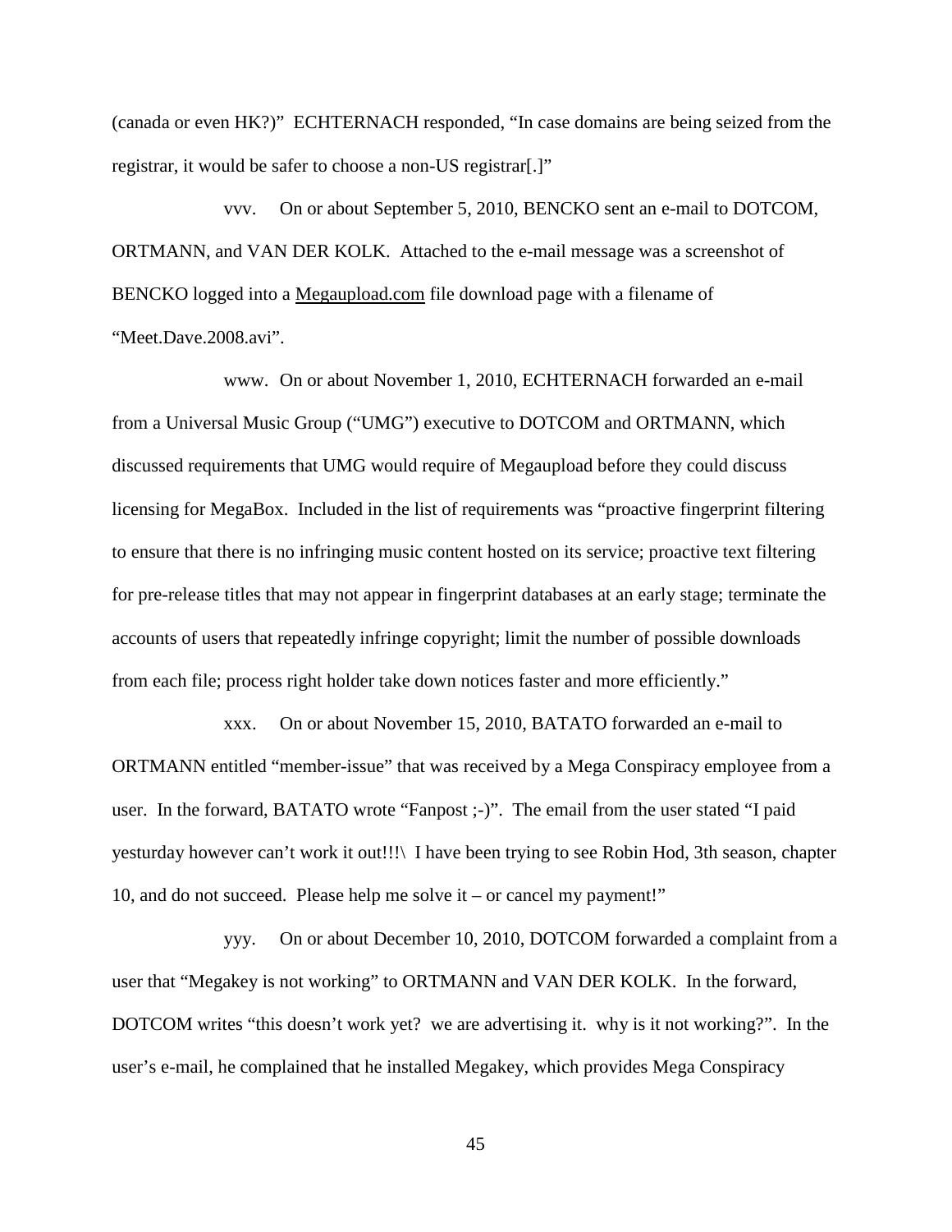(canada or even HK?)" ECHTERNACH responded, "In case domains are being seized from the registrar, it would be safer to choose a non-US registrar[.]"

vvv. On or about September 5, 2010, BENCKO sent an e-mail to DOTCOM, ORTMANN, and VAN DER KOLK. Attached to the e-mail message was a screenshot of BENCKO logged into a Megaupload.com file download page with a filename of "Meet.Dave.2008.avi".

www. On or about November 1, 2010, ECHTERNACH forwarded an e-mail from a Universal Music Group ("UMG") executive to DOTCOM and ORTMANN, which discussed requirements that UMG would require of Megaupload before they could discuss licensing for MegaBox. Included in the list of requirements was "proactive fingerprint filtering to ensure that there is no infringing music content hosted on its service; proactive text filtering for pre-release titles that may not appear in fingerprint databases at an early stage; terminate the accounts of users that repeatedly infringe copyright; limit the number of possible downloads from each file; process right holder take down notices faster and more efficiently."

xxx. On or about November 15, 2010, BATATO forwarded an e-mail to ORTMANN entitled "member-issue" that was received by a Mega Conspiracy employee from a user. In the forward, BATATO wrote "Fanpost ;-)". The email from the user stated "I paid yesturday however can't work it out!!!\ I have been trying to see Robin Hod, 3th season, chapter 10, and do not succeed. Please help me solve it – or cancel my payment!"

yyy. On or about December 10, 2010, DOTCOM forwarded a complaint from a user that "Megakey is not working" to ORTMANN and VAN DER KOLK. In the forward, DOTCOM writes "this doesn't work yet? we are advertising it. why is it not working?". In the user's e-mail, he complained that he installed Megakey, which provides Mega Conspiracy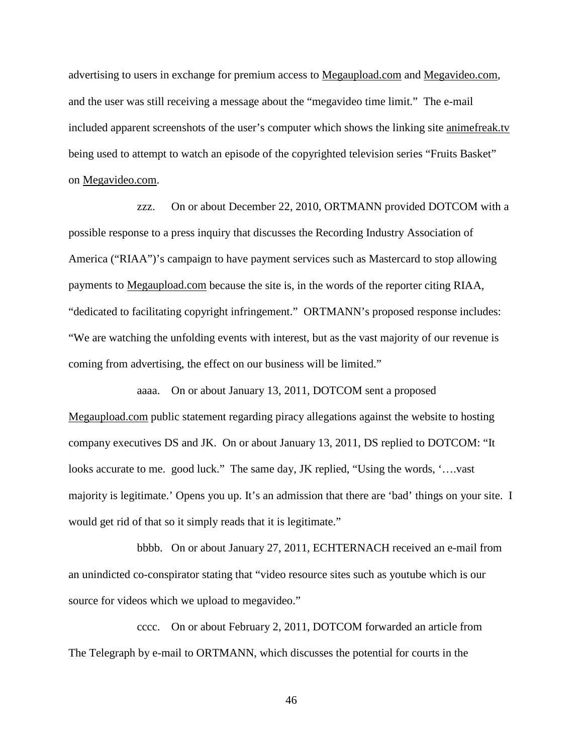advertising to users in exchange for premium access to Megaupload.com and Megavideo.com, and the user was still receiving a message about the "megavideo time limit." The e-mail included apparent screenshots of the user's computer which shows the linking site animefreak.tv being used to attempt to watch an episode of the copyrighted television series "Fruits Basket" on Megavideo.com.

zzz. On or about December 22, 2010, ORTMANN provided DOTCOM with a possible response to a press inquiry that discusses the Recording Industry Association of America ("RIAA")'s campaign to have payment services such as Mastercard to stop allowing payments to Megaupload.com because the site is, in the words of the reporter citing RIAA, "dedicated to facilitating copyright infringement." ORTMANN's proposed response includes: "We are watching the unfolding events with interest, but as the vast majority of our revenue is coming from advertising, the effect on our business will be limited."

aaaa. On or about January 13, 2011, DOTCOM sent a proposed Megaupload.com public statement regarding piracy allegations against the website to hosting company executives DS and JK. On or about January 13, 2011, DS replied to DOTCOM: "It looks accurate to me. good luck." The same day, JK replied, "Using the words, '….vast majority is legitimate.' Opens you up. It's an admission that there are 'bad' things on your site. I would get rid of that so it simply reads that it is legitimate."

bbbb. On or about January 27, 2011, ECHTERNACH received an e-mail from an unindicted co-conspirator stating that "video resource sites such as youtube which is our source for videos which we upload to megavideo."

cccc. On or about February 2, 2011, DOTCOM forwarded an article from The Telegraph by e-mail to ORTMANN, which discusses the potential for courts in the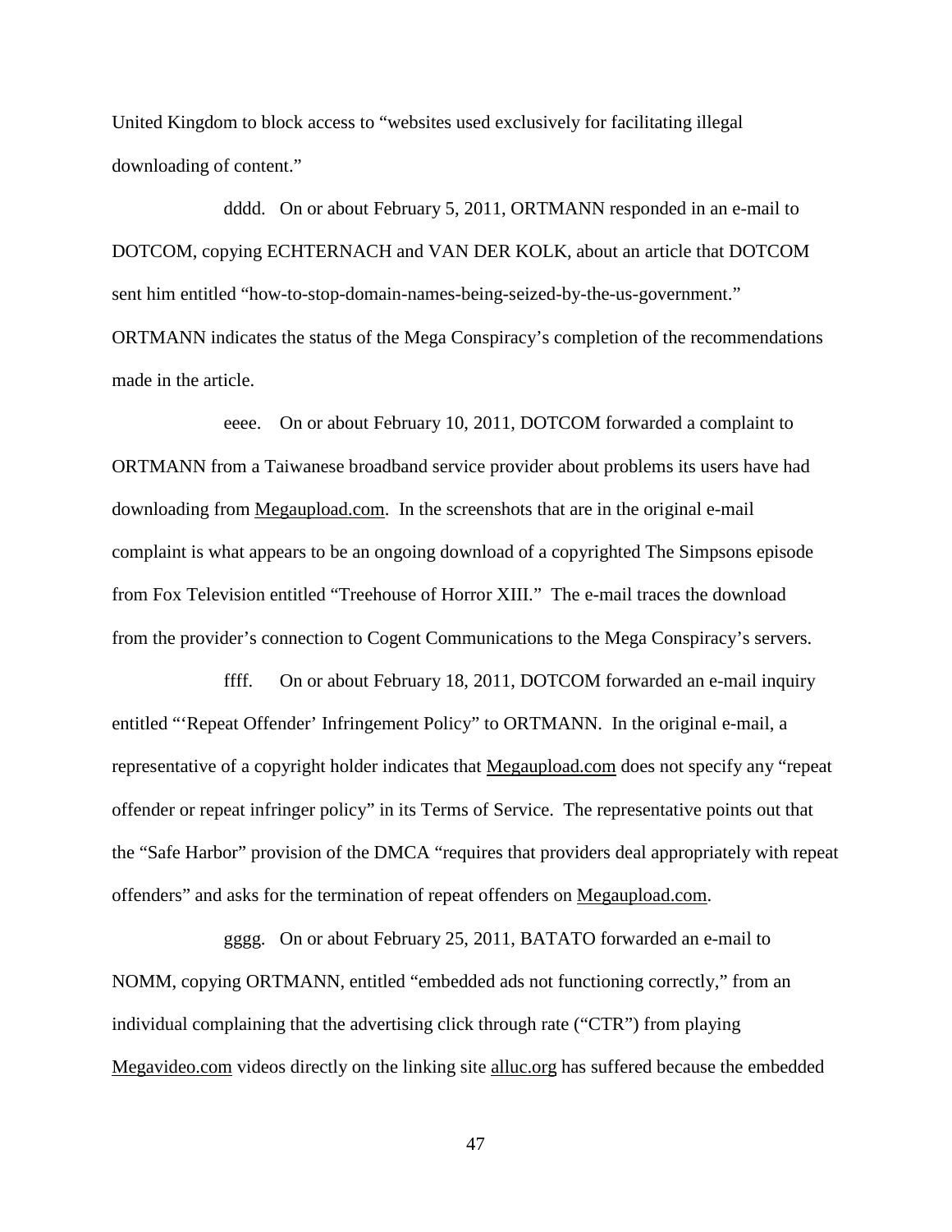United Kingdom to block access to "websites used exclusively for facilitating illegal downloading of content."

dddd. On or about February 5, 2011, ORTMANN responded in an e-mail to DOTCOM, copying ECHTERNACH and VAN DER KOLK, about an article that DOTCOM sent him entitled "how-to-stop-domain-names-being-seized-by-the-us-government." ORTMANN indicates the status of the Mega Conspiracy's completion of the recommendations made in the article.

eeee. On or about February 10, 2011, DOTCOM forwarded a complaint to ORTMANN from a Taiwanese broadband service provider about problems its users have had downloading from Megaupload.com. In the screenshots that are in the original e-mail complaint is what appears to be an ongoing download of a copyrighted The Simpsons episode from Fox Television entitled "Treehouse of Horror XIII." The e-mail traces the download from the provider's connection to Cogent Communications to the Mega Conspiracy's servers.

ffff. On or about February 18, 2011, DOTCOM forwarded an e-mail inquiry entitled "'Repeat Offender' Infringement Policy" to ORTMANN. In the original e-mail, a representative of a copyright holder indicates that Megaupload.com does not specify any "repeat offender or repeat infringer policy" in its Terms of Service. The representative points out that the "Safe Harbor" provision of the DMCA "requires that providers deal appropriately with repeat offenders" and asks for the termination of repeat offenders on Megaupload.com.

gggg. On or about February 25, 2011, BATATO forwarded an e-mail to NOMM, copying ORTMANN, entitled "embedded ads not functioning correctly," from an individual complaining that the advertising click through rate ("CTR") from playing Megavideo.com videos directly on the linking site alluc.org has suffered because the embedded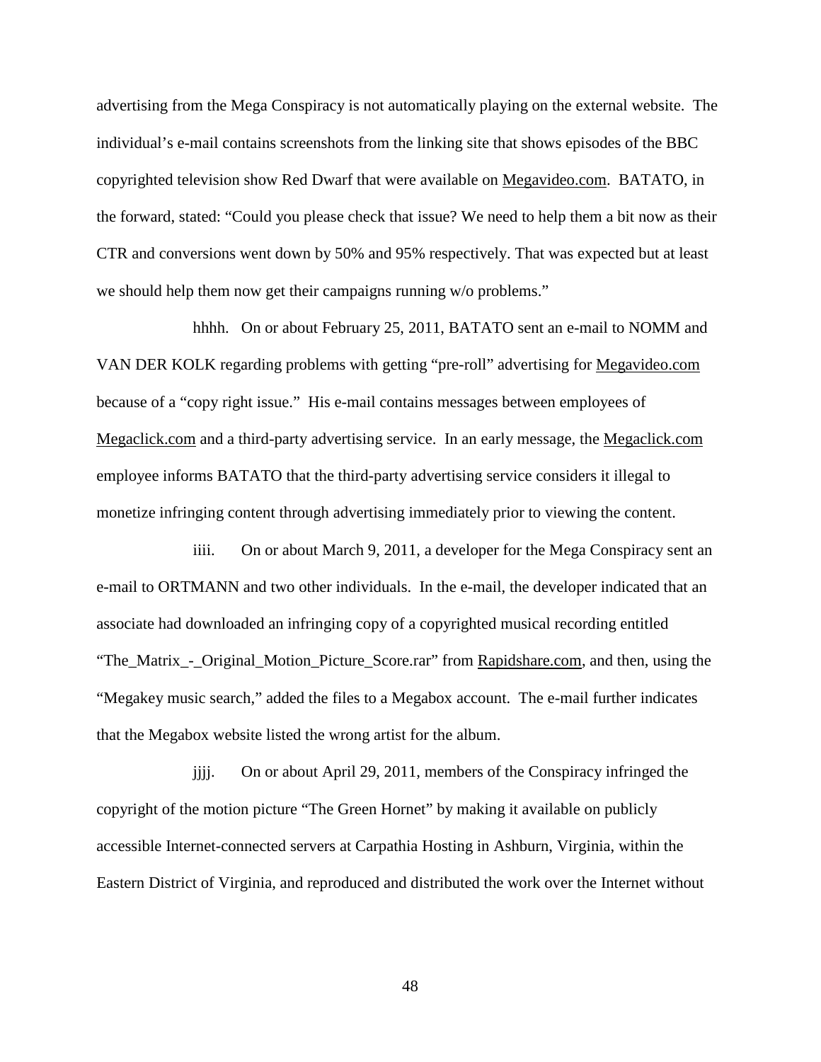advertising from the Mega Conspiracy is not automatically playing on the external website. The individual's e-mail contains screenshots from the linking site that shows episodes of the BBC copyrighted television show Red Dwarf that were available on Megavideo.com. BATATO, in the forward, stated: "Could you please check that issue? We need to help them a bit now as their CTR and conversions went down by 50% and 95% respectively. That was expected but at least we should help them now get their campaigns running w/o problems."

hhhh. On or about February 25, 2011, BATATO sent an e-mail to NOMM and VAN DER KOLK regarding problems with getting "pre-roll" advertising for Megavideo.com because of a "copy right issue." His e-mail contains messages between employees of Megaclick.com and a third-party advertising service. In an early message, the Megaclick.com employee informs BATATO that the third-party advertising service considers it illegal to monetize infringing content through advertising immediately prior to viewing the content.

iiii. On or about March 9, 2011, a developer for the Mega Conspiracy sent an e-mail to ORTMANN and two other individuals. In the e-mail, the developer indicated that an associate had downloaded an infringing copy of a copyrighted musical recording entitled "The_Matrix_-_Original_Motion_Picture_Score.rar" from Rapidshare.com, and then, using the "Megakey music search," added the files to a Megabox account. The e-mail further indicates that the Megabox website listed the wrong artist for the album.

jjjj. On or about April 29, 2011, members of the Conspiracy infringed the copyright of the motion picture "The Green Hornet" by making it available on publicly accessible Internet-connected servers at Carpathia Hosting in Ashburn, Virginia, within the Eastern District of Virginia, and reproduced and distributed the work over the Internet without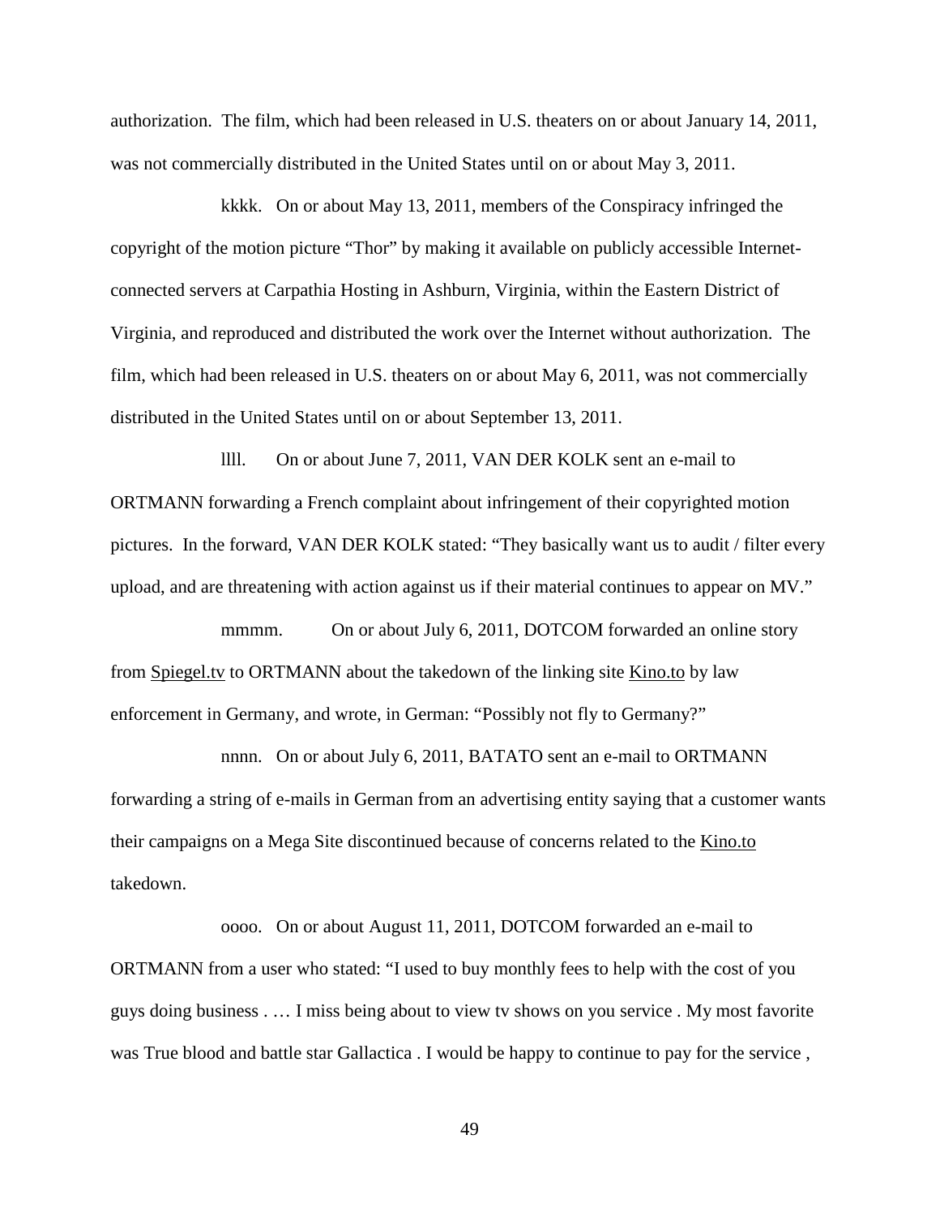authorization. The film, which had been released in U.S. theaters on or about January 14, 2011, was not commercially distributed in the United States until on or about May 3, 2011.

kkkk. On or about May 13, 2011, members of the Conspiracy infringed the copyright of the motion picture "Thor" by making it available on publicly accessible Internet-connected servers at Carpathia Hosting in Ashburn, Virginia, within the Eastern District of Virginia, and reproduced and distributed the work over the Internet without authorization. The film, which had been released in U.S. theaters on or about May 6, 2011, was not commercially distributed in the United States until on or about September 13, 2011.

llll. On or about June 7, 2011, VAN DER KOLK sent an e-mail to ORTMANN forwarding a French complaint about infringement of their copyrighted motion pictures. In the forward, VAN DER KOLK stated: "They basically want us to audit / filter every upload, and are threatening with action against us if their material continues to appear on MV."

mmmm. On or about July 6, 2011, DOTCOM forwarded an online story from Spiegel.tv to ORTMANN about the takedown of the linking site Kino.to by law enforcement in Germany, and wrote, in German: "Possibly not fly to Germany?"

nnnn. On or about July 6, 2011, BATATO sent an e-mail to ORTMANN forwarding a string of e-mails in German from an advertising entity saying that a customer wants their campaigns on a Mega Site discontinued because of concerns related to the Kino.to takedown.

oooo. On or about August 11, 2011, DOTCOM forwarded an e-mail to ORTMANN from a user who stated: "I used to buy monthly fees to help with the cost of you guys doing business . … I miss being about to view tv shows on you service . My most favorite was True blood and battle star Gallactica . I would be happy to continue to pay for the service ,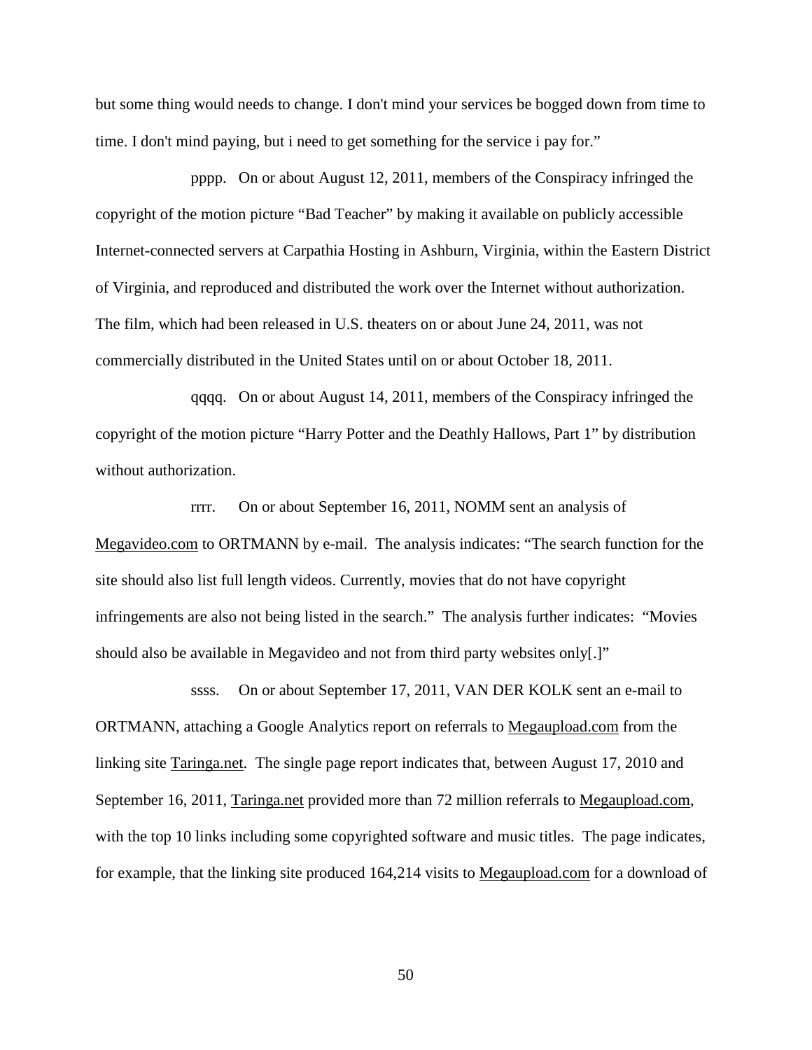but some thing would needs to change. I don't mind your services be bogged down from time to time. I don't mind paying, but i need to get something for the service i pay for."

pppp. On or about August 12, 2011, members of the Conspiracy infringed the copyright of the motion picture "Bad Teacher" by making it available on publicly accessible Internet-connected servers at Carpathia Hosting in Ashburn, Virginia, within the Eastern District of Virginia, and reproduced and distributed the work over the Internet without authorization. The film, which had been released in U.S. theaters on or about June 24, 2011, was not commercially distributed in the United States until on or about October 18, 2011.

qqqq. On or about August 14, 2011, members of the Conspiracy infringed the copyright of the motion picture "Harry Potter and the Deathly Hallows, Part 1" by distribution without authorization.

rrrr. On or about September 16, 2011, NOMM sent an analysis of Megavideo.com to ORTMANN by e-mail. The analysis indicates: "The search function for the site should also list full length videos. Currently, movies that do not have copyright infringements are also not being listed in the search." The analysis further indicates: "Movies should also be available in Megavideo and not from third party websites only[.]"

ssss. On or about September 17, 2011, VAN DER KOLK sent an e-mail to ORTMANN, attaching a Google Analytics report on referrals to Megaupload.com from the linking site Taringa.net. The single page report indicates that, between August 17, 2010 and September 16, 2011, Taringa.net provided more than 72 million referrals to Megaupload.com, with the top 10 links including some copyrighted software and music titles. The page indicates, for example, that the linking site produced 164,214 visits to Megaupload.com for a download of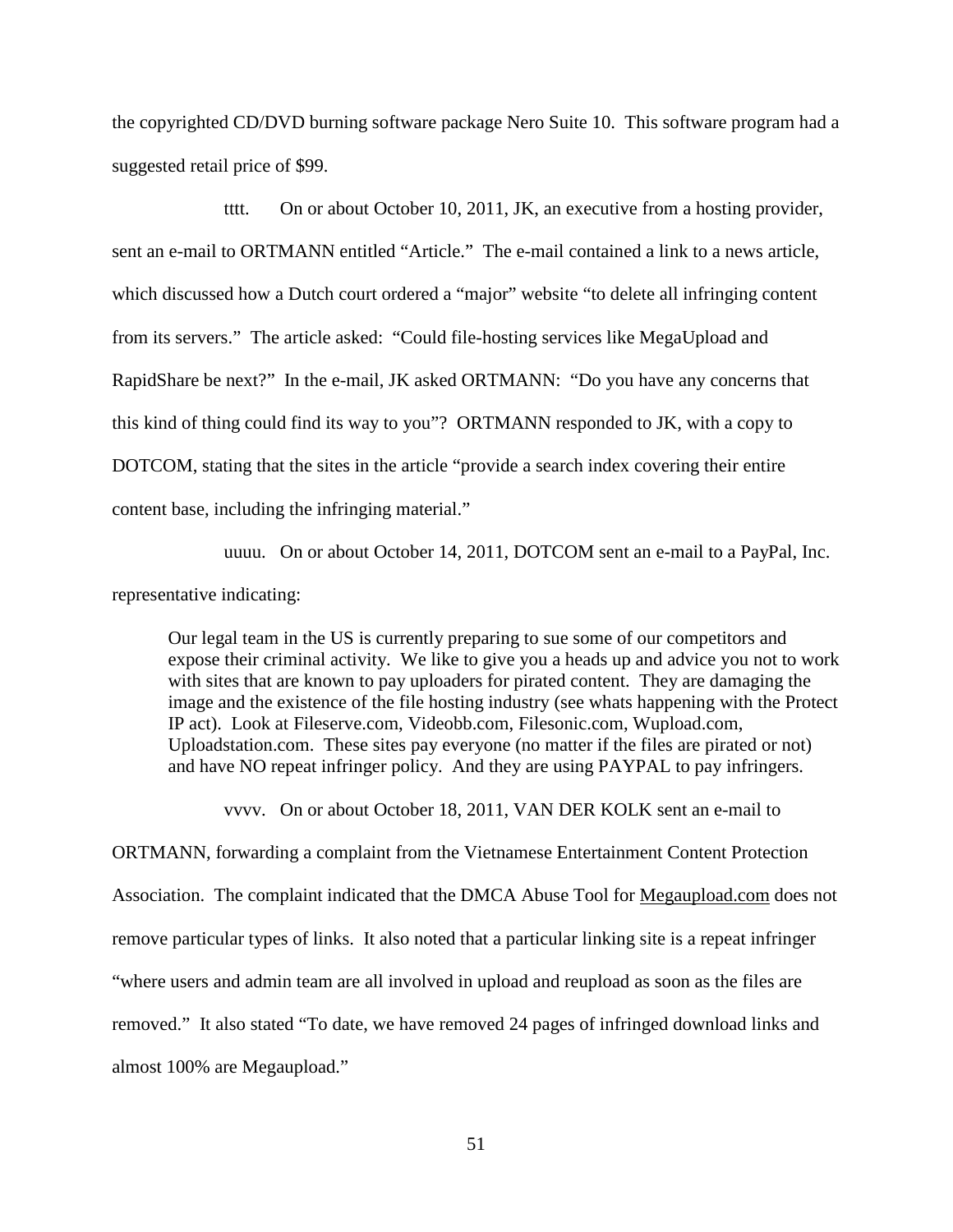the copyrighted CD/DVD burning software package Nero Suite 10. This software program had a suggested retail price of $99.

tttt. On or about October 10, 2011, JK, an executive from a hosting provider, sent an e-mail to ORTMANN entitled "Article." The e-mail contained a link to a news article, which discussed how a Dutch court ordered a "major" website "to delete all infringing content from its servers." The article asked: "Could file-hosting services like MegaUpload and RapidShare be next?" In the e-mail, JK asked ORTMANN: "Do you have any concerns that this kind of thing could find its way to you"? ORTMANN responded to JK, with a copy to DOTCOM, stating that the sites in the article "provide a search index covering their entire content base, including the infringing material."

uuuu. On or about October 14, 2011, DOTCOM sent an e-mail to a PayPal, Inc. representative indicating:

> Our legal team in the US is currently preparing to sue some of our competitors and expose their criminal activity. We like to give you a heads up and advice you not to work with sites that are known to pay uploaders for pirated content. They are damaging the image and the existence of the file hosting industry (see whats happening with the Protect IP act). Look at Fileserve.com, Videobb.com, Filesonic.com, Wupload.com, Uploadstation.com. These sites pay everyone (no matter if the files are pirated or not) and have NO repeat infringer policy. And they are using PAYPAL to pay infringers.

vvvv. On or about October 18, 2011, VAN DER KOLK sent an e-mail to ORTMANN, forwarding a complaint from the Vietnamese Entertainment Content Protection Association. The complaint indicated that the DMCA Abuse Tool for Megaupload.com does not remove particular types of links. It also noted that a particular linking site is a repeat infringer "where users and admin team are all involved in upload and reupload as soon as the files are removed." It also stated "To date, we have removed 24 pages of infringed download links and almost 100% are Megaupload."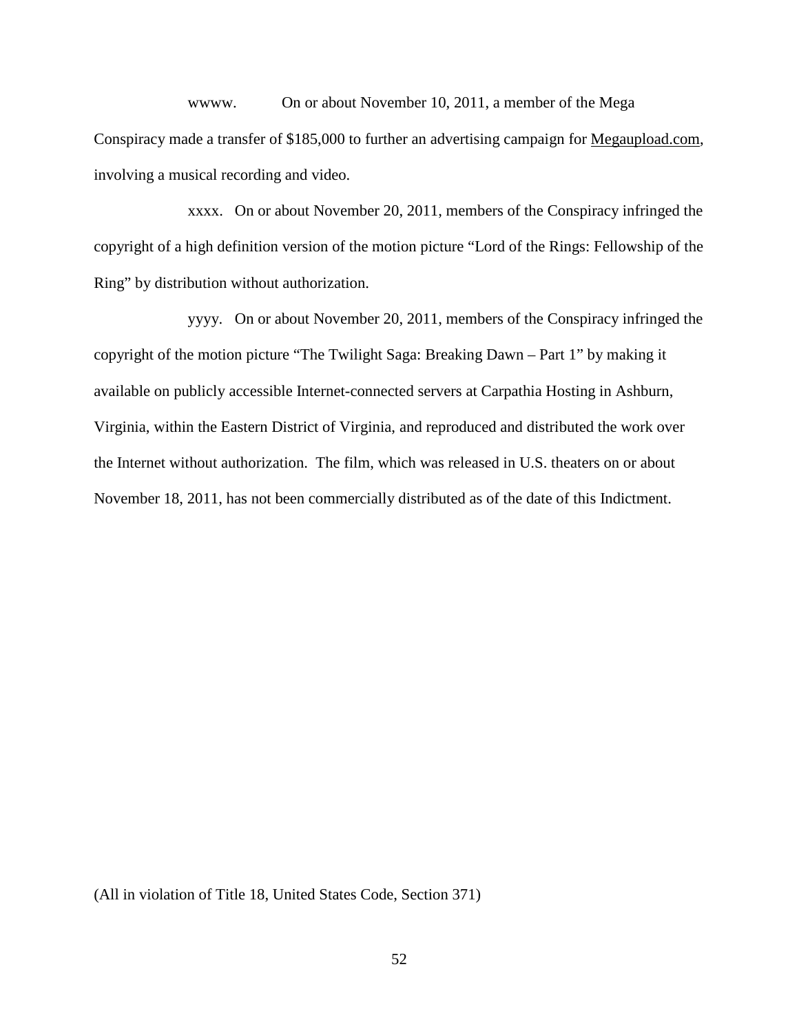wwww. On or about November 10, 2011, a member of the Mega Conspiracy made a transfer of $185,000 to further an advertising campaign for Megaupload.com, involving a musical recording and video.

xxxx. On or about November 20, 2011, members of the Conspiracy infringed the copyright of a high definition version of the motion picture "Lord of the Rings: Fellowship of the Ring" by distribution without authorization.

yyyy. On or about November 20, 2011, members of the Conspiracy infringed the copyright of the motion picture "The Twilight Saga: Breaking Dawn – Part 1" by making it available on publicly accessible Internet-connected servers at Carpathia Hosting in Ashburn, Virginia, within the Eastern District of Virginia, and reproduced and distributed the work over the Internet without authorization. The film, which was released in U.S. theaters on or about November 18, 2011, has not been commercially distributed as of the date of this Indictment.

(All in violation of Title 18, United States Code, Section 371)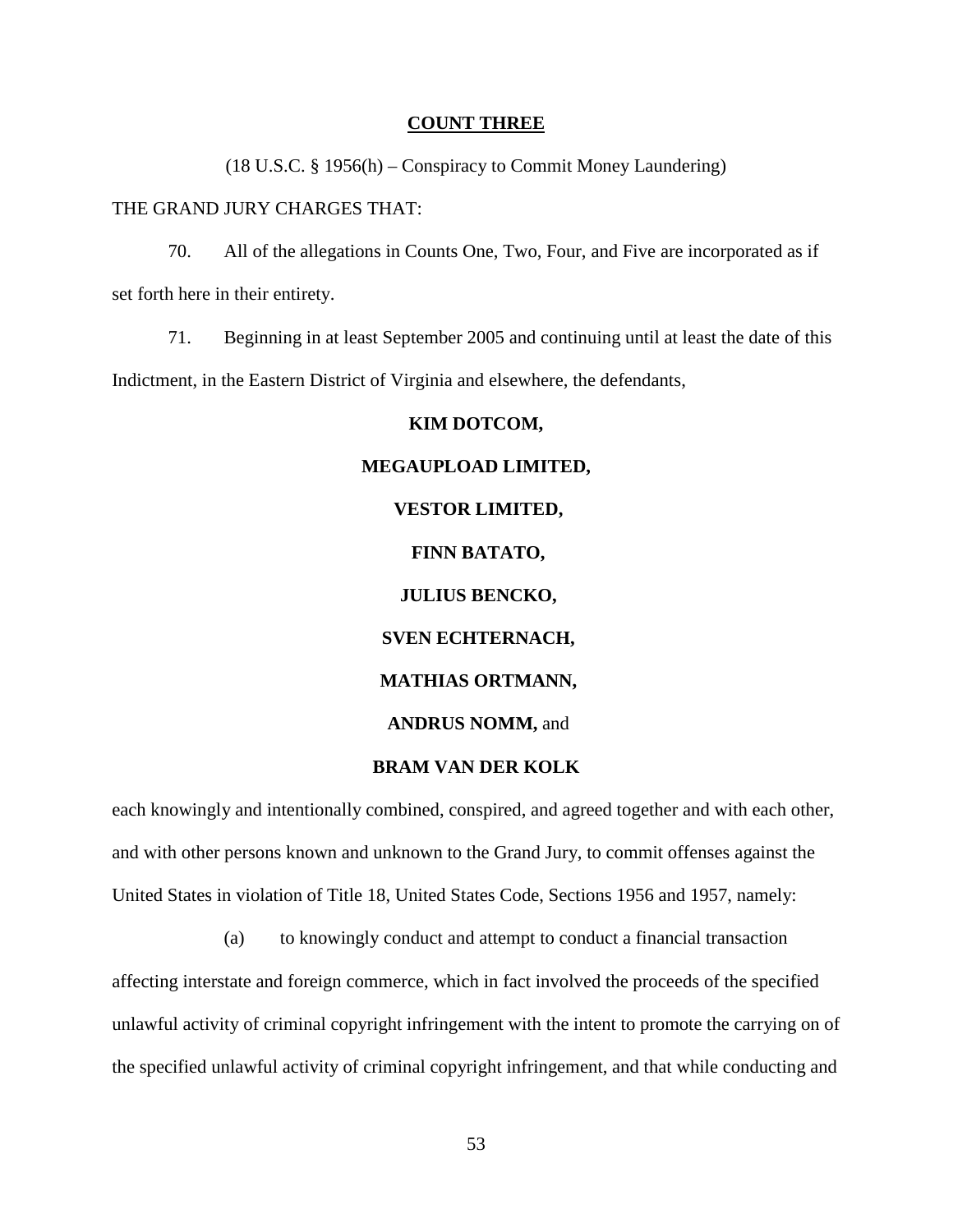**COUNT THREE**

(18 U.S.C. § 1956(h) – Conspiracy to Commit Money Laundering)

THE GRAND JURY CHARGES THAT:

70. All of the allegations in Counts One, Two, Four, and Five are incorporated as if set forth here in their entirety.

71. Beginning in at least September 2005 and continuing until at least the date of this Indictment, in the Eastern District of Virginia and elsewhere, the defendants,

**KIM DOTCOM,**

**MEGAUPLOAD LIMITED,**

**VESTOR LIMITED,**

**FINN BATATO,**

**JULIUS BENCKO,**

**SVEN ECHTERNACH,**

**MATHIAS ORTMANN,**

**ANDRUS NOMM,** and

**BRAM VAN DER KOLK**

each knowingly and intentionally combined, conspired, and agreed together and with each other, and with other persons known and unknown to the Grand Jury, to commit offenses against the United States in violation of Title 18, United States Code, Sections 1956 and 1957, namely:

(a) to knowingly conduct and attempt to conduct a financial transaction affecting interstate and foreign commerce, which in fact involved the proceeds of the specified unlawful activity of criminal copyright infringement with the intent to promote the carrying on of the specified unlawful activity of criminal copyright infringement, and that while conducting and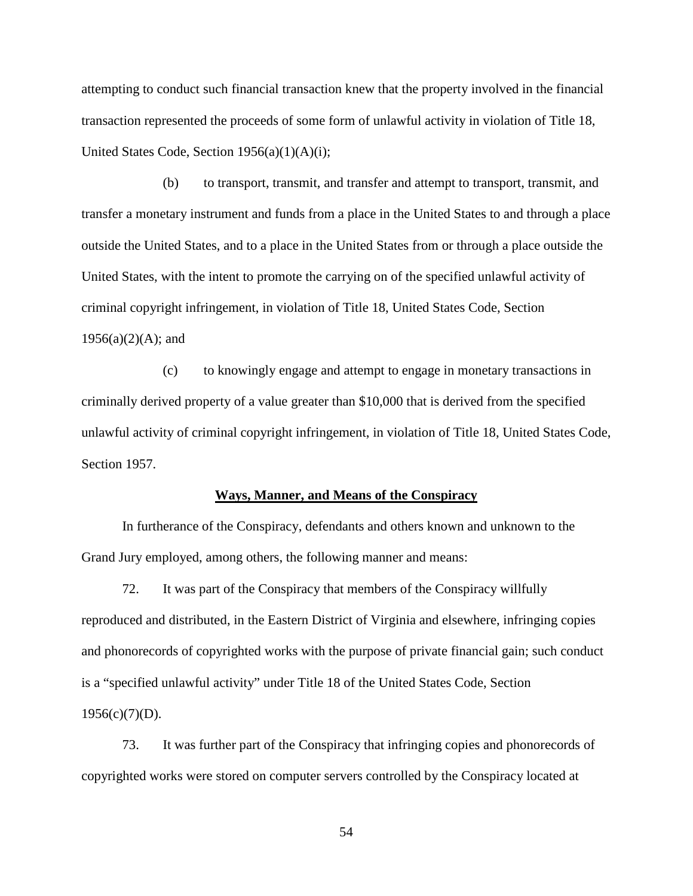attempting to conduct such financial transaction knew that the property involved in the financial transaction represented the proceeds of some form of unlawful activity in violation of Title 18, United States Code, Section 1956(a)(1)(A)(i);

(b) to transport, transmit, and transfer and attempt to transport, transmit, and transfer a monetary instrument and funds from a place in the United States to and through a place outside the United States, and to a place in the United States from or through a place outside the United States, with the intent to promote the carrying on of the specified unlawful activity of criminal copyright infringement, in violation of Title 18, United States Code, Section 1956(a)(2)(A); and

(c) to knowingly engage and attempt to engage in monetary transactions in criminally derived property of a value greater than $10,000 that is derived from the specified unlawful activity of criminal copyright infringement, in violation of Title 18, United States Code, Section 1957.

**Ways, Manner, and Means of the Conspiracy**

In furtherance of the Conspiracy, defendants and others known and unknown to the Grand Jury employed, among others, the following manner and means:

72. It was part of the Conspiracy that members of the Conspiracy willfully reproduced and distributed, in the Eastern District of Virginia and elsewhere, infringing copies and phonorecords of copyrighted works with the purpose of private financial gain; such conduct is a "specified unlawful activity" under Title 18 of the United States Code, Section 1956(c)(7)(D).

73. It was further part of the Conspiracy that infringing copies and phonorecords of copyrighted works were stored on computer servers controlled by the Conspiracy located at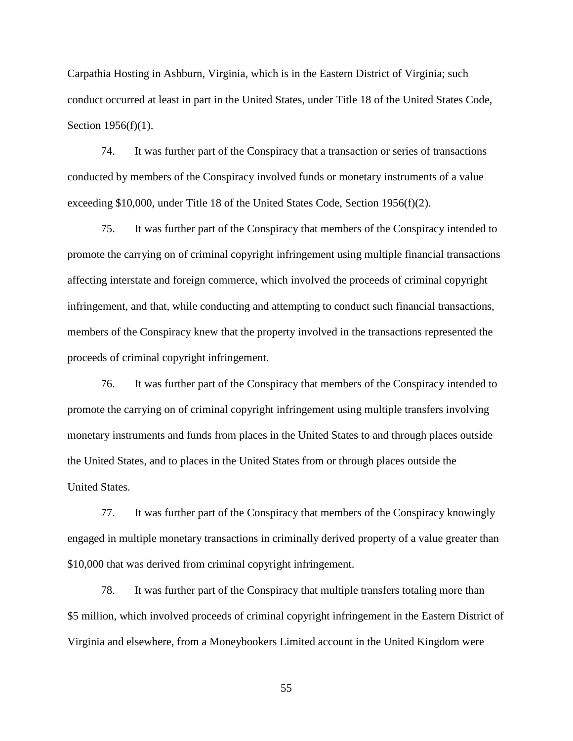Carpathia Hosting in Ashburn, Virginia, which is in the Eastern District of Virginia; such conduct occurred at least in part in the United States, under Title 18 of the United States Code, Section 1956(f)(1).

74. It was further part of the Conspiracy that a transaction or series of transactions conducted by members of the Conspiracy involved funds or monetary instruments of a value exceeding $10,000, under Title 18 of the United States Code, Section 1956(f)(2).

75. It was further part of the Conspiracy that members of the Conspiracy intended to promote the carrying on of criminal copyright infringement using multiple financial transactions affecting interstate and foreign commerce, which involved the proceeds of criminal copyright infringement, and that, while conducting and attempting to conduct such financial transactions, members of the Conspiracy knew that the property involved in the transactions represented the proceeds of criminal copyright infringement.

76. It was further part of the Conspiracy that members of the Conspiracy intended to promote the carrying on of criminal copyright infringement using multiple transfers involving monetary instruments and funds from places in the United States to and through places outside the United States, and to places in the United States from or through places outside the United States.

77. It was further part of the Conspiracy that members of the Conspiracy knowingly engaged in multiple monetary transactions in criminally derived property of a value greater than $10,000 that was derived from criminal copyright infringement.

78. It was further part of the Conspiracy that multiple transfers totaling more than $5 million, which involved proceeds of criminal copyright infringement in the Eastern District of Virginia and elsewhere, from a Moneybookers Limited account in the United Kingdom were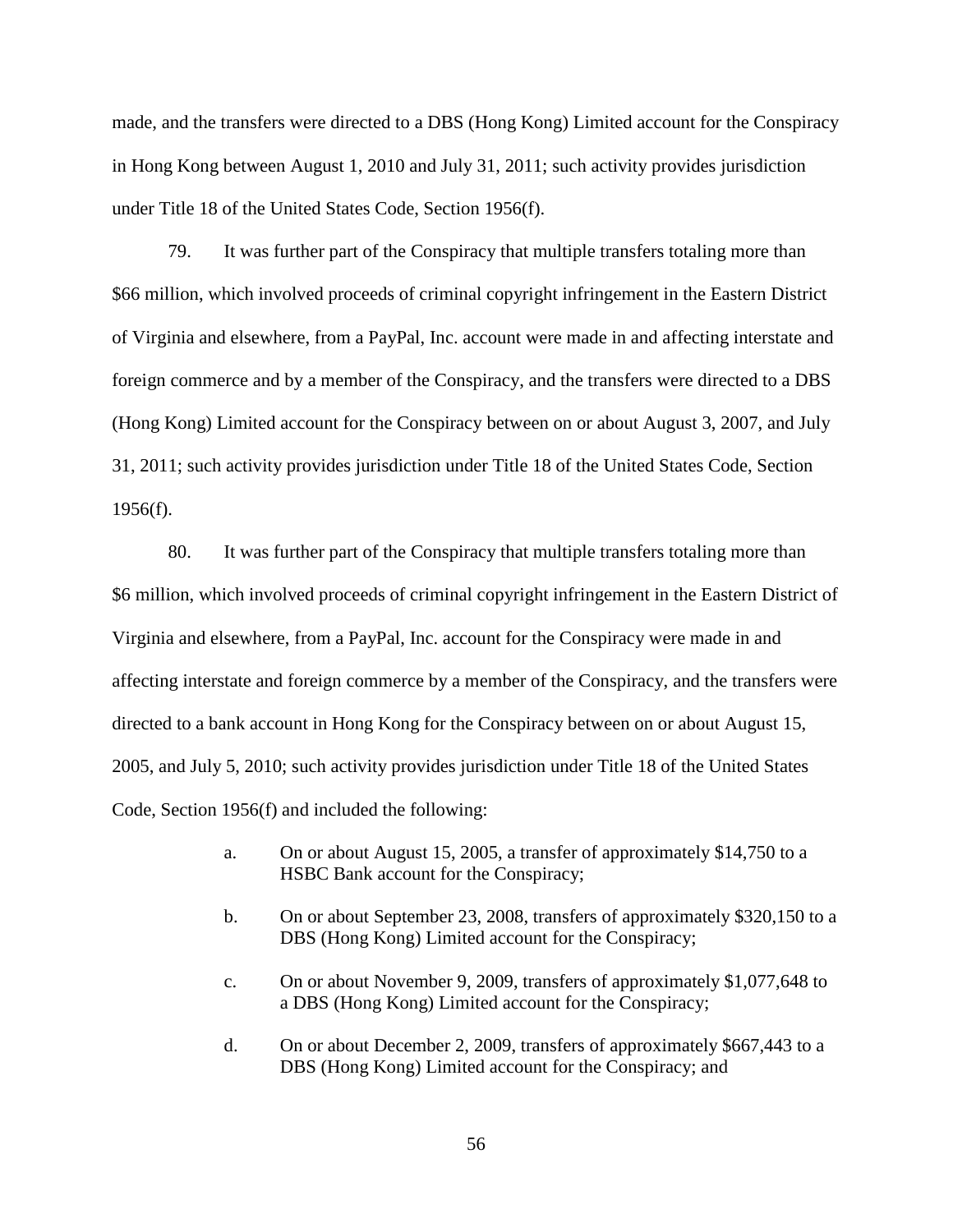made, and the transfers were directed to a DBS (Hong Kong) Limited account for the Conspiracy in Hong Kong between August 1, 2010 and July 31, 2011; such activity provides jurisdiction under Title 18 of the United States Code, Section 1956(f).

79. It was further part of the Conspiracy that multiple transfers totaling more than $66 million, which involved proceeds of criminal copyright infringement in the Eastern District of Virginia and elsewhere, from a PayPal, Inc. account were made in and affecting interstate and foreign commerce and by a member of the Conspiracy, and the transfers were directed to a DBS (Hong Kong) Limited account for the Conspiracy between on or about August 3, 2007, and July 31, 2011; such activity provides jurisdiction under Title 18 of the United States Code, Section 1956(f).

80. It was further part of the Conspiracy that multiple transfers totaling more than $6 million, which involved proceeds of criminal copyright infringement in the Eastern District of Virginia and elsewhere, from a PayPal, Inc. account for the Conspiracy were made in and affecting interstate and foreign commerce by a member of the Conspiracy, and the transfers were directed to a bank account in Hong Kong for the Conspiracy between on or about August 15, 2005, and July 5, 2010; such activity provides jurisdiction under Title 18 of the United States Code, Section 1956(f) and included the following:

a. On or about August 15, 2005, a transfer of approximately $14,750 to a HSBC Bank account for the Conspiracy;

b. On or about September 23, 2008, transfers of approximately $320,150 to a DBS (Hong Kong) Limited account for the Conspiracy;

c. On or about November 9, 2009, transfers of approximately $1,077,648 to a DBS (Hong Kong) Limited account for the Conspiracy;

d. On or about December 2, 2009, transfers of approximately $667,443 to a DBS (Hong Kong) Limited account for the Conspiracy; and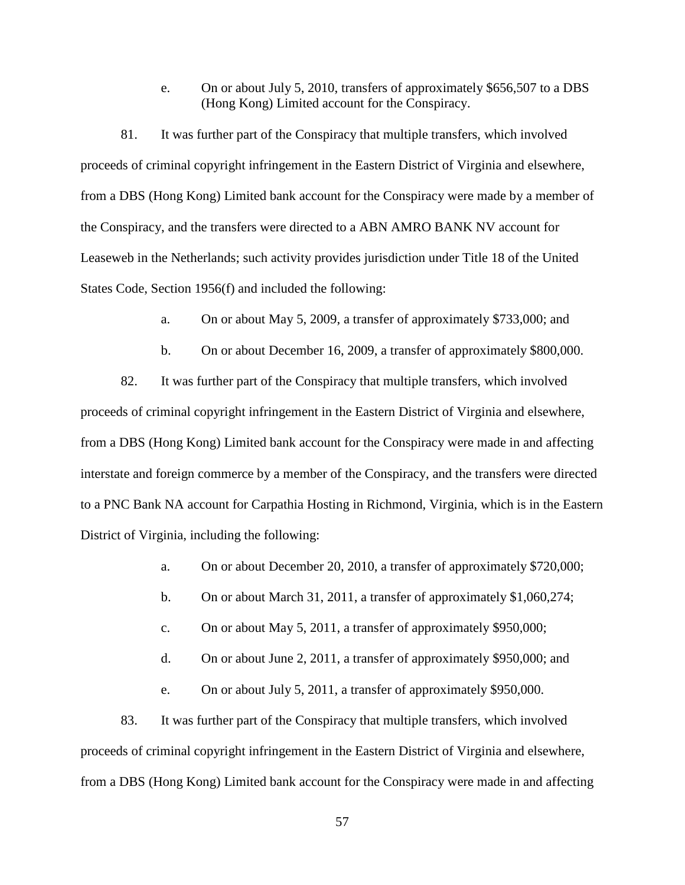e. On or about July 5, 2010, transfers of approximately $656,507 to a DBS (Hong Kong) Limited account for the Conspiracy.

81. It was further part of the Conspiracy that multiple transfers, which involved proceeds of criminal copyright infringement in the Eastern District of Virginia and elsewhere, from a DBS (Hong Kong) Limited bank account for the Conspiracy were made by a member of the Conspiracy, and the transfers were directed to a ABN AMRO BANK NV account for Leaseweb in the Netherlands; such activity provides jurisdiction under Title 18 of the United States Code, Section 1956(f) and included the following:

a. On or about May 5, 2009, a transfer of approximately $733,000; and

b. On or about December 16, 2009, a transfer of approximately $800,000.

82. It was further part of the Conspiracy that multiple transfers, which involved proceeds of criminal copyright infringement in the Eastern District of Virginia and elsewhere, from a DBS (Hong Kong) Limited bank account for the Conspiracy were made in and affecting interstate and foreign commerce by a member of the Conspiracy, and the transfers were directed to a PNC Bank NA account for Carpathia Hosting in Richmond, Virginia, which is in the Eastern District of Virginia, including the following:

a. On or about December 20, 2010, a transfer of approximately $720,000;

b. On or about March 31, 2011, a transfer of approximately $1,060,274;

c. On or about May 5, 2011, a transfer of approximately $950,000;

d. On or about June 2, 2011, a transfer of approximately $950,000; and

e. On or about July 5, 2011, a transfer of approximately $950,000.

83. It was further part of the Conspiracy that multiple transfers, which involved proceeds of criminal copyright infringement in the Eastern District of Virginia and elsewhere, from a DBS (Hong Kong) Limited bank account for the Conspiracy were made in and affecting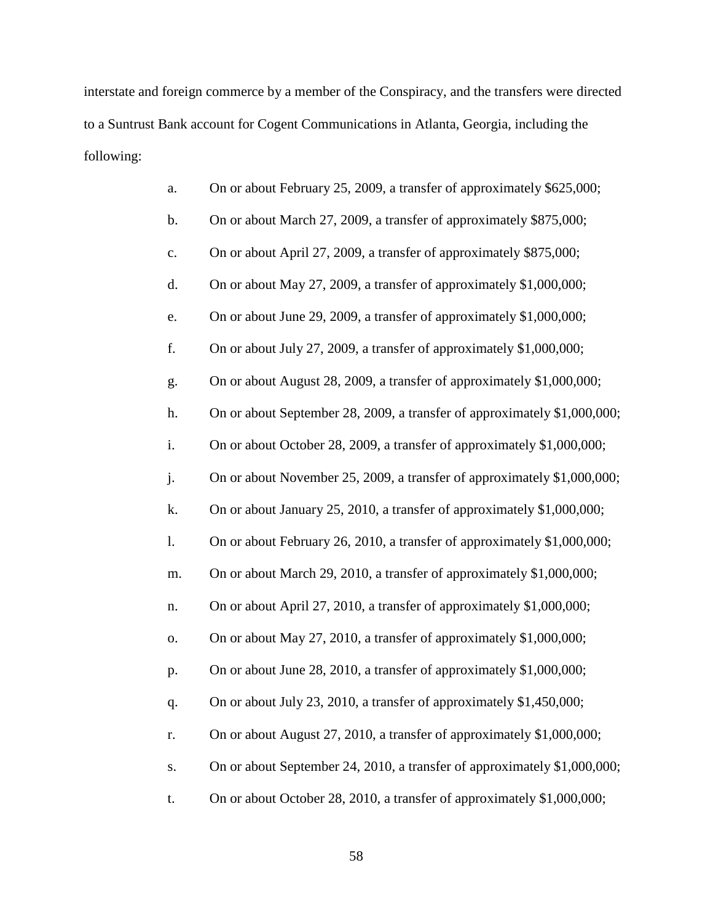interstate and foreign commerce by a member of the Conspiracy, and the transfers were directed to a Suntrust Bank account for Cogent Communications in Atlanta, Georgia, including the following:

a. On or about February 25, 2009, a transfer of approximately $625,000;

b. On or about March 27, 2009, a transfer of approximately $875,000;

c. On or about April 27, 2009, a transfer of approximately $875,000;

d. On or about May 27, 2009, a transfer of approximately $1,000,000;

e. On or about June 29, 2009, a transfer of approximately $1,000,000;

f. On or about July 27, 2009, a transfer of approximately $1,000,000;

g. On or about August 28, 2009, a transfer of approximately $1,000,000;

h. On or about September 28, 2009, a transfer of approximately $1,000,000;

i. On or about October 28, 2009, a transfer of approximately $1,000,000;

j. On or about November 25, 2009, a transfer of approximately $1,000,000;

k. On or about January 25, 2010, a transfer of approximately $1,000,000;

l. On or about February 26, 2010, a transfer of approximately $1,000,000;

m. On or about March 29, 2010, a transfer of approximately $1,000,000;

n. On or about April 27, 2010, a transfer of approximately $1,000,000;

o. On or about May 27, 2010, a transfer of approximately $1,000,000;

p. On or about June 28, 2010, a transfer of approximately $1,000,000;

q. On or about July 23, 2010, a transfer of approximately $1,450,000;

r. On or about August 27, 2010, a transfer of approximately $1,000,000;

s. On or about September 24, 2010, a transfer of approximately $1,000,000;

t. On or about October 28, 2010, a transfer of approximately $1,000,000;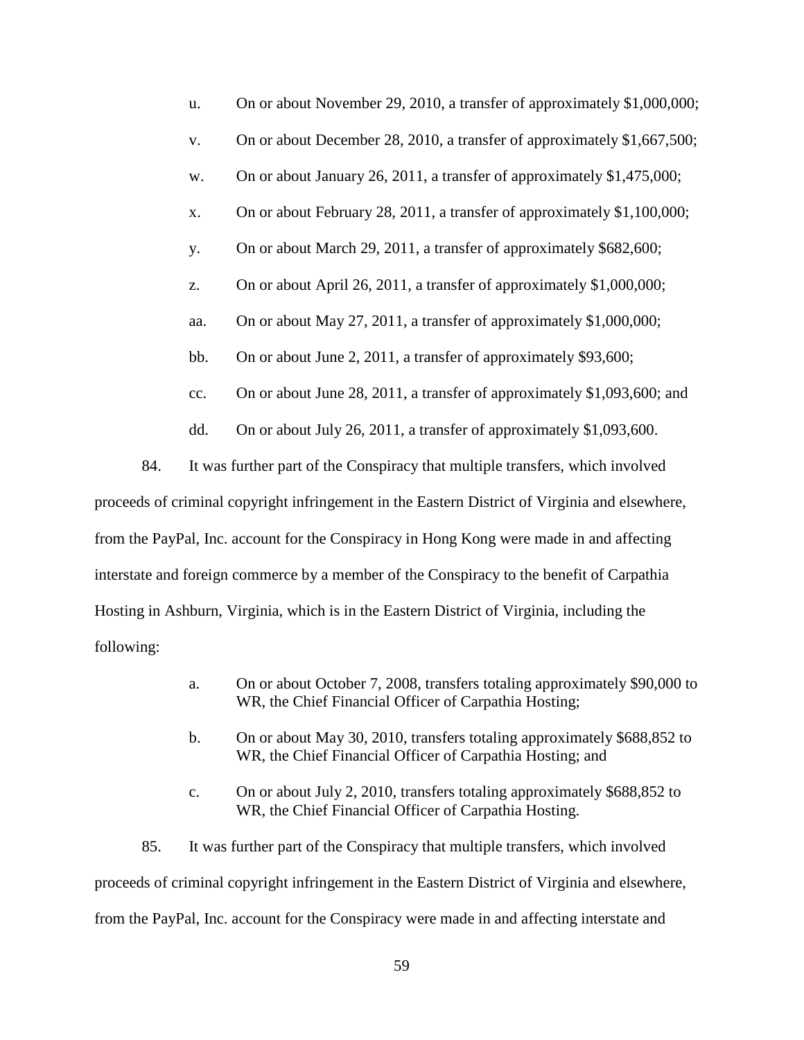u. On or about November 29, 2010, a transfer of approximately $1,000,000;

v. On or about December 28, 2010, a transfer of approximately $1,667,500;

w. On or about January 26, 2011, a transfer of approximately $1,475,000;

x. On or about February 28, 2011, a transfer of approximately $1,100,000;

y. On or about March 29, 2011, a transfer of approximately $682,600;

z. On or about April 26, 2011, a transfer of approximately $1,000,000;

aa. On or about May 27, 2011, a transfer of approximately $1,000,000;

bb. On or about June 2, 2011, a transfer of approximately $93,600;

cc. On or about June 28, 2011, a transfer of approximately $1,093,600; and

dd. On or about July 26, 2011, a transfer of approximately $1,093,600.

84. It was further part of the Conspiracy that multiple transfers, which involved proceeds of criminal copyright infringement in the Eastern District of Virginia and elsewhere, from the PayPal, Inc. account for the Conspiracy in Hong Kong were made in and affecting interstate and foreign commerce by a member of the Conspiracy to the benefit of Carpathia Hosting in Ashburn, Virginia, which is in the Eastern District of Virginia, including the following:

a. On or about October 7, 2008, transfers totaling approximately $90,000 to WR, the Chief Financial Officer of Carpathia Hosting;

b. On or about May 30, 2010, transfers totaling approximately $688,852 to WR, the Chief Financial Officer of Carpathia Hosting; and

c. On or about July 2, 2010, transfers totaling approximately $688,852 to WR, the Chief Financial Officer of Carpathia Hosting.

85. It was further part of the Conspiracy that multiple transfers, which involved proceeds of criminal copyright infringement in the Eastern District of Virginia and elsewhere, from the PayPal, Inc. account for the Conspiracy were made in and affecting interstate and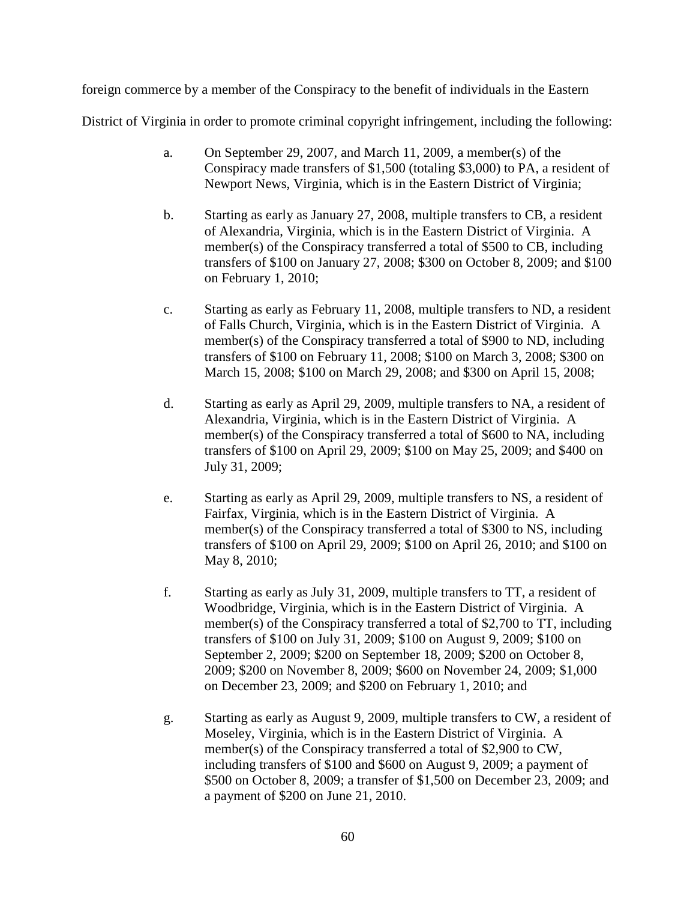foreign commerce by a member of the Conspiracy to the benefit of individuals in the Eastern District of Virginia in order to promote criminal copyright infringement, including the following:

a. On September 29, 2007, and March 11, 2009, a member(s) of the Conspiracy made transfers of $1,500 (totaling $3,000) to PA, a resident of Newport News, Virginia, which is in the Eastern District of Virginia;

b. Starting as early as January 27, 2008, multiple transfers to CB, a resident of Alexandria, Virginia, which is in the Eastern District of Virginia. A member(s) of the Conspiracy transferred a total of $500 to CB, including transfers of $100 on January 27, 2008; $300 on October 8, 2009; and $100 on February 1, 2010;

c. Starting as early as February 11, 2008, multiple transfers to ND, a resident of Falls Church, Virginia, which is in the Eastern District of Virginia. A member(s) of the Conspiracy transferred a total of $900 to ND, including transfers of $100 on February 11, 2008; $100 on March 3, 2008; $300 on March 15, 2008; $100 on March 29, 2008; and $300 on April 15, 2008;

d. Starting as early as April 29, 2009, multiple transfers to NA, a resident of Alexandria, Virginia, which is in the Eastern District of Virginia. A member(s) of the Conspiracy transferred a total of $600 to NA, including transfers of $100 on April 29, 2009; $100 on May 25, 2009; and $400 on July 31, 2009;

e. Starting as early as April 29, 2009, multiple transfers to NS, a resident of Fairfax, Virginia, which is in the Eastern District of Virginia. A member(s) of the Conspiracy transferred a total of $300 to NS, including transfers of $100 on April 29, 2009; $100 on April 26, 2010; and $100 on May 8, 2010;

f. Starting as early as July 31, 2009, multiple transfers to TT, a resident of Woodbridge, Virginia, which is in the Eastern District of Virginia. A member(s) of the Conspiracy transferred a total of $2,700 to TT, including transfers of $100 on July 31, 2009; $100 on August 9, 2009; $100 on September 2, 2009; $200 on September 18, 2009; $200 on October 8, 2009; $200 on November 8, 2009; $600 on November 24, 2009; $1,000 on December 23, 2009; and $200 on February 1, 2010; and

g. Starting as early as August 9, 2009, multiple transfers to CW, a resident of Moseley, Virginia, which is in the Eastern District of Virginia. A member(s) of the Conspiracy transferred a total of $2,900 to CW, including transfers of $100 and $600 on August 9, 2009; a payment of $500 on October 8, 2009; a transfer of $1,500 on December 23, 2009; and a payment of $200 on June 21, 2010.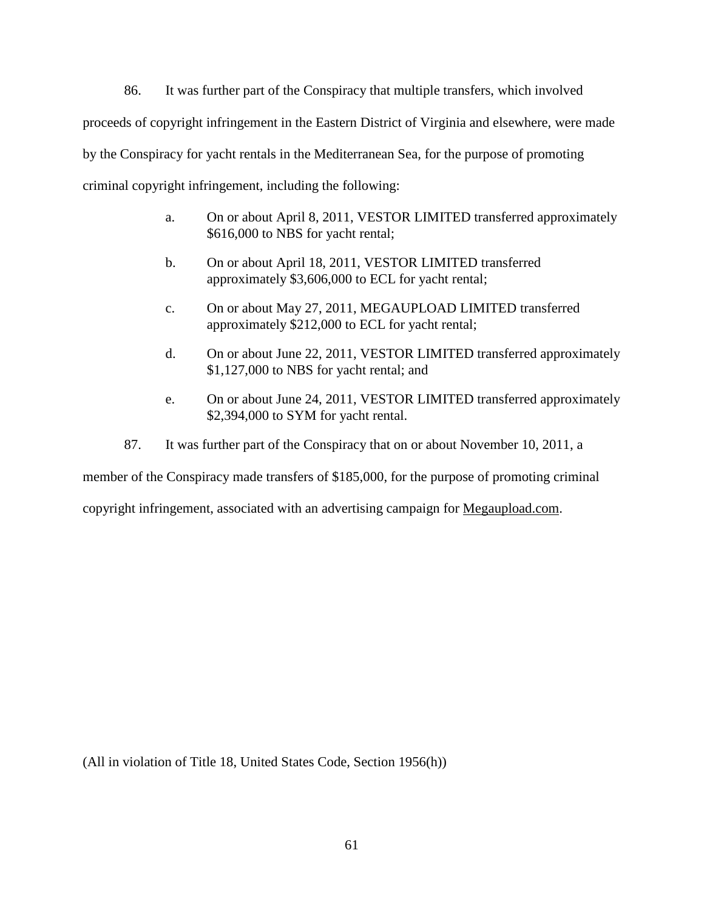86. It was further part of the Conspiracy that multiple transfers, which involved proceeds of copyright infringement in the Eastern District of Virginia and elsewhere, were made by the Conspiracy for yacht rentals in the Mediterranean Sea, for the purpose of promoting criminal copyright infringement, including the following:

a. On or about April 8, 2011, VESTOR LIMITED transferred approximately $616,000 to NBS for yacht rental;

b. On or about April 18, 2011, VESTOR LIMITED transferred approximately $3,606,000 to ECL for yacht rental;

c. On or about May 27, 2011, MEGAUPLOAD LIMITED transferred approximately $212,000 to ECL for yacht rental;

d. On or about June 22, 2011, VESTOR LIMITED transferred approximately $1,127,000 to NBS for yacht rental; and

e. On or about June 24, 2011, VESTOR LIMITED transferred approximately $2,394,000 to SYM for yacht rental.

87. It was further part of the Conspiracy that on or about November 10, 2011, a member of the Conspiracy made transfers of $185,000, for the purpose of promoting criminal copyright infringement, associated with an advertising campaign for Megaupload.com.

(All in violation of Title 18, United States Code, Section 1956(h))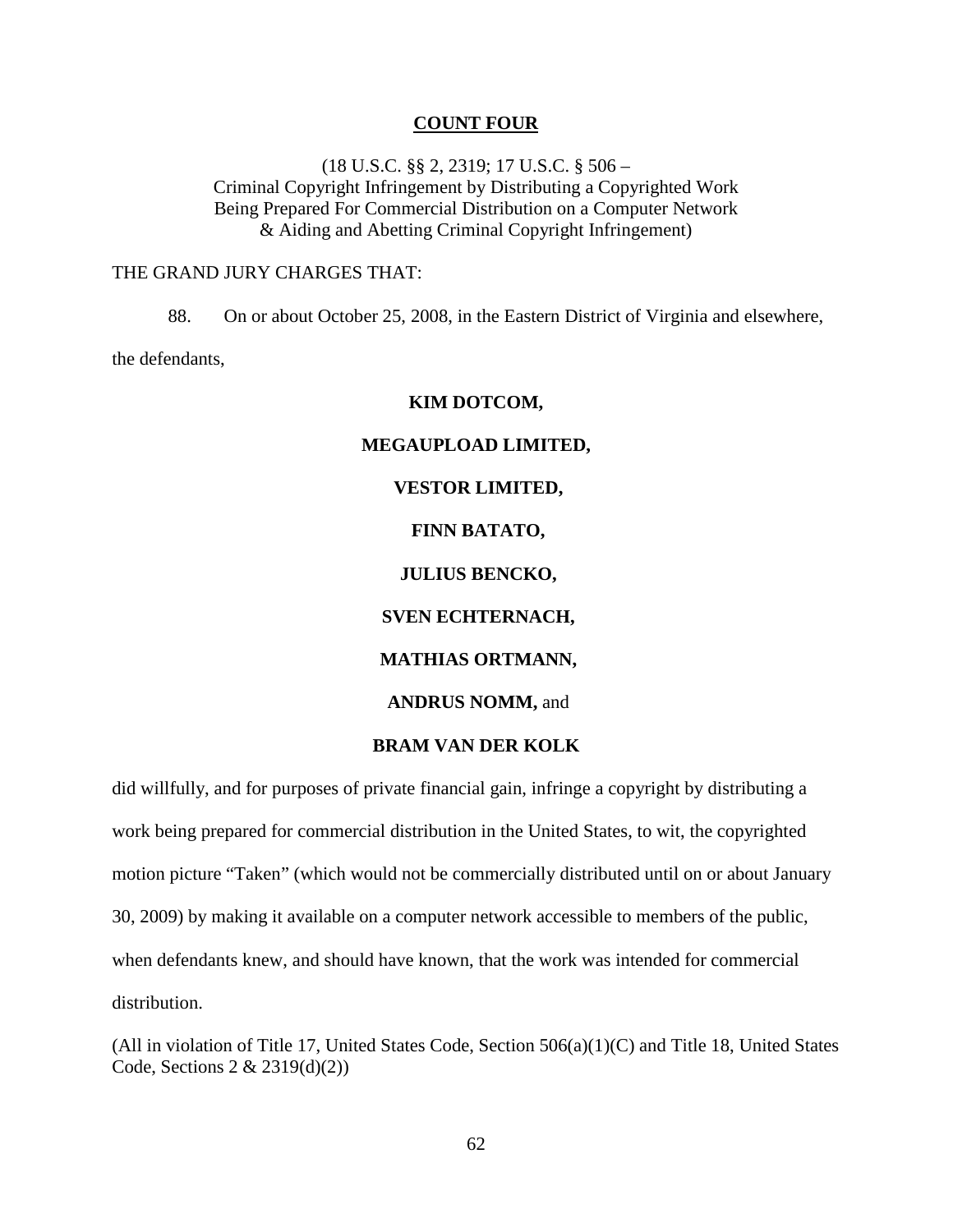**COUNT FOUR**

(18 U.S.C. §§ 2, 2319; 17 U.S.C. § 506 –
Criminal Copyright Infringement by Distributing a Copyrighted Work
Being Prepared For Commercial Distribution on a Computer Network
& Aiding and Abetting Criminal Copyright Infringement)

THE GRAND JURY CHARGES THAT:

88. On or about October 25, 2008, in the Eastern District of Virginia and elsewhere, the defendants,

**KIM DOTCOM,**

**MEGAUPLOAD LIMITED,**

**VESTOR LIMITED,**

**FINN BATATO,**

**JULIUS BENCKO,**

**SVEN ECHTERNACH,**

**MATHIAS ORTMANN,**

**ANDRUS NOMM,** and

**BRAM VAN DER KOLK**

did willfully, and for purposes of private financial gain, infringe a copyright by distributing a work being prepared for commercial distribution in the United States, to wit, the copyrighted motion picture "Taken" (which would not be commercially distributed until on or about January 30, 2009) by making it available on a computer network accessible to members of the public, when defendants knew, and should have known, that the work was intended for commercial distribution.

(All in violation of Title 17, United States Code, Section 506(a)(1)(C) and Title 18, United States Code, Sections 2 & 2319(d)(2))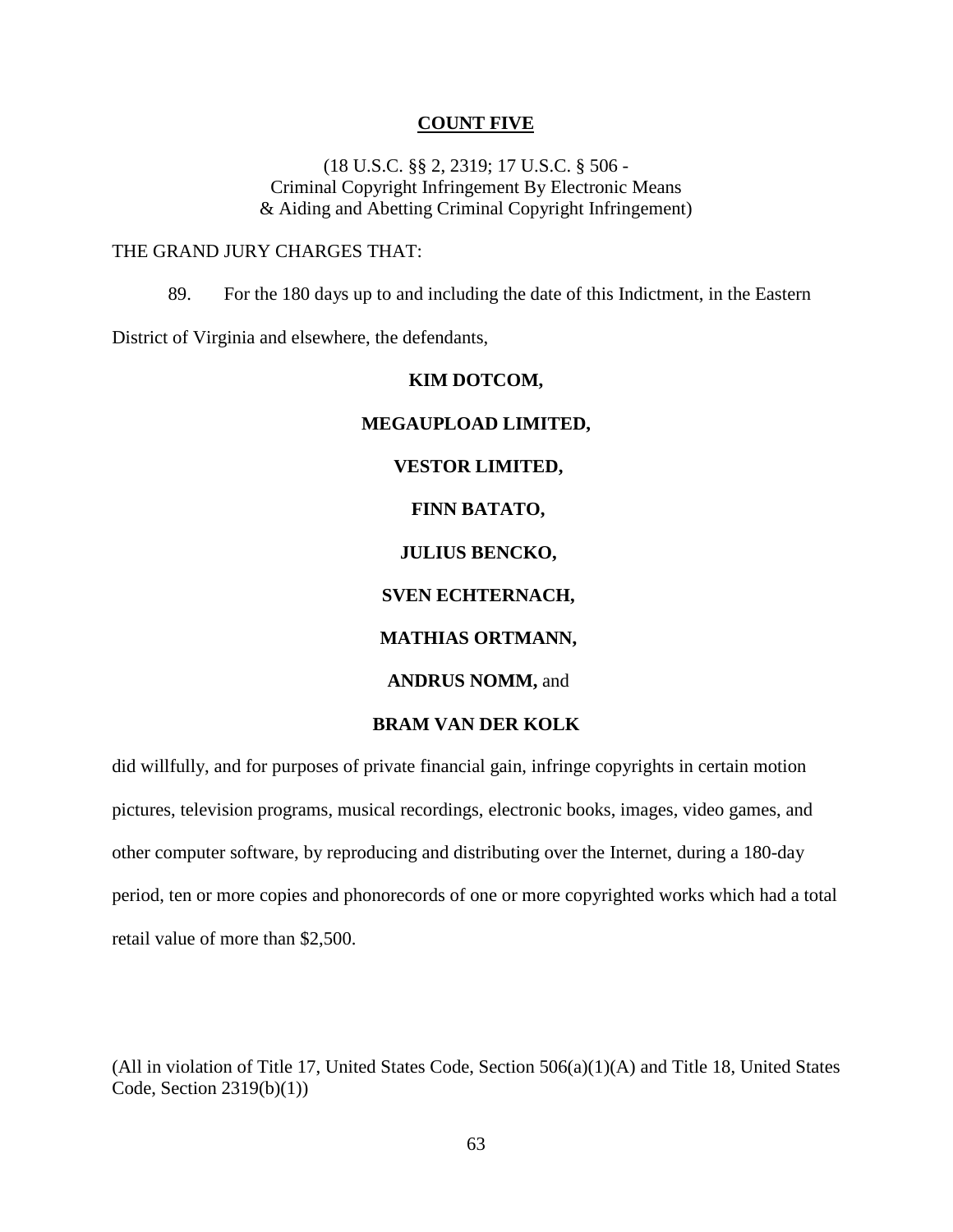## COUNT FIVE

(18 U.S.C. §§ 2, 2319; 17 U.S.C. § 506 -
Criminal Copyright Infringement By Electronic Means
& Aiding and Abetting Criminal Copyright Infringement)

THE GRAND JURY CHARGES THAT:

89. For the 180 days up to and including the date of this Indictment, in the Eastern District of Virginia and elsewhere, the defendants,

**KIM DOTCOM,**

**MEGAUPLOAD LIMITED,**

**VESTOR LIMITED,**

**FINN BATATO,**

**JULIUS BENCKO,**

**SVEN ECHTERNACH,**

**MATHIAS ORTMANN,**

**ANDRUS NOMM,** and

**BRAM VAN DER KOLK**

did willfully, and for purposes of private financial gain, infringe copyrights in certain motion pictures, television programs, musical recordings, electronic books, images, video games, and other computer software, by reproducing and distributing over the Internet, during a 180-day period, ten or more copies and phonorecords of one or more copyrighted works which had a total retail value of more than $2,500.

(All in violation of Title 17, United States Code, Section 506(a)(1)(A) and Title 18, United States Code, Section 2319(b)(1))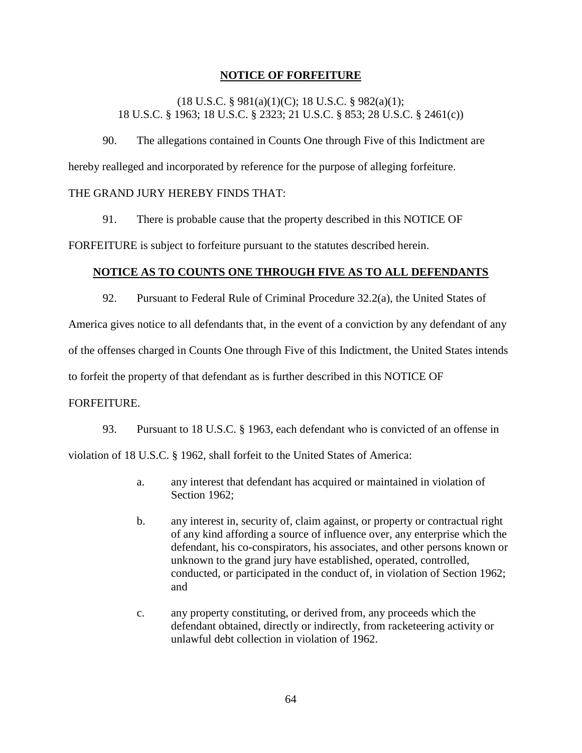## **NOTICE OF FORFEITURE**

(18 U.S.C. § 981(a)(1)(C); 18 U.S.C. § 982(a)(1);
18 U.S.C. § 1963; 18 U.S.C. § 2323; 21 U.S.C. § 853; 28 U.S.C. § 2461(c))

90. The allegations contained in Counts One through Five of this Indictment are hereby realleged and incorporated by reference for the purpose of alleging forfeiture.

THE GRAND JURY HEREBY FINDS THAT:

91. There is probable cause that the property described in this NOTICE OF FORFEITURE is subject to forfeiture pursuant to the statutes described herein.

### **NOTICE AS TO COUNTS ONE THROUGH FIVE AS TO ALL DEFENDANTS**

92. Pursuant to Federal Rule of Criminal Procedure 32.2(a), the United States of America gives notice to all defendants that, in the event of a conviction by any defendant of any of the offenses charged in Counts One through Five of this Indictment, the United States intends to forfeit the property of that defendant as is further described in this NOTICE OF FORFEITURE.

93. Pursuant to 18 U.S.C. § 1963, each defendant who is convicted of an offense in violation of 18 U.S.C. § 1962, shall forfeit to the United States of America:

a. any interest that defendant has acquired or maintained in violation of Section 1962;

b. any interest in, security of, claim against, or property or contractual right of any kind affording a source of influence over, any enterprise which the defendant, his co-conspirators, his associates, and other persons known or unknown to the grand jury have established, operated, controlled, conducted, or participated in the conduct of, in violation of Section 1962; and

c. any property constituting, or derived from, any proceeds which the defendant obtained, directly or indirectly, from racketeering activity or unlawful debt collection in violation of 1962.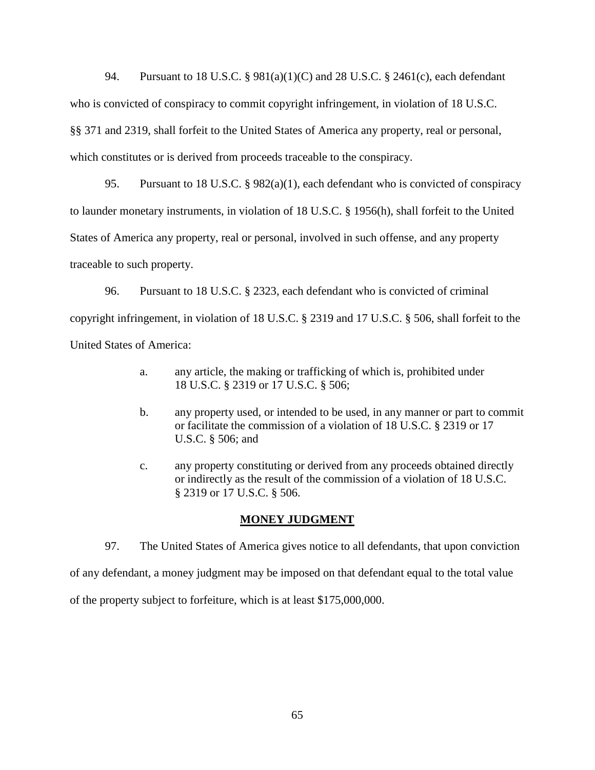94. Pursuant to 18 U.S.C. § 981(a)(1)(C) and 28 U.S.C. § 2461(c), each defendant who is convicted of conspiracy to commit copyright infringement, in violation of 18 U.S.C. §§ 371 and 2319, shall forfeit to the United States of America any property, real or personal, which constitutes or is derived from proceeds traceable to the conspiracy.

95. Pursuant to 18 U.S.C. § 982(a)(1), each defendant who is convicted of conspiracy to launder monetary instruments, in violation of 18 U.S.C. § 1956(h), shall forfeit to the United States of America any property, real or personal, involved in such offense, and any property traceable to such property.

96. Pursuant to 18 U.S.C. § 2323, each defendant who is convicted of criminal copyright infringement, in violation of 18 U.S.C. § 2319 and 17 U.S.C. § 506, shall forfeit to the United States of America:

> a. any article, the making or trafficking of which is, prohibited under 18 U.S.C. § 2319 or 17 U.S.C. § 506;
>
> b. any property used, or intended to be used, in any manner or part to commit or facilitate the commission of a violation of 18 U.S.C. § 2319 or 17 U.S.C. § 506; and
>
> c. any property constituting or derived from any proceeds obtained directly or indirectly as the result of the commission of a violation of 18 U.S.C. § 2319 or 17 U.S.C. § 506.

**MONEY JUDGMENT**

97. The United States of America gives notice to all defendants, that upon conviction of any defendant, a money judgment may be imposed on that defendant equal to the total value of the property subject to forfeiture, which is at least $175,000,000.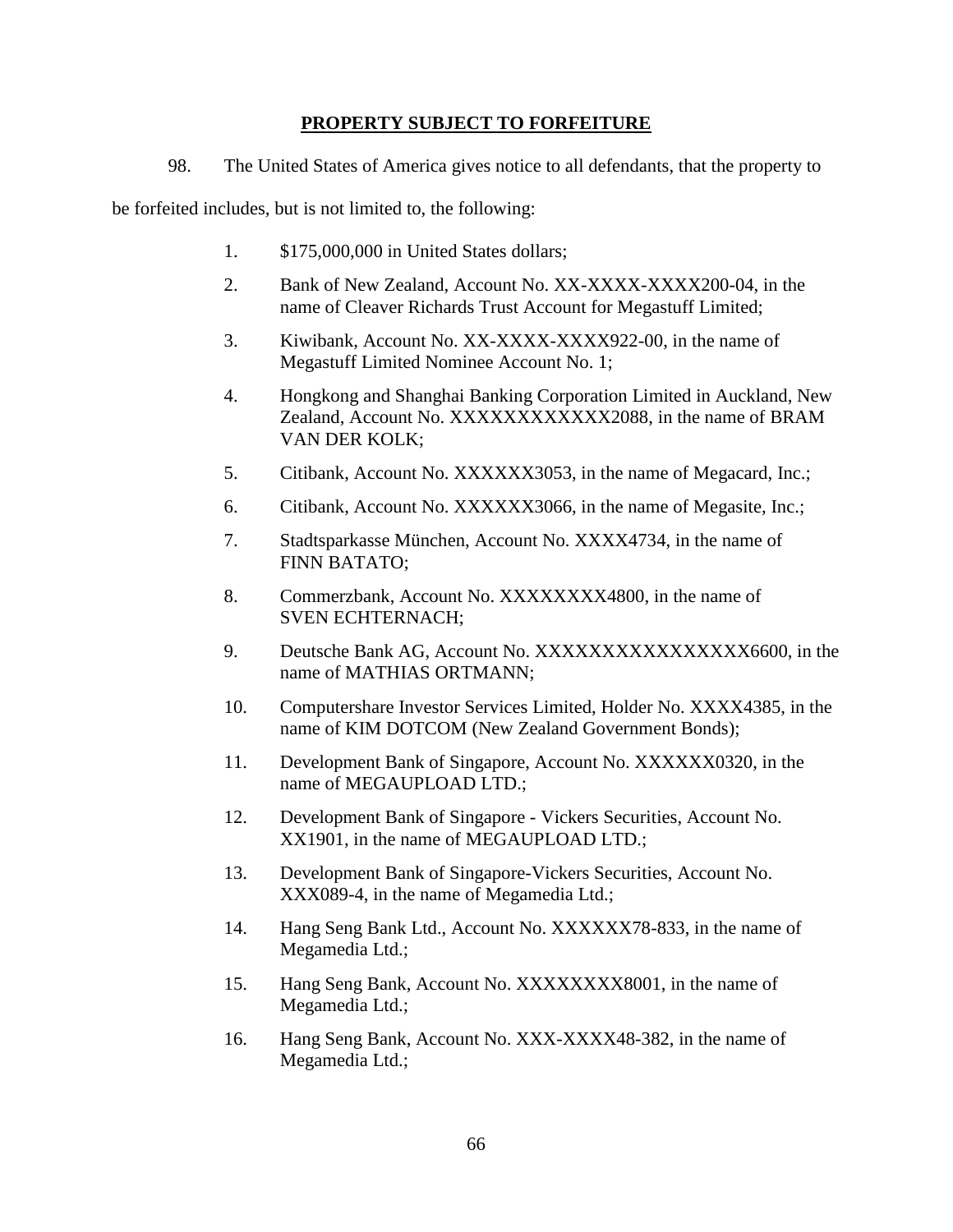## PROPERTY SUBJECT TO FORFEITURE

98. The United States of America gives notice to all defendants, that the property to be forfeited includes, but is not limited to, the following:

1. $175,000,000 in United States dollars;
2. Bank of New Zealand, Account No. XX-XXXX-XXXX200-04, in the name of Cleaver Richards Trust Account for Megastuff Limited;
3. Kiwibank, Account No. XX-XXXX-XXXX922-00, in the name of Megastuff Limited Nominee Account No. 1;
4. Hongkong and Shanghai Banking Corporation Limited in Auckland, New Zealand, Account No. XXXXXXXXXXXX2088, in the name of BRAM VAN DER KOLK;
5. Citibank, Account No. XXXXXX3053, in the name of Megacard, Inc.;
6. Citibank, Account No. XXXXXX3066, in the name of Megasite, Inc.;
7. Stadtsparkasse München, Account No. XXXX4734, in the name of FINN BATATO;
8. Commerzbank, Account No. XXXXXXXX4800, in the name of SVEN ECHTERNACH;
9. Deutsche Bank AG, Account No. XXXXXXXXXXXXXXXX6600, in the name of MATHIAS ORTMANN;
10. Computershare Investor Services Limited, Holder No. XXXX4385, in the name of KIM DOTCOM (New Zealand Government Bonds);
11. Development Bank of Singapore, Account No. XXXXXX0320, in the name of MEGAUPLOAD LTD.;
12. Development Bank of Singapore - Vickers Securities, Account No. XX1901, in the name of MEGAUPLOAD LTD.;
13. Development Bank of Singapore-Vickers Securities, Account No. XXX089-4, in the name of Megamedia Ltd.;
14. Hang Seng Bank Ltd., Account No. XXXXXX78-833, in the name of Megamedia Ltd.;
15. Hang Seng Bank, Account No. XXXXXXXX8001, in the name of Megamedia Ltd.;
16. Hang Seng Bank, Account No. XXX-XXXX48-382, in the name of Megamedia Ltd.;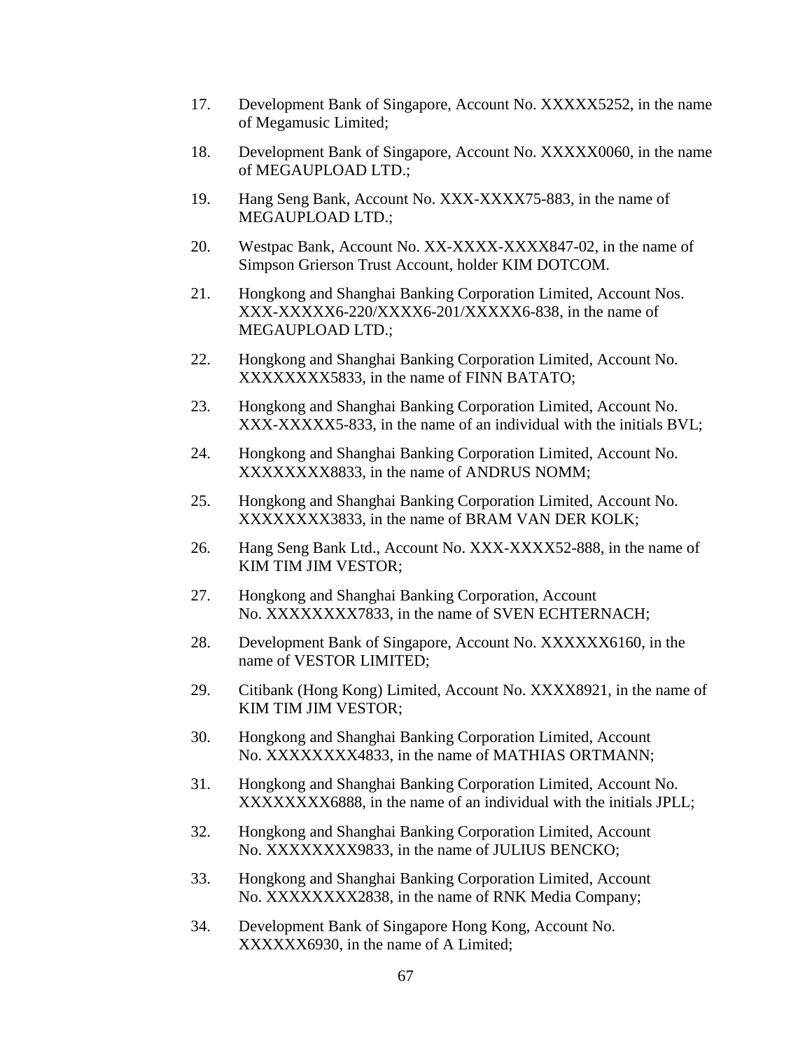17. Development Bank of Singapore, Account No. XXXXX5252, in the name of Megamusic Limited;

18. Development Bank of Singapore, Account No. XXXXX0060, in the name of MEGAUPLOAD LTD.;

19. Hang Seng Bank, Account No. XXX-XXXX75-883, in the name of MEGAUPLOAD LTD.;

20. Westpac Bank, Account No. XX-XXXX-XXXX847-02, in the name of Simpson Grierson Trust Account, holder KIM DOTCOM.

21. Hongkong and Shanghai Banking Corporation Limited, Account Nos. XXX-XXXXX6-220/XXXX6-201/XXXXX6-838, in the name of MEGAUPLOAD LTD.;

22. Hongkong and Shanghai Banking Corporation Limited, Account No. XXXXXXXX5833, in the name of FINN BATATO;

23. Hongkong and Shanghai Banking Corporation Limited, Account No. XXX-XXXXX5-833, in the name of an individual with the initials BVL;

24. Hongkong and Shanghai Banking Corporation Limited, Account No. XXXXXXXX8833, in the name of ANDRUS NOMM;

25. Hongkong and Shanghai Banking Corporation Limited, Account No. XXXXXXXX3833, in the name of BRAM VAN DER KOLK;

26. Hang Seng Bank Ltd., Account No. XXX-XXXX52-888, in the name of KIM TIM JIM VESTOR;

27. Hongkong and Shanghai Banking Corporation, Account No. XXXXXXXX7833, in the name of SVEN ECHTERNACH;

28. Development Bank of Singapore, Account No. XXXXXX6160, in the name of VESTOR LIMITED;

29. Citibank (Hong Kong) Limited, Account No. XXXX8921, in the name of KIM TIM JIM VESTOR;

30. Hongkong and Shanghai Banking Corporation Limited, Account No. XXXXXXXX4833, in the name of MATHIAS ORTMANN;

31. Hongkong and Shanghai Banking Corporation Limited, Account No. XXXXXXXX6888, in the name of an individual with the initials JPLL;

32. Hongkong and Shanghai Banking Corporation Limited, Account No. XXXXXXXX9833, in the name of JULIUS BENCKO;

33. Hongkong and Shanghai Banking Corporation Limited, Account No. XXXXXXXX2838, in the name of RNK Media Company;

34. Development Bank of Singapore Hong Kong, Account No. XXXXXX6930, in the name of A Limited;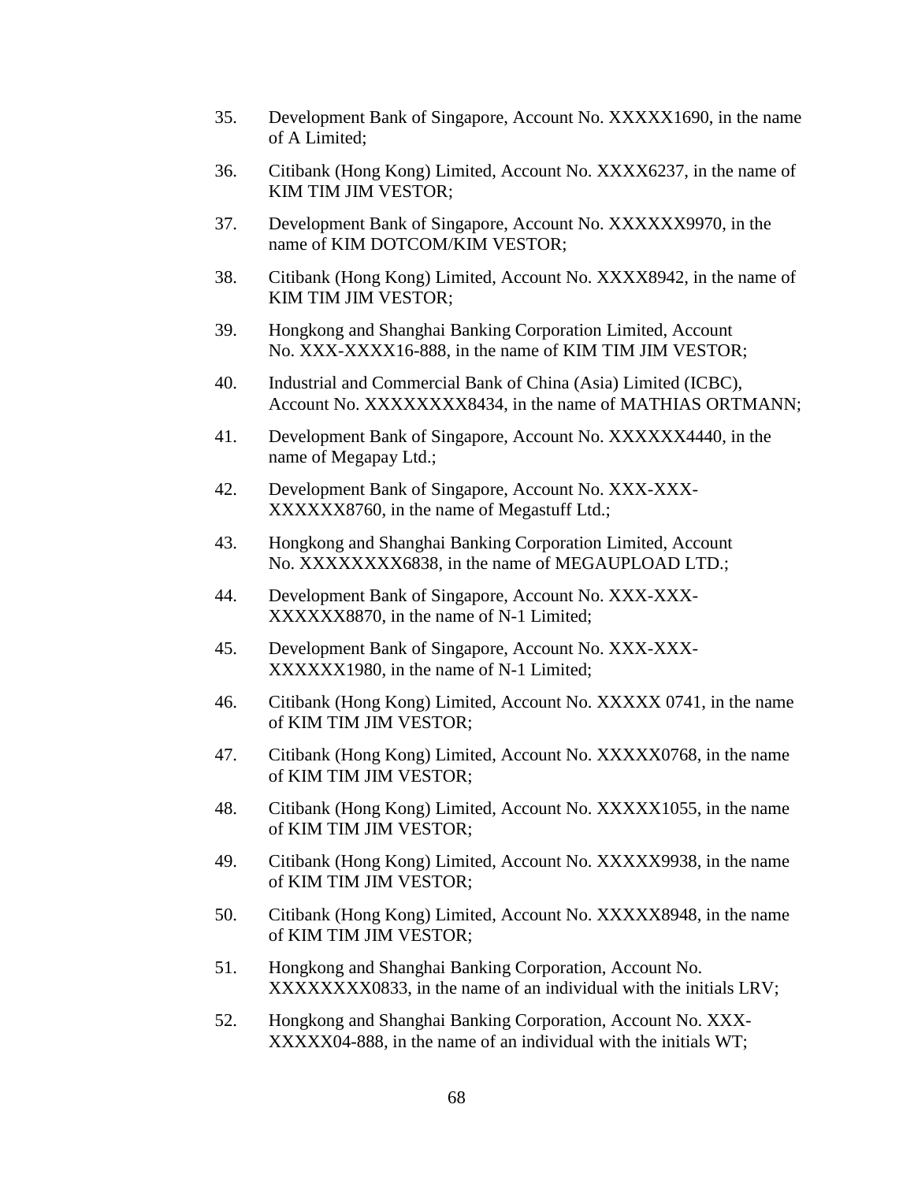35. Development Bank of Singapore, Account No. XXXXX1690, in the name of A Limited;

36. Citibank (Hong Kong) Limited, Account No. XXXX6237, in the name of KIM TIM JIM VESTOR;

37. Development Bank of Singapore, Account No. XXXXXX9970, in the name of KIM DOTCOM/KIM VESTOR;

38. Citibank (Hong Kong) Limited, Account No. XXXX8942, in the name of KIM TIM JIM VESTOR;

39. Hongkong and Shanghai Banking Corporation Limited, Account No. XXX-XXXX16-888, in the name of KIM TIM JIM VESTOR;

40. Industrial and Commercial Bank of China (Asia) Limited (ICBC), Account No. XXXXXXXX8434, in the name of MATHIAS ORTMANN;

41. Development Bank of Singapore, Account No. XXXXXX4440, in the name of Megapay Ltd.;

42. Development Bank of Singapore, Account No. XXX-XXX-XXXXXX8760, in the name of Megastuff Ltd.;

43. Hongkong and Shanghai Banking Corporation Limited, Account No. XXXXXXXX6838, in the name of MEGAUPLOAD LTD.;

44. Development Bank of Singapore, Account No. XXX-XXX-XXXXXX8870, in the name of N-1 Limited;

45. Development Bank of Singapore, Account No. XXX-XXX-XXXXXX1980, in the name of N-1 Limited;

46. Citibank (Hong Kong) Limited, Account No. XXXXX 0741, in the name of KIM TIM JIM VESTOR;

47. Citibank (Hong Kong) Limited, Account No. XXXXX0768, in the name of KIM TIM JIM VESTOR;

48. Citibank (Hong Kong) Limited, Account No. XXXXX1055, in the name of KIM TIM JIM VESTOR;

49. Citibank (Hong Kong) Limited, Account No. XXXXX9938, in the name of KIM TIM JIM VESTOR;

50. Citibank (Hong Kong) Limited, Account No. XXXXX8948, in the name of KIM TIM JIM VESTOR;

51. Hongkong and Shanghai Banking Corporation, Account No. XXXXXXXX0833, in the name of an individual with the initials LRV;

52. Hongkong and Shanghai Banking Corporation, Account No. XXX-XXXXX04-888, in the name of an individual with the initials WT;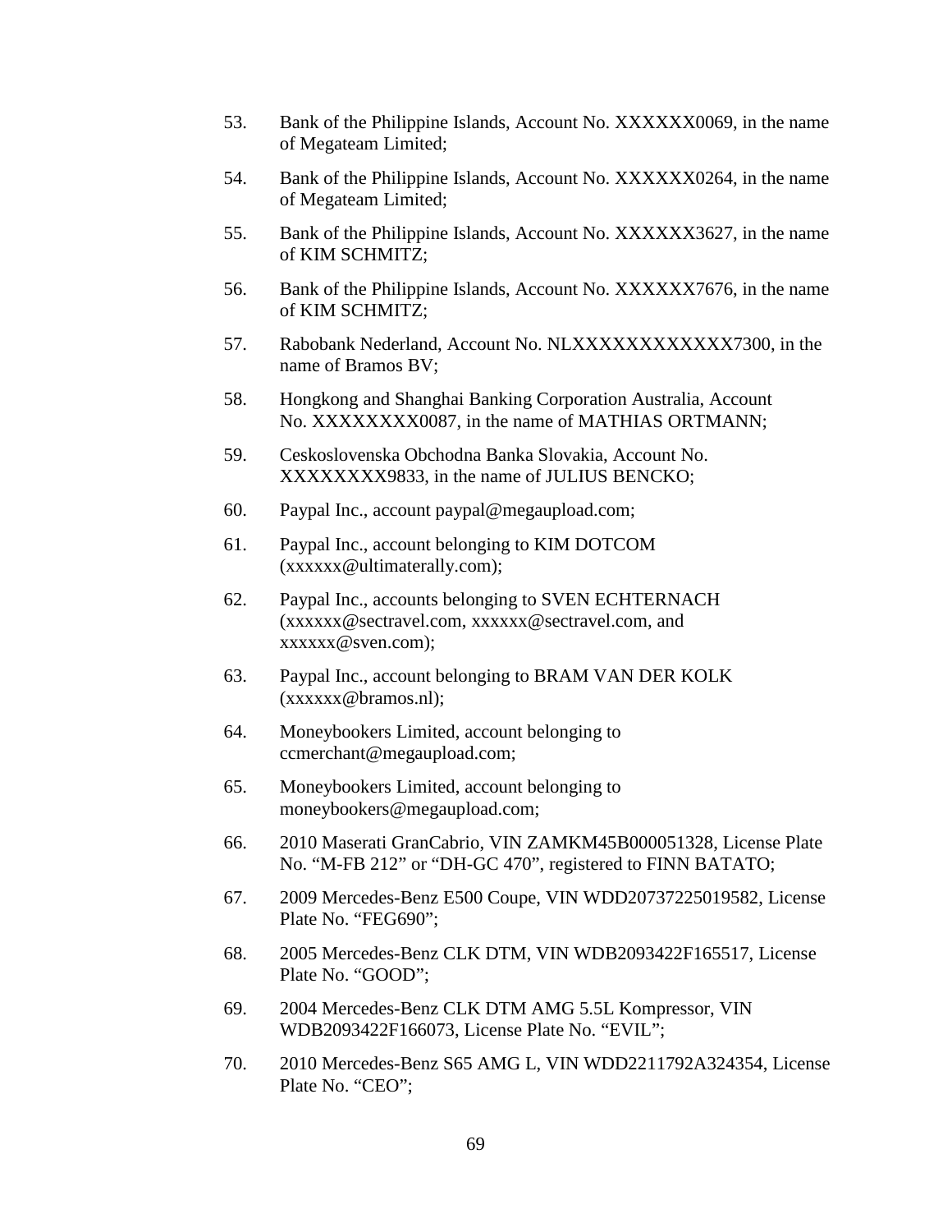53. Bank of the Philippine Islands, Account No. XXXXXX0069, in the name of Megateam Limited;

54. Bank of the Philippine Islands, Account No. XXXXXX0264, in the name of Megateam Limited;

55. Bank of the Philippine Islands, Account No. XXXXXX3627, in the name of KIM SCHMITZ;

56. Bank of the Philippine Islands, Account No. XXXXXX7676, in the name of KIM SCHMITZ;

57. Rabobank Nederland, Account No. NLXXXXXXXXXXXX7300, in the name of Bramos BV;

58. Hongkong and Shanghai Banking Corporation Australia, Account No. XXXXXXXX0087, in the name of MATHIAS ORTMANN;

59. Ceskoslovenska Obchodna Banka Slovakia, Account No. XXXXXXXX9833, in the name of JULIUS BENCKO;

60. Paypal Inc., account paypal@megaupload.com;

61. Paypal Inc., account belonging to KIM DOTCOM (xxxxxx@ultimaterally.com);

62. Paypal Inc., accounts belonging to SVEN ECHTERNACH (xxxxxx@sectravel.com, xxxxxx@sectravel.com, and xxxxxx@sven.com);

63. Paypal Inc., account belonging to BRAM VAN DER KOLK (xxxxxx@bramos.nl);

64. Moneybookers Limited, account belonging to ccmerchant@megaupload.com;

65. Moneybookers Limited, account belonging to moneybookers@megaupload.com;

66. 2010 Maserati GranCabrio, VIN ZAMKM45B000051328, License Plate No. "M-FB 212" or "DH-GC 470", registered to FINN BATATO;

67. 2009 Mercedes-Benz E500 Coupe, VIN WDD20737225019582, License Plate No. "FEG690";

68. 2005 Mercedes-Benz CLK DTM, VIN WDB2093422F165517, License Plate No. "GOOD";

69. 2004 Mercedes-Benz CLK DTM AMG 5.5L Kompressor, VIN WDB2093422F166073, License Plate No. "EVIL";

70. 2010 Mercedes-Benz S65 AMG L, VIN WDD2211792A324354, License Plate No. "CEO";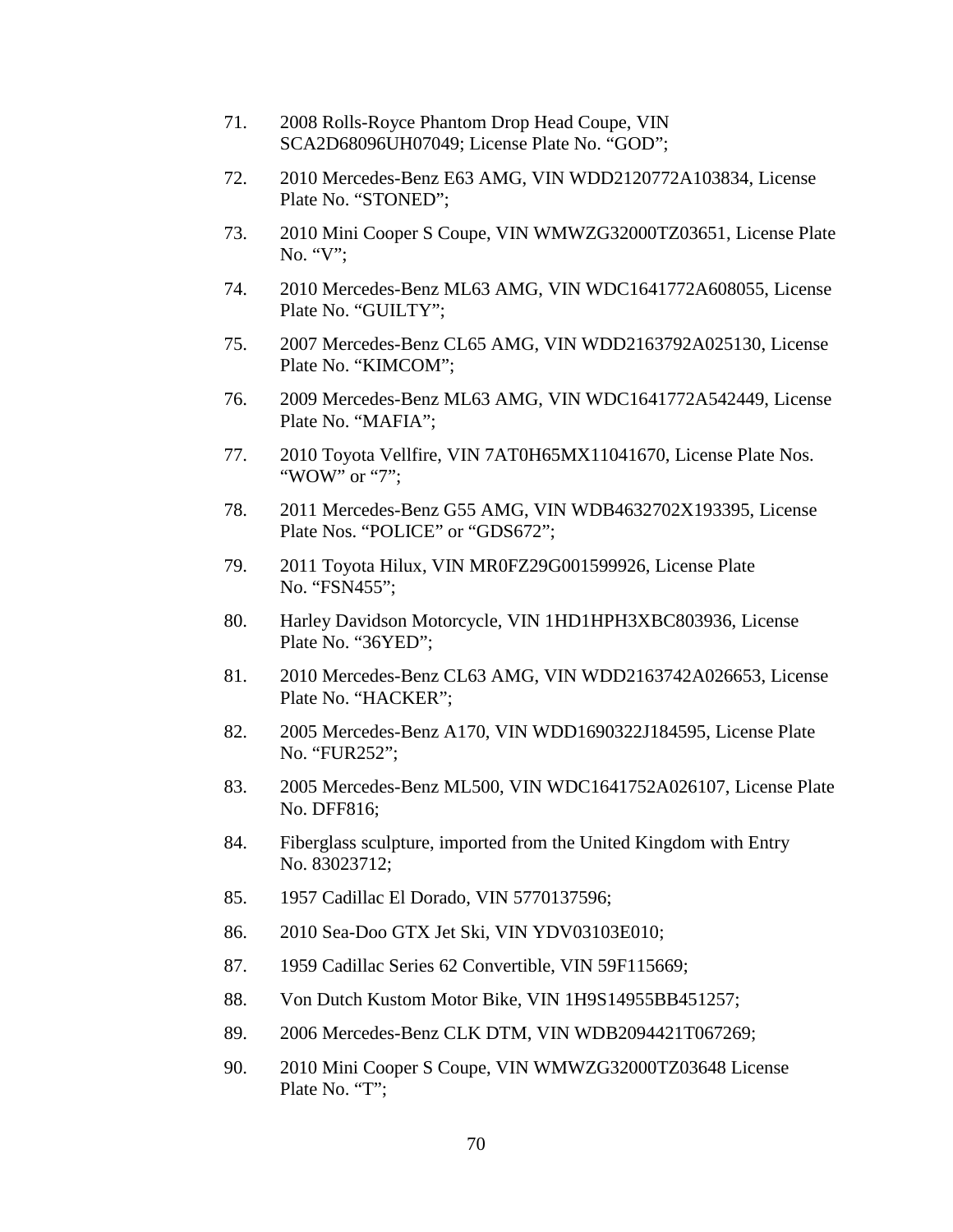71. 2008 Rolls-Royce Phantom Drop Head Coupe, VIN SCA2D68096UH07049; License Plate No. "GOD";

72. 2010 Mercedes-Benz E63 AMG, VIN WDD2120772A103834, License Plate No. "STONED";

73. 2010 Mini Cooper S Coupe, VIN WMWZG32000TZ03651, License Plate No. "V";

74. 2010 Mercedes-Benz ML63 AMG, VIN WDC1641772A608055, License Plate No. "GUILTY";

75. 2007 Mercedes-Benz CL65 AMG, VIN WDD2163792A025130, License Plate No. "KIMCOM";

76. 2009 Mercedes-Benz ML63 AMG, VIN WDC1641772A542449, License Plate No. "MAFIA";

77. 2010 Toyota Vellfire, VIN 7AT0H65MX11041670, License Plate Nos. "WOW" or "7";

78. 2011 Mercedes-Benz G55 AMG, VIN WDB4632702X193395, License Plate Nos. "POLICE" or "GDS672";

79. 2011 Toyota Hilux, VIN MR0FZ29G001599926, License Plate No. "FSN455";

80. Harley Davidson Motorcycle, VIN 1HD1HPH3XBC803936, License Plate No. "36YED";

81. 2010 Mercedes-Benz CL63 AMG, VIN WDD2163742A026653, License Plate No. "HACKER";

82. 2005 Mercedes-Benz A170, VIN WDD1690322J184595, License Plate No. "FUR252";

83. 2005 Mercedes-Benz ML500, VIN WDC1641752A026107, License Plate No. DFF816;

84. Fiberglass sculpture, imported from the United Kingdom with Entry No. 83023712;

85. 1957 Cadillac El Dorado, VIN 5770137596;

86. 2010 Sea-Doo GTX Jet Ski, VIN YDV03103E010;

87. 1959 Cadillac Series 62 Convertible, VIN 59F115669;

88. Von Dutch Kustom Motor Bike, VIN 1H9S14955BB451257;

89. 2006 Mercedes-Benz CLK DTM, VIN WDB2094421T067269;

90. 2010 Mini Cooper S Coupe, VIN WMWZG32000TZ03648 License Plate No. "T";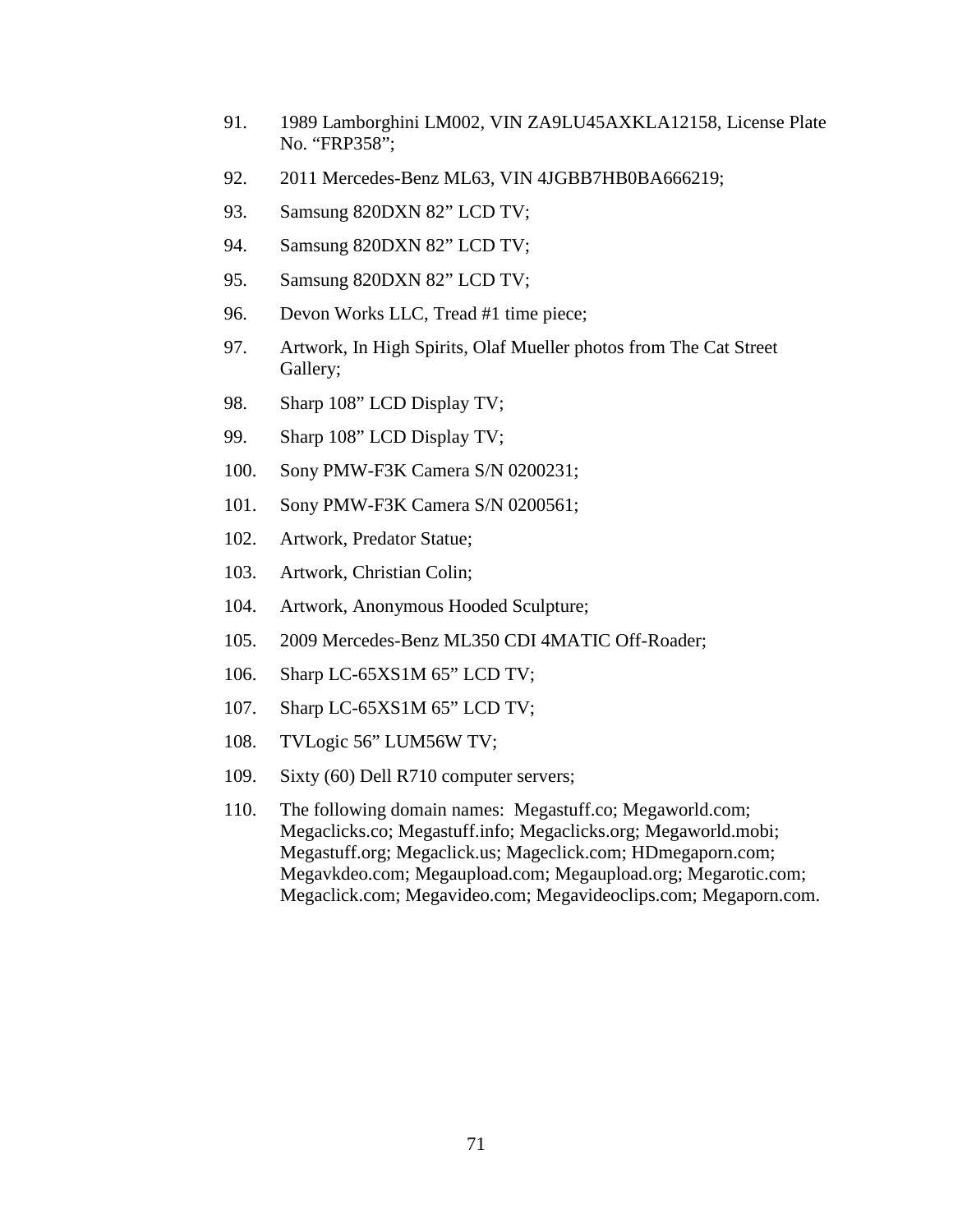91. 1989 Lamborghini LM002, VIN ZA9LU45AXKLA12158, License Plate No. "FRP358";

92. 2011 Mercedes-Benz ML63, VIN 4JGBB7HB0BA666219;

93. Samsung 820DXN 82" LCD TV;

94. Samsung 820DXN 82" LCD TV;

95. Samsung 820DXN 82" LCD TV;

96. Devon Works LLC, Tread #1 time piece;

97. Artwork, In High Spirits, Olaf Mueller photos from The Cat Street Gallery;

98. Sharp 108" LCD Display TV;

99. Sharp 108" LCD Display TV;

100. Sony PMW-F3K Camera S/N 0200231;

101. Sony PMW-F3K Camera S/N 0200561;

102. Artwork, Predator Statue;

103. Artwork, Christian Colin;

104. Artwork, Anonymous Hooded Sculpture;

105. 2009 Mercedes-Benz ML350 CDI 4MATIC Off-Roader;

106. Sharp LC-65XS1M 65" LCD TV;

107. Sharp LC-65XS1M 65" LCD TV;

108. TVLogic 56" LUM56W TV;

109. Sixty (60) Dell R710 computer servers;

110. The following domain names: Megastuff.co; Megaworld.com; Megaclicks.co; Megastuff.info; Megaclicks.org; Megaworld.mobi; Megastuff.org; Megaclick.us; Mageclick.com; HDmegaporn.com; Megavkdeo.com; Megaupload.com; Megaupload.org; Megarotic.com; Megaclick.com; Megavideo.com; Megavideoclips.com; Megaporn.com.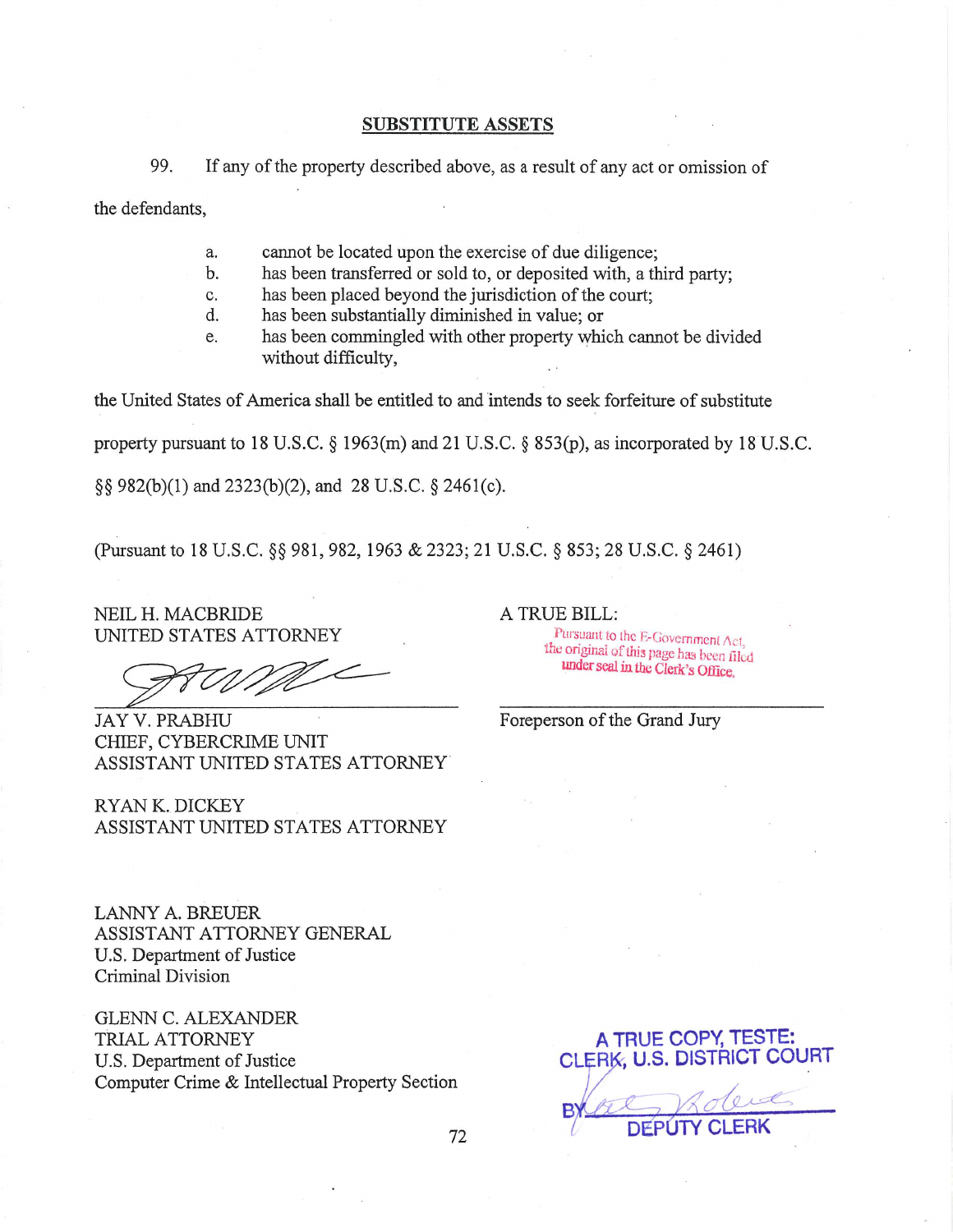## SUBSTITUTE ASSETS

99. If any of the property described above, as a result of any act or omission of the defendants,

a. cannot be located upon the exercise of due diligence;
b. has been transferred or sold to, or deposited with, a third party;
c. has been placed beyond the jurisdiction of the court;
d. has been substantially diminished in value; or
e. has been commingled with other property which cannot be divided without difficulty,

the United States of America shall be entitled to and intends to seek forfeiture of substitute property pursuant to 18 U.S.C. § 1963(m) and 21 U.S.C. § 853(p), as incorporated by 18 U.S.C. §§ 982(b)(1) and 2323(b)(2), and 28 U.S.C. § 2461(c).

(Pursuant to 18 U.S.C. §§ 981, 982, 1963 & 2323; 21 U.S.C. § 853; 28 U.S.C. § 2461)

NEIL H. MACBRIDE
UNITED STATES ATTORNEY

JAY V. PRABHU
CHIEF, CYBERCRIME UNIT
ASSISTANT UNITED STATES ATTORNEY

RYAN K. DICKEY
ASSISTANT UNITED STATES ATTORNEY

LANNY A. BREUER
ASSISTANT ATTORNEY GENERAL
U.S. Department of Justice
Criminal Division

GLENN C. ALEXANDER
TRIAL ATTORNEY
U.S. Department of Justice
Computer Crime & Intellectual Property Section

A TRUE BILL:

Pursuant to the E-Government Act, the original of this page has been filed under seal in the Clerk's Office.

Foreperson of the Grand Jury

A TRUE COPY, TESTE:
CLERK, U.S. DISTRICT COURT

BY
DEPUTY CLERK